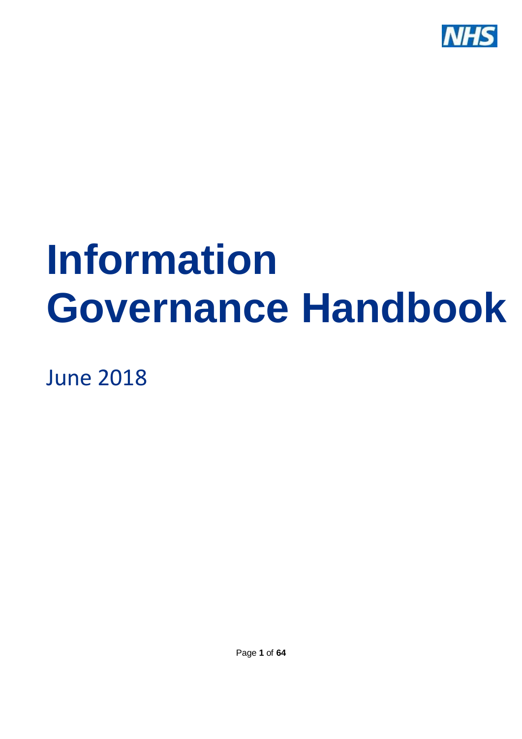NHS

# Information Governance Handbook

June 2018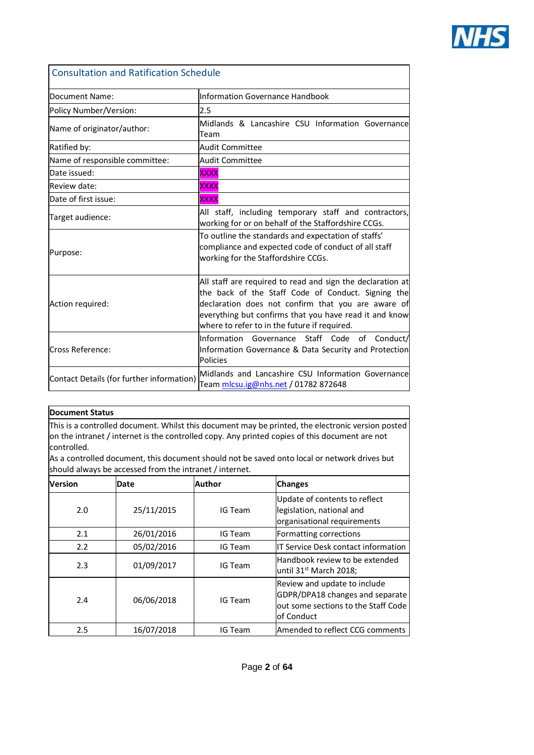## Consultation and Ratification Schedule

| | |
|---|---|
| Document Name: | Information Governance Handbook |
| Policy Number/Version: | 2.5 |
| Name of originator/author: | Midlands & Lancashire CSU Information Governance Team |
| Ratified by: | Audit Committee |
| Name of responsible committee: | Audit Committee |
| Date issued: | XXXX |
| Review date: | XXXX |
| Date of first issue: | XXXX |
| Target audience: | All staff, including temporary staff and contractors, working for or on behalf of the Staffordshire CCGs. |
| Purpose: | To outline the standards and expectation of staffs' compliance and expected code of conduct of all staff working for the Staffordshire CCGs. |
| Action required: | All staff are required to read and sign the declaration at the back of the Staff Code of Conduct. Signing the declaration does not confirm that you are aware of everything but confirms that you have read it and know where to refer to in the future if required. |
| Cross Reference: | Information Governance Staff Code of Conduct/ Information Governance & Data Security and Protection Policies |
| Contact Details (for further information) | Midlands and Lancashire CSU Information Governance Team mlcsu.ig@nhs.net / 01782 872648 |

**Document Status**

This is a controlled document. Whilst this document may be printed, the electronic version posted on the intranet / internet is the controlled copy. Any printed copies of this document are not controlled.

As a controlled document, this document should not be saved onto local or network drives but should always be accessed from the intranet / internet.

| Version | Date | Author | Changes |
|---|---|---|---|
| 2.0 | 25/11/2015 | IG Team | Update of contents to reflect legislation, national and organisational requirements |
| 2.1 | 26/01/2016 | IG Team | Formatting corrections |
| 2.2 | 05/02/2016 | IG Team | IT Service Desk contact information |
| 2.3 | 01/09/2017 | IG Team | Handbook review to be extended until 31st March 2018; |
| 2.4 | 06/06/2018 | IG Team | Review and update to include GDPR/DPA18 changes and separate out some sections to the Staff Code of Conduct |
| 2.5 | 16/07/2018 | IG Team | Amended to reflect CCG comments |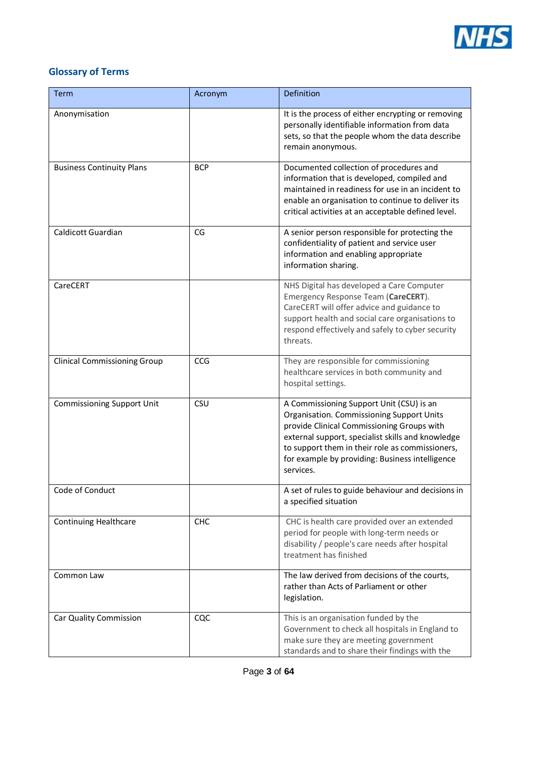## Glossary of Terms

| Term | Acronym | Definition |
|---|---|---|
| Anonymisation | | It is the process of either encrypting or removing personally identifiable information from data sets, so that the people whom the data describe remain anonymous. |
| Business Continuity Plans | BCP | Documented collection of procedures and information that is developed, compiled and maintained in readiness for use in an incident to enable an organisation to continue to deliver its critical activities at an acceptable defined level. |
| Caldicott Guardian | CG | A senior person responsible for protecting the confidentiality of patient and service user information and enabling appropriate information sharing. |
| CareCERT | | NHS Digital has developed a Care Computer Emergency Response Team (**CareCERT**). CareCERT will offer advice and guidance to support health and social care organisations to respond effectively and safely to cyber security threats. |
| Clinical Commissioning Group | CCG | They are responsible for commissioning healthcare services in both community and hospital settings. |
| Commissioning Support Unit | CSU | A Commissioning Support Unit (CSU) is an Organisation. Commissioning Support Units provide Clinical Commissioning Groups with external support, specialist skills and knowledge to support them in their role as commissioners, for example by providing: Business intelligence services. |
| Code of Conduct | | A set of rules to guide behaviour and decisions in a specified situation |
| Continuing Healthcare | CHC | CHC is health care provided over an extended period for people with long-term needs or disability / people's care needs after hospital treatment has finished |
| Common Law | | The law derived from decisions of the courts, rather than Acts of Parliament or other legislation. |
| Car Quality Commission | CQC | This is an organisation funded by the Government to check all hospitals in England to make sure they are meeting government standards and to share their findings with the |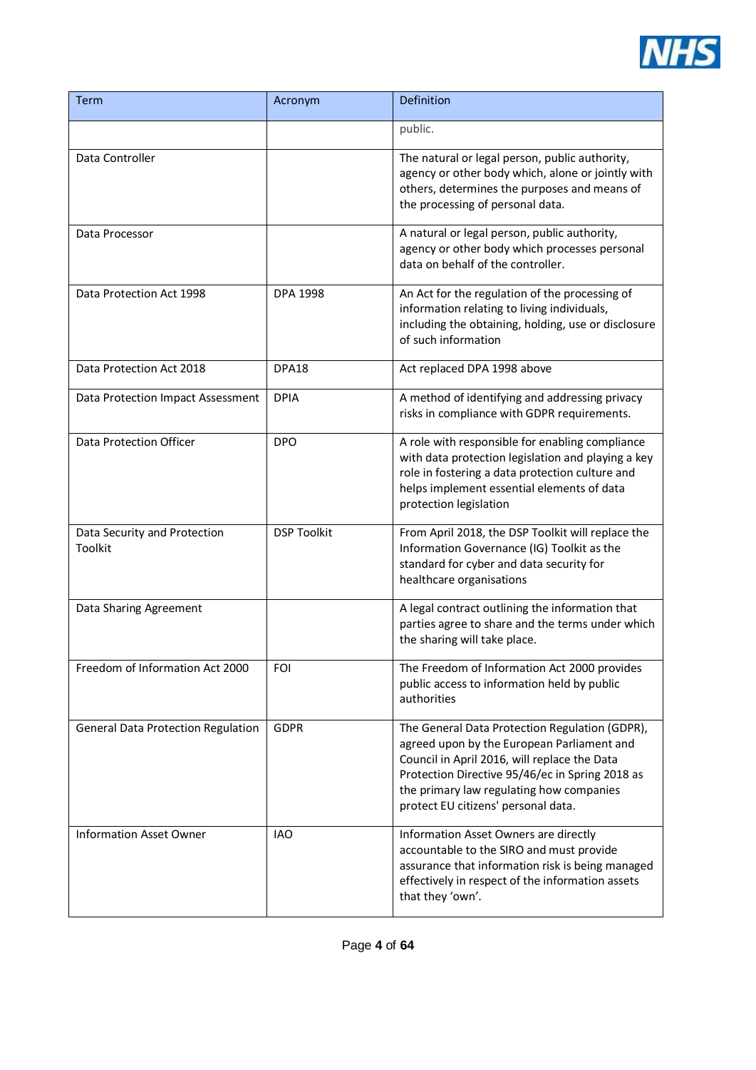| Term | Acronym | Definition |
| --- | --- | --- |
| | | public. |
| Data Controller | | The natural or legal person, public authority, agency or other body which, alone or jointly with others, determines the purposes and means of the processing of personal data. |
| Data Processor | | A natural or legal person, public authority, agency or other body which processes personal data on behalf of the controller. |
| Data Protection Act 1998 | DPA 1998 | An Act for the regulation of the processing of information relating to living individuals, including the obtaining, holding, use or disclosure of such information |
| Data Protection Act 2018 | DPA18 | Act replaced DPA 1998 above |
| Data Protection Impact Assessment | DPIA | A method of identifying and addressing privacy risks in compliance with GDPR requirements. |
| Data Protection Officer | DPO | A role with responsible for enabling compliance with data protection legislation and playing a key role in fostering a data protection culture and helps implement essential elements of data protection legislation |
| Data Security and Protection Toolkit | DSP Toolkit | From April 2018, the DSP Toolkit will replace the Information Governance (IG) Toolkit as the standard for cyber and data security for healthcare organisations |
| Data Sharing Agreement | | A legal contract outlining the information that parties agree to share and the terms under which the sharing will take place. |
| Freedom of Information Act 2000 | FOI | The Freedom of Information Act 2000 provides public access to information held by public authorities |
| General Data Protection Regulation | GDPR | The General Data Protection Regulation (GDPR), agreed upon by the European Parliament and Council in April 2016, will replace the Data Protection Directive 95/46/ec in Spring 2018 as the primary law regulating how companies protect EU citizens' personal data. |
| Information Asset Owner | IAO | Information Asset Owners are directly accountable to the SIRO and must provide assurance that information risk is being managed effectively in respect of the information assets that they 'own'. |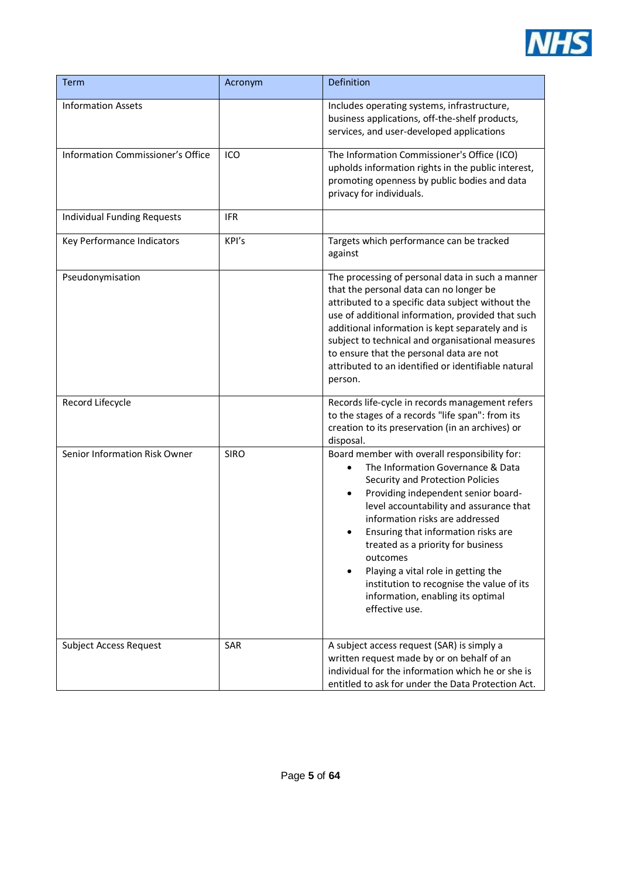| Term | Acronym | Definition |
|---|---|---|
| Information Assets | | Includes operating systems, infrastructure, business applications, off-the-shelf products, services, and user-developed applications |
| Information Commissioner's Office | ICO | The Information Commissioner's Office (ICO) upholds information rights in the public interest, promoting openness by public bodies and data privacy for individuals. |
| Individual Funding Requests | IFR | |
| Key Performance Indicators | KPI's | Targets which performance can be tracked against |
| Pseudonymisation | | The processing of personal data in such a manner that the personal data can no longer be attributed to a specific data subject without the use of additional information, provided that such additional information is kept separately and is subject to technical and organisational measures to ensure that the personal data are not attributed to an identified or identifiable natural person. |
| Record Lifecycle | | Records life-cycle in records management refers to the stages of a records "life span": from its creation to its preservation (in an archives) or disposal. |
| Senior Information Risk Owner | SIRO | Board member with overall responsibility for:<br>• The Information Governance & Data Security and Protection Policies<br>• Providing independent senior board-level accountability and assurance that information risks are addressed<br>• Ensuring that information risks are treated as a priority for business outcomes<br>• Playing a vital role in getting the institution to recognise the value of its information, enabling its optimal effective use. |
| Subject Access Request | SAR | A subject access request (SAR) is simply a written request made by or on behalf of an individual for the information which he or she is entitled to ask for under the Data Protection Act. |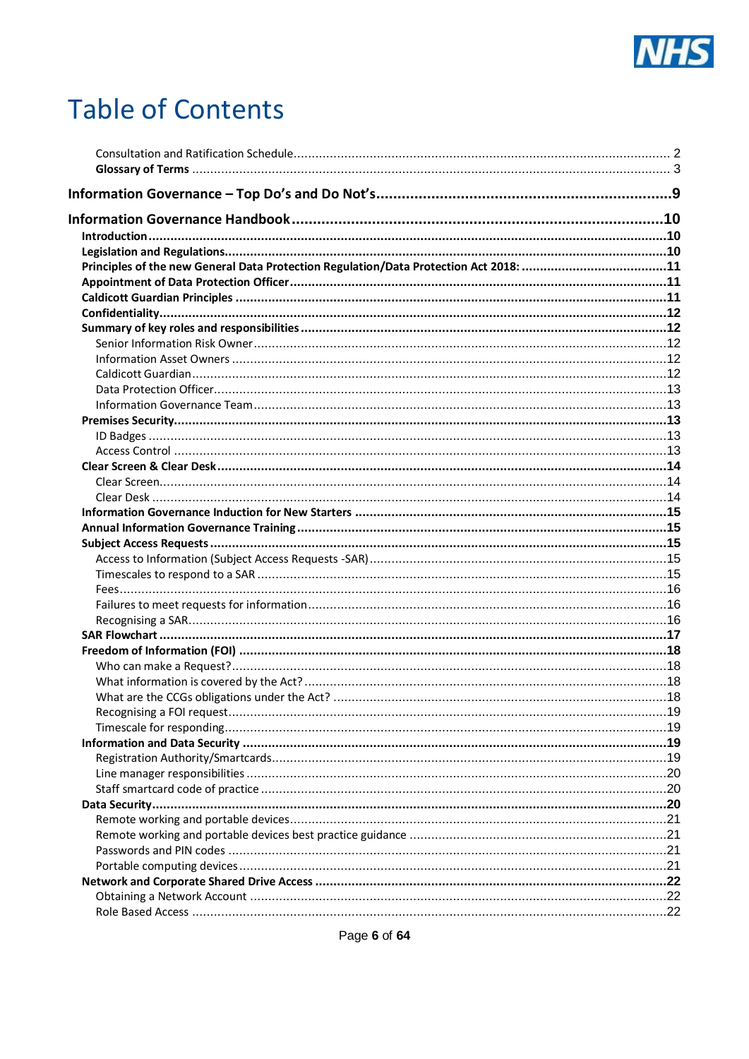# Table of Contents

Consultation and Ratification Schedule ........................................................ 2
**Glossary of Terms** ........................................................ 3

**Information Governance – Top Do's and Do Not's ........................................................ 9**

**Information Governance Handbook ........................................................ 10**

**Introduction ........................................................ 10**
**Legislation and Regulations ........................................................ 10**
**Principles of the new General Data Protection Regulation/Data Protection Act 2018: ........................................................ 11**
**Appointment of Data Protection Officer ........................................................ 11**
**Caldicott Guardian Principles ........................................................ 11**
**Confidentiality ........................................................ 12**
**Summary of key roles and responsibilities ........................................................ 12**
Senior Information Risk Owner ........................................................ 12
Information Asset Owners ........................................................ 12
Caldicott Guardian ........................................................ 12
Data Protection Officer ........................................................ 13
Information Governance Team ........................................................ 13
**Premises Security ........................................................ 13**
ID Badges ........................................................ 13
Access Control ........................................................ 13
**Clear Screen & Clear Desk ........................................................ 14**
Clear Screen ........................................................ 14
Clear Desk ........................................................ 14
**Information Governance Induction for New Starters ........................................................ 15**
**Annual Information Governance Training ........................................................ 15**
**Subject Access Requests ........................................................ 15**
Access to Information (Subject Access Requests -SAR) ........................................................ 15
Timescales to respond to a SAR ........................................................ 15
Fees ........................................................ 16
Failures to meet requests for information ........................................................ 16
Recognising a SAR ........................................................ 16
**SAR Flowchart ........................................................ 17**
**Freedom of Information (FOI) ........................................................ 18**
Who can make a Request? ........................................................ 18
What information is covered by the Act? ........................................................ 18
What are the CCGs obligations under the Act? ........................................................ 18
Recognising a FOI request ........................................................ 19
Timescale for responding ........................................................ 19
**Information and Data Security ........................................................ 19**
Registration Authority/Smartcards ........................................................ 19
Line manager responsibilities ........................................................ 20
Staff smartcard code of practice ........................................................ 20
**Data Security ........................................................ 20**
Remote working and portable devices ........................................................ 21
Remote working and portable devices best practice guidance ........................................................ 21
Passwords and PIN codes ........................................................ 21
Portable computing devices ........................................................ 21
**Network and Corporate Shared Drive Access ........................................................ 22**
Obtaining a Network Account ........................................................ 22
Role Based Access ........................................................ 22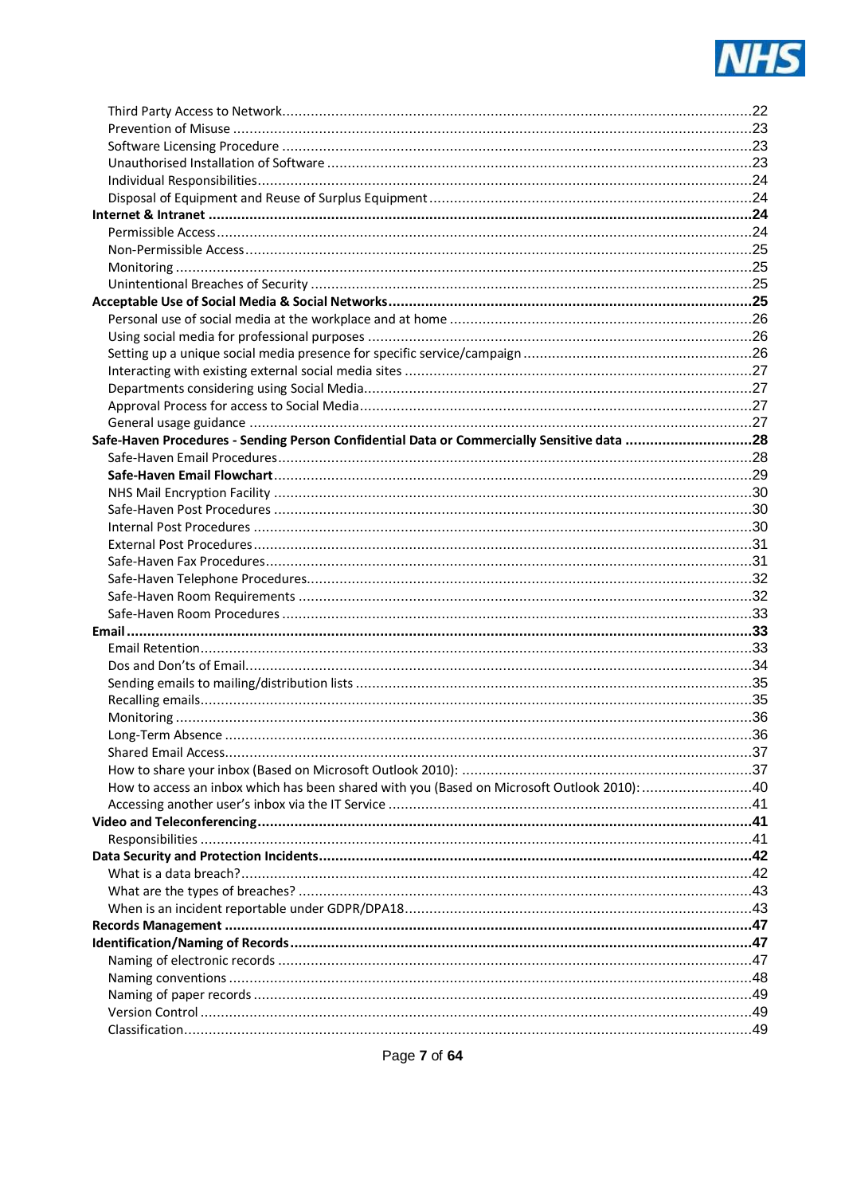Third Party Access to Network ........................................................................................................ 22
Prevention of Misuse ........................................................................................................................ 23
Software Licensing Procedure ........................................................................................................ 23
Unauthorised Installation of Software .............................................................................................. 23
Individual Responsibilities ................................................................................................................ 24
Disposal of Equipment and Reuse of Surplus Equipment ............................................................... 24

**Internet & Intranet ............................................................................................................................ 24**

Permissible Access ........................................................................................................................... 24
Non-Permissible Access ................................................................................................................... 25
Monitoring ........................................................................................................................................ 25
Unintentional Breaches of Security .................................................................................................. 25

**Acceptable Use of Social Media & Social Networks ........................................................................ 25**

Personal use of social media at the workplace and at home .......................................................... 26
Using social media for professional purposes ................................................................................. 26
Setting up a unique social media presence for specific service/campaign ...................................... 26
Interacting with existing external social media sites ........................................................................ 27
Departments considering using Social Media .................................................................................. 27
Approval Process for access to Social Media .................................................................................. 27
General usage guidance .................................................................................................................. 27

**Safe-Haven Procedures - Sending Person Confidential Data or Commercially Sensitive data ........ 28**

Safe-Haven Email Procedures .......................................................................................................... 28
**Safe-Haven Email Flowchart** ............................................................................................................ 29
NHS Mail Encryption Facility ............................................................................................................ 30
Safe-Haven Post Procedures ............................................................................................................ 30
Internal Post Procedures .................................................................................................................. 30
External Post Procedures ................................................................................................................. 31
Safe-Haven Fax Procedures ............................................................................................................. 31
Safe-Haven Telephone Procedures .................................................................................................. 32
Safe-Haven Room Requirements ..................................................................................................... 32
Safe-Haven Room Procedures ......................................................................................................... 33

**Email ................................................................................................................................................ 33**

Email Retention ................................................................................................................................ 33
Dos and Don'ts of Email ................................................................................................................... 34
Sending emails to mailing/distribution lists ....................................................................................... 35
Recalling emails ............................................................................................................................... 35
Monitoring ........................................................................................................................................ 36
Long-Term Absence ......................................................................................................................... 36
Shared Email Access ....................................................................................................................... 37
How to share your inbox (Based on Microsoft Outlook 2010): ......................................................... 37
How to access an inbox which has been shared with you (Based on Microsoft Outlook 2010): ....... 40
Accessing another user's inbox via the IT Service ........................................................................... 41

**Video and Teleconferencing ............................................................................................................. 41**

Responsibilities ................................................................................................................................. 41

**Data Security and Protection Incidents ............................................................................................. 42**

What is a data breach? ..................................................................................................................... 42
What are the types of breaches? ...................................................................................................... 43
When is an incident reportable under GDPR/DPA18 ........................................................................ 43

**Records Management ...................................................................................................................... 47**

**Identification/Naming of Records ...................................................................................................... 47**

Naming of electronic records ............................................................................................................ 47
Naming conventions ......................................................................................................................... 48
Naming of paper records .................................................................................................................. 49
Version Control ................................................................................................................................. 49
Classification ..................................................................................................................................... 49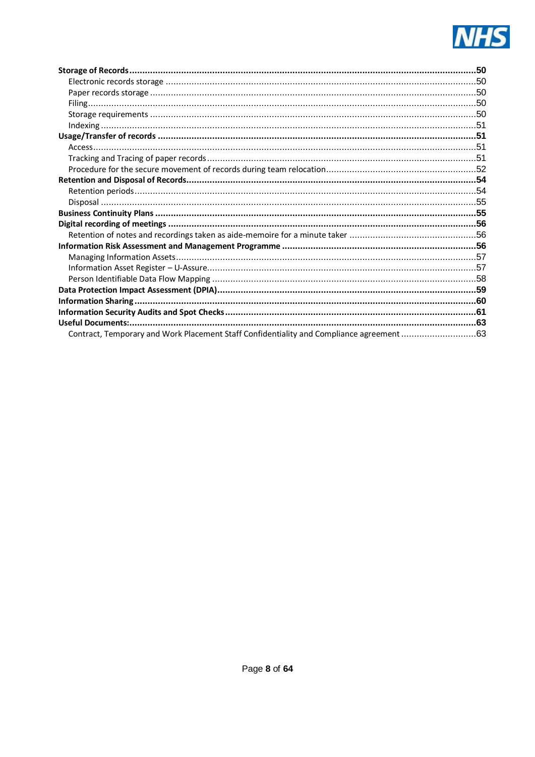**Storage of Records** .......... **50**
- Electronic records storage .......... 50
- Paper records storage .......... 50
- Filing .......... 50
- Storage requirements .......... 50
- Indexing .......... 51

**Usage/Transfer of records** .......... **51**
- Access .......... 51
- Tracking and Tracing of paper records .......... 51
- Procedure for the secure movement of records during team relocation .......... 52

**Retention and Disposal of Records** .......... **54**
- Retention periods .......... 54
- Disposal .......... 55

**Business Continuity Plans** .......... **55**

**Digital recording of meetings** .......... **56**
- Retention of notes and recordings taken as aide-memoire for a minute taker .......... 56

**Information Risk Assessment and Management Programme** .......... **56**
- Managing Information Assets .......... 57
- Information Asset Register – U-Assure .......... 57
- Person Identifiable Data Flow Mapping .......... 58

**Data Protection Impact Assessment (DPIA)** .......... **59**

**Information Sharing** .......... **60**

**Information Security Audits and Spot Checks** .......... **61**

**Useful Documents:** .......... **63**
- Contract, Temporary and Work Placement Staff Confidentiality and Compliance agreement .......... 63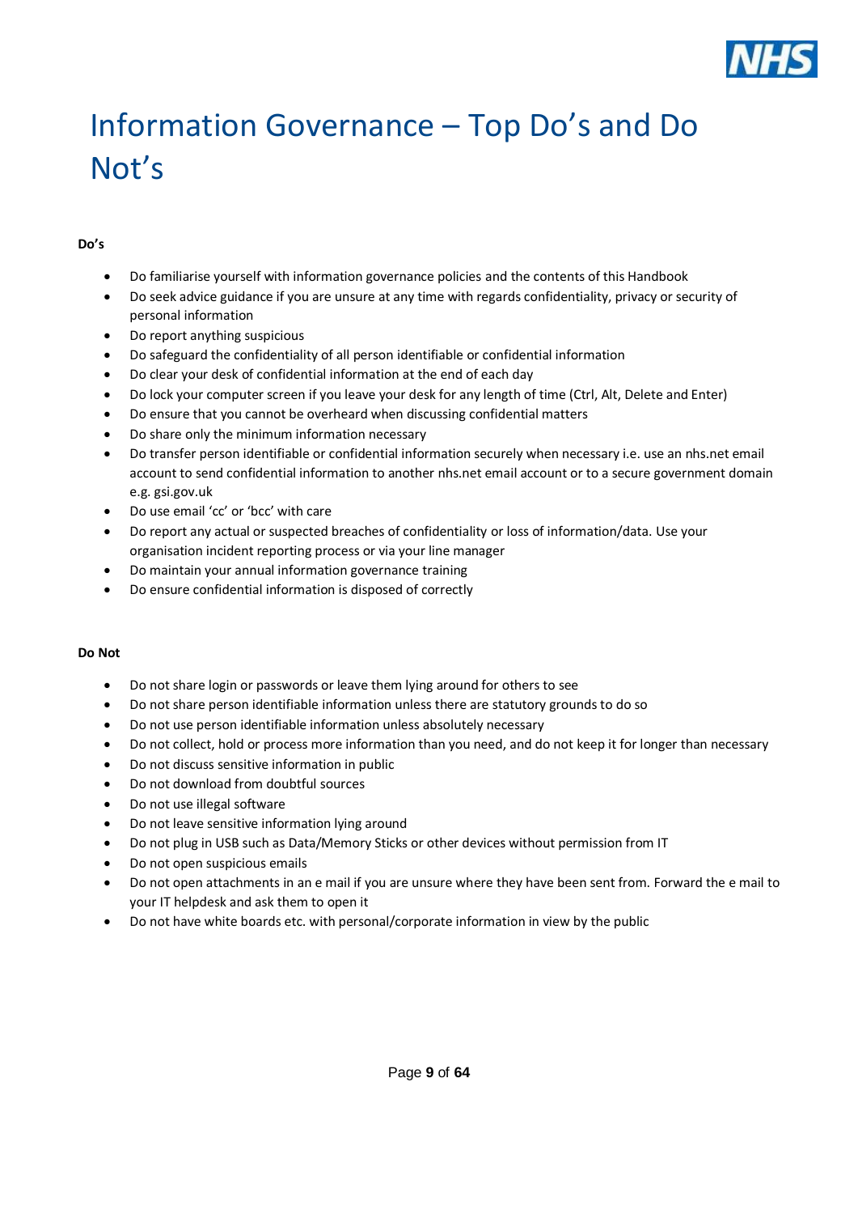# Information Governance – Top Do's and Do Not's

**Do's**

- Do familiarise yourself with information governance policies and the contents of this Handbook
- Do seek advice guidance if you are unsure at any time with regards confidentiality, privacy or security of personal information
- Do report anything suspicious
- Do safeguard the confidentiality of all person identifiable or confidential information
- Do clear your desk of confidential information at the end of each day
- Do lock your computer screen if you leave your desk for any length of time (Ctrl, Alt, Delete and Enter)
- Do ensure that you cannot be overheard when discussing confidential matters
- Do share only the minimum information necessary
- Do transfer person identifiable or confidential information securely when necessary i.e. use an nhs.net email account to send confidential information to another nhs.net email account or to a secure government domain e.g. gsi.gov.uk
- Do use email 'cc' or 'bcc' with care
- Do report any actual or suspected breaches of confidentiality or loss of information/data. Use your organisation incident reporting process or via your line manager
- Do maintain your annual information governance training
- Do ensure confidential information is disposed of correctly

**Do Not**

- Do not share login or passwords or leave them lying around for others to see
- Do not share person identifiable information unless there are statutory grounds to do so
- Do not use person identifiable information unless absolutely necessary
- Do not collect, hold or process more information than you need, and do not keep it for longer than necessary
- Do not discuss sensitive information in public
- Do not download from doubtful sources
- Do not use illegal software
- Do not leave sensitive information lying around
- Do not plug in USB such as Data/Memory Sticks or other devices without permission from IT
- Do not open suspicious emails
- Do not open attachments in an e mail if you are unsure where they have been sent from. Forward the e mail to your IT helpdesk and ask them to open it
- Do not have white boards etc. with personal/corporate information in view by the public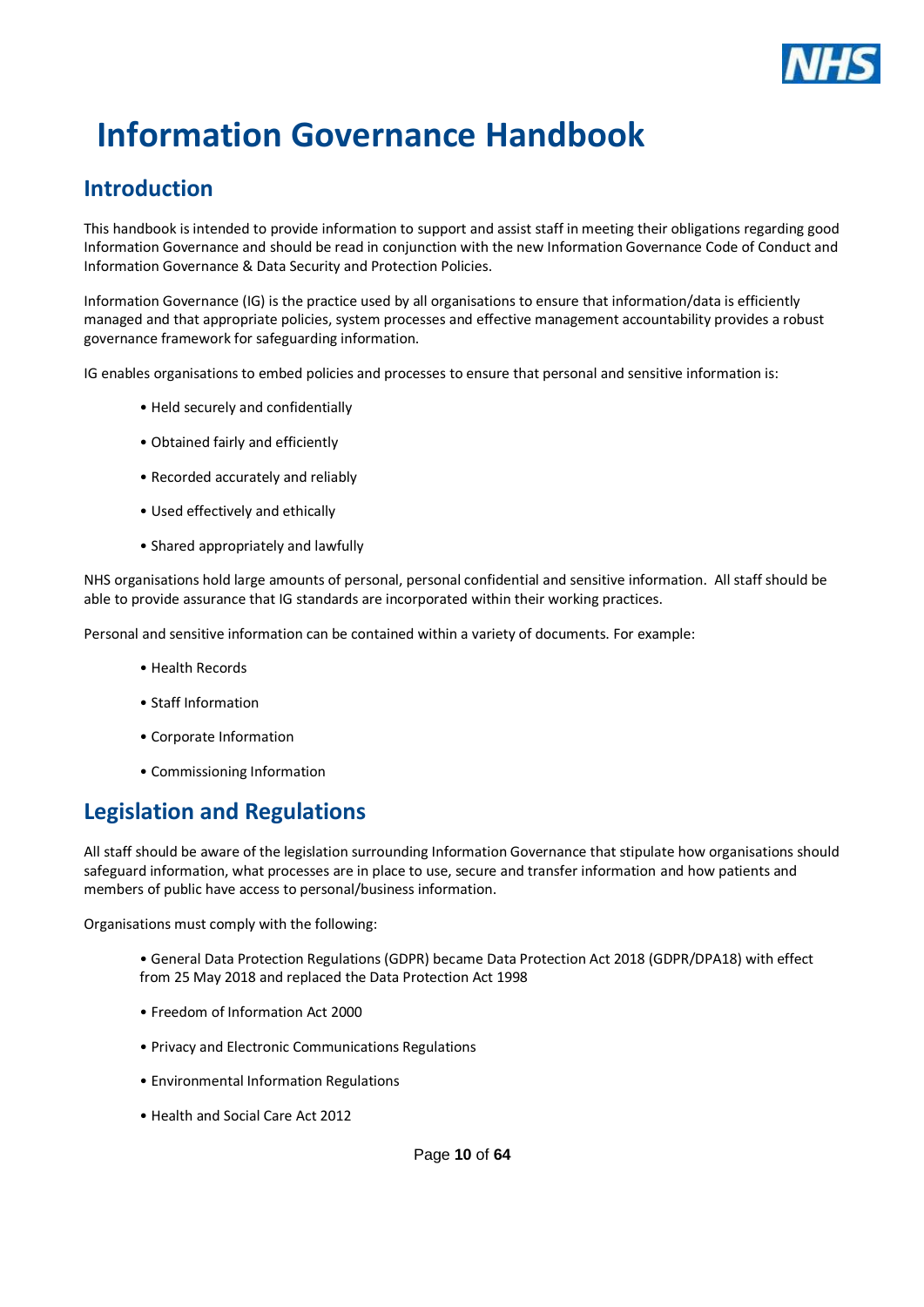# Information Governance Handbook

## Introduction

This handbook is intended to provide information to support and assist staff in meeting their obligations regarding good Information Governance and should be read in conjunction with the new Information Governance Code of Conduct and Information Governance & Data Security and Protection Policies.

Information Governance (IG) is the practice used by all organisations to ensure that information/data is efficiently managed and that appropriate policies, system processes and effective management accountability provides a robust governance framework for safeguarding information.

IG enables organisations to embed policies and processes to ensure that personal and sensitive information is:

- Held securely and confidentially
- Obtained fairly and efficiently
- Recorded accurately and reliably
- Used effectively and ethically
- Shared appropriately and lawfully

NHS organisations hold large amounts of personal, personal confidential and sensitive information. All staff should be able to provide assurance that IG standards are incorporated within their working practices.

Personal and sensitive information can be contained within a variety of documents. For example:

- Health Records
- Staff Information
- Corporate Information
- Commissioning Information

## Legislation and Regulations

All staff should be aware of the legislation surrounding Information Governance that stipulate how organisations should safeguard information, what processes are in place to use, secure and transfer information and how patients and members of public have access to personal/business information.

Organisations must comply with the following:

- General Data Protection Regulations (GDPR) became Data Protection Act 2018 (GDPR/DPA18) with effect from 25 May 2018 and replaced the Data Protection Act 1998
- Freedom of Information Act 2000
- Privacy and Electronic Communications Regulations
- Environmental Information Regulations
- Health and Social Care Act 2012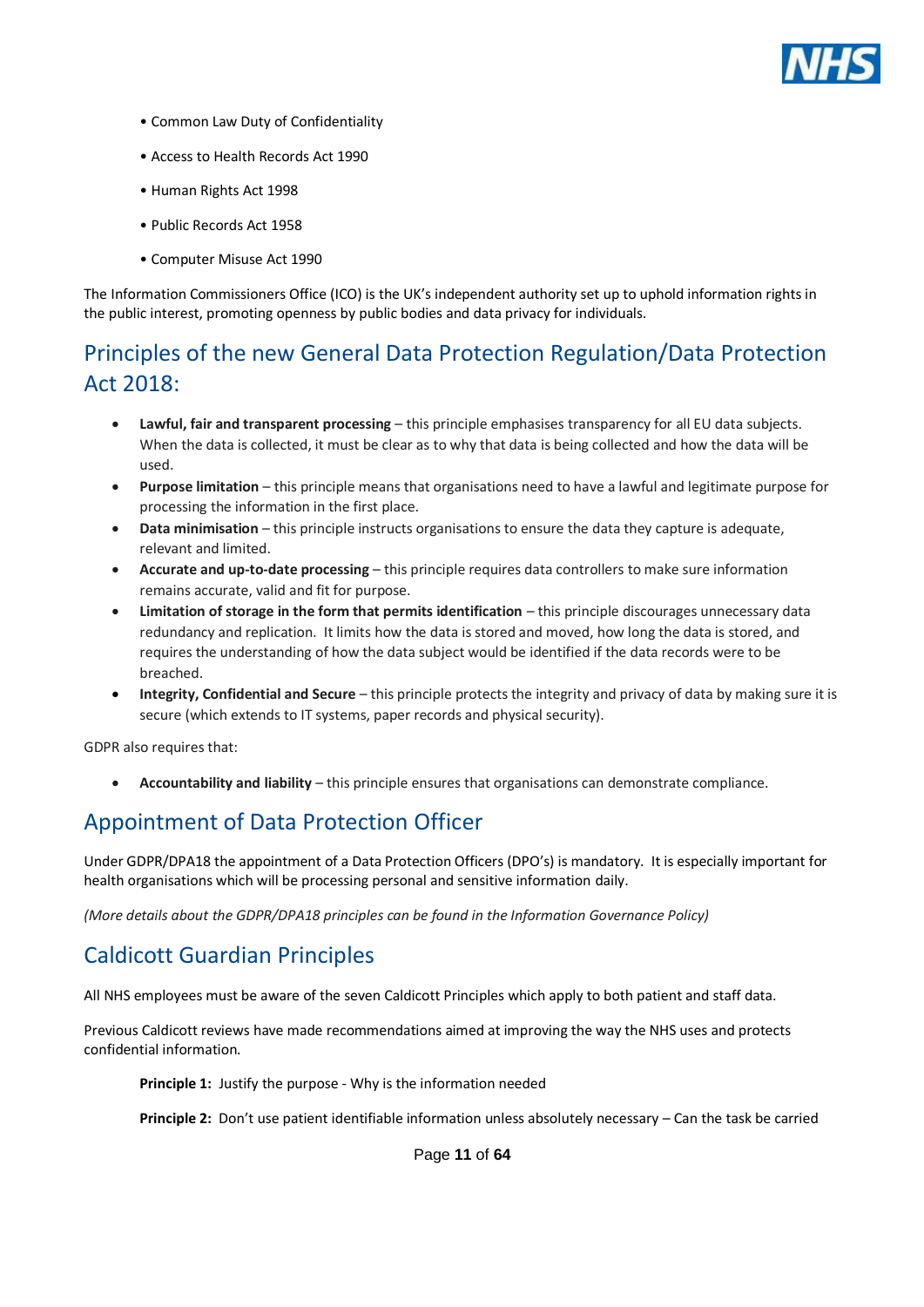- Common Law Duty of Confidentiality
- Access to Health Records Act 1990
- Human Rights Act 1998
- Public Records Act 1958
- Computer Misuse Act 1990

The Information Commissioners Office (ICO) is the UK's independent authority set up to uphold information rights in the public interest, promoting openness by public bodies and data privacy for individuals.

## Principles of the new General Data Protection Regulation/Data Protection Act 2018:

- **Lawful, fair and transparent processing** – this principle emphasises transparency for all EU data subjects. When the data is collected, it must be clear as to why that data is being collected and how the data will be used.
- **Purpose limitation** – this principle means that organisations need to have a lawful and legitimate purpose for processing the information in the first place.
- **Data minimisation** – this principle instructs organisations to ensure the data they capture is adequate, relevant and limited.
- **Accurate and up-to-date processing** – this principle requires data controllers to make sure information remains accurate, valid and fit for purpose.
- **Limitation of storage in the form that permits identification** – this principle discourages unnecessary data redundancy and replication. It limits how the data is stored and moved, how long the data is stored, and requires the understanding of how the data subject would be identified if the data records were to be breached.
- **Integrity, Confidential and Secure** – this principle protects the integrity and privacy of data by making sure it is secure (which extends to IT systems, paper records and physical security).

GDPR also requires that:

- **Accountability and liability** – this principle ensures that organisations can demonstrate compliance.

## Appointment of Data Protection Officer

Under GDPR/DPA18 the appointment of a Data Protection Officers (DPO's) is mandatory. It is especially important for health organisations which will be processing personal and sensitive information daily.

*(More details about the GDPR/DPA18 principles can be found in the Information Governance Policy)*

## Caldicott Guardian Principles

All NHS employees must be aware of the seven Caldicott Principles which apply to both patient and staff data.

Previous Caldicott reviews have made recommendations aimed at improving the way the NHS uses and protects confidential information.

**Principle 1:** Justify the purpose - Why is the information needed

**Principle 2:** Don't use patient identifiable information unless absolutely necessary – Can the task be carried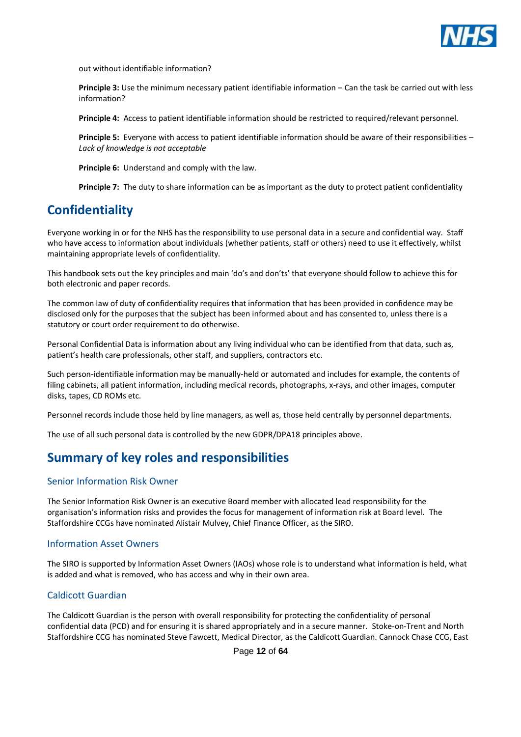out without identifiable information?

**Principle 3:** Use the minimum necessary patient identifiable information – Can the task be carried out with less information?

**Principle 4:** Access to patient identifiable information should be restricted to required/relevant personnel.

**Principle 5:** Everyone with access to patient identifiable information should be aware of their responsibilities – *Lack of knowledge is not acceptable*

**Principle 6:** Understand and comply with the law.

**Principle 7:** The duty to share information can be as important as the duty to protect patient confidentiality

## Confidentiality

Everyone working in or for the NHS has the responsibility to use personal data in a secure and confidential way. Staff who have access to information about individuals (whether patients, staff or others) need to use it effectively, whilst maintaining appropriate levels of confidentiality.

This handbook sets out the key principles and main 'do's and don'ts' that everyone should follow to achieve this for both electronic and paper records.

The common law of duty of confidentiality requires that information that has been provided in confidence may be disclosed only for the purposes that the subject has been informed about and has consented to, unless there is a statutory or court order requirement to do otherwise.

Personal Confidential Data is information about any living individual who can be identified from that data, such as, patient's health care professionals, other staff, and suppliers, contractors etc.

Such person-identifiable information may be manually-held or automated and includes for example, the contents of filing cabinets, all patient information, including medical records, photographs, x-rays, and other images, computer disks, tapes, CD ROMs etc.

Personnel records include those held by line managers, as well as, those held centrally by personnel departments.

The use of all such personal data is controlled by the new GDPR/DPA18 principles above.

## Summary of key roles and responsibilities

### Senior Information Risk Owner

The Senior Information Risk Owner is an executive Board member with allocated lead responsibility for the organisation's information risks and provides the focus for management of information risk at Board level. The Staffordshire CCGs have nominated Alistair Mulvey, Chief Finance Officer, as the SIRO.

### Information Asset Owners

The SIRO is supported by Information Asset Owners (IAOs) whose role is to understand what information is held, what is added and what is removed, who has access and why in their own area.

### Caldicott Guardian

The Caldicott Guardian is the person with overall responsibility for protecting the confidentiality of personal confidential data (PCD) and for ensuring it is shared appropriately and in a secure manner. Stoke-on-Trent and North Staffordshire CCG has nominated Steve Fawcett, Medical Director, as the Caldicott Guardian. Cannock Chase CCG, East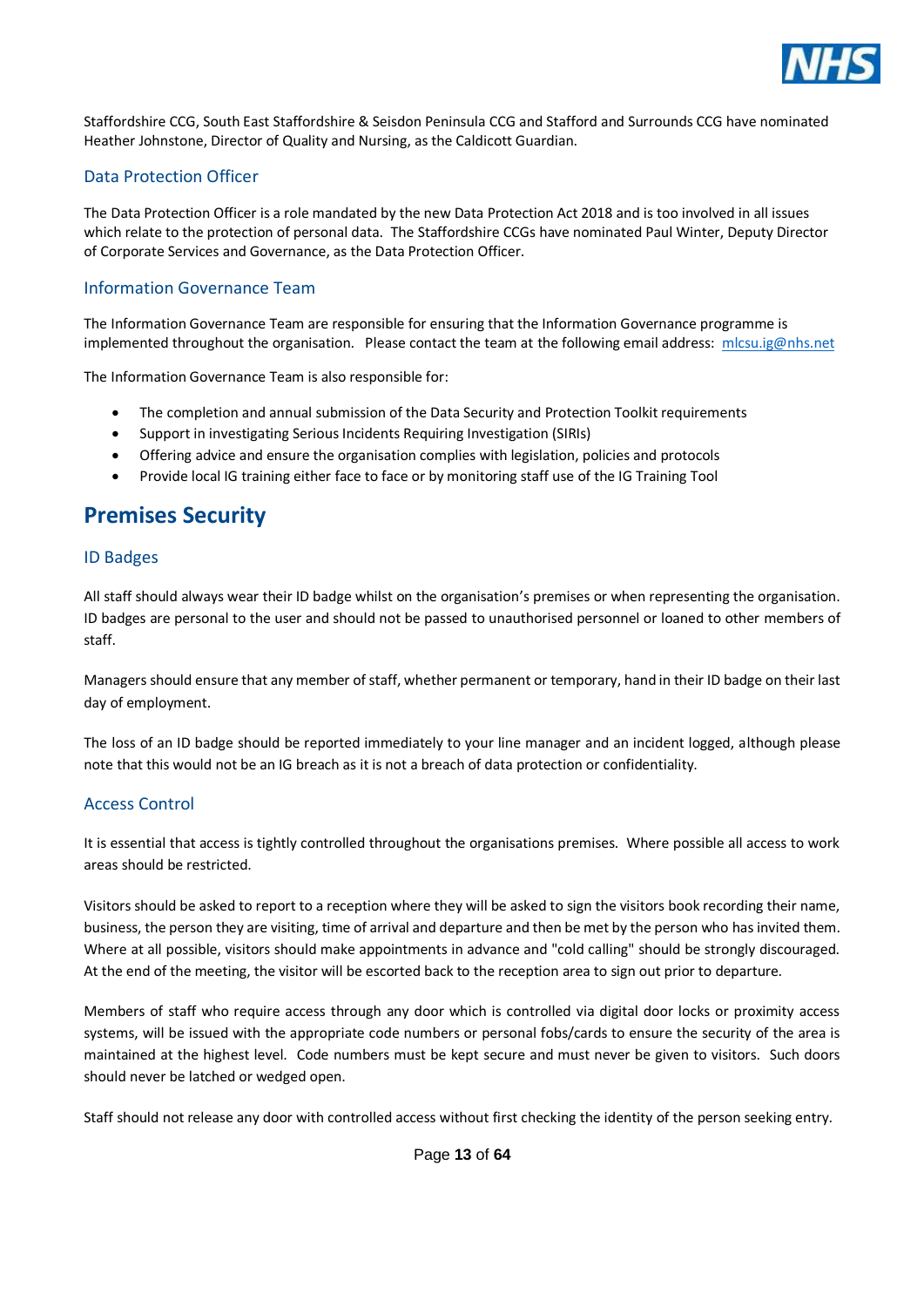Staffordshire CCG, South East Staffordshire & Seisdon Peninsula CCG and Stafford and Surrounds CCG have nominated Heather Johnstone, Director of Quality and Nursing, as the Caldicott Guardian.

### Data Protection Officer

The Data Protection Officer is a role mandated by the new Data Protection Act 2018 and is too involved in all issues which relate to the protection of personal data. The Staffordshire CCGs have nominated Paul Winter, Deputy Director of Corporate Services and Governance, as the Data Protection Officer.

### Information Governance Team

The Information Governance Team are responsible for ensuring that the Information Governance programme is implemented throughout the organisation. Please contact the team at the following email address: mlcsu.ig@nhs.net

The Information Governance Team is also responsible for:

- The completion and annual submission of the Data Security and Protection Toolkit requirements
- Support in investigating Serious Incidents Requiring Investigation (SIRIs)
- Offering advice and ensure the organisation complies with legislation, policies and protocols
- Provide local IG training either face to face or by monitoring staff use of the IG Training Tool

## Premises Security

### ID Badges

All staff should always wear their ID badge whilst on the organisation's premises or when representing the organisation. ID badges are personal to the user and should not be passed to unauthorised personnel or loaned to other members of staff.

Managers should ensure that any member of staff, whether permanent or temporary, hand in their ID badge on their last day of employment.

The loss of an ID badge should be reported immediately to your line manager and an incident logged, although please note that this would not be an IG breach as it is not a breach of data protection or confidentiality.

### Access Control

It is essential that access is tightly controlled throughout the organisations premises. Where possible all access to work areas should be restricted.

Visitors should be asked to report to a reception where they will be asked to sign the visitors book recording their name, business, the person they are visiting, time of arrival and departure and then be met by the person who has invited them. Where at all possible, visitors should make appointments in advance and "cold calling" should be strongly discouraged. At the end of the meeting, the visitor will be escorted back to the reception area to sign out prior to departure.

Members of staff who require access through any door which is controlled via digital door locks or proximity access systems, will be issued with the appropriate code numbers or personal fobs/cards to ensure the security of the area is maintained at the highest level. Code numbers must be kept secure and must never be given to visitors. Such doors should never be latched or wedged open.

Staff should not release any door with controlled access without first checking the identity of the person seeking entry.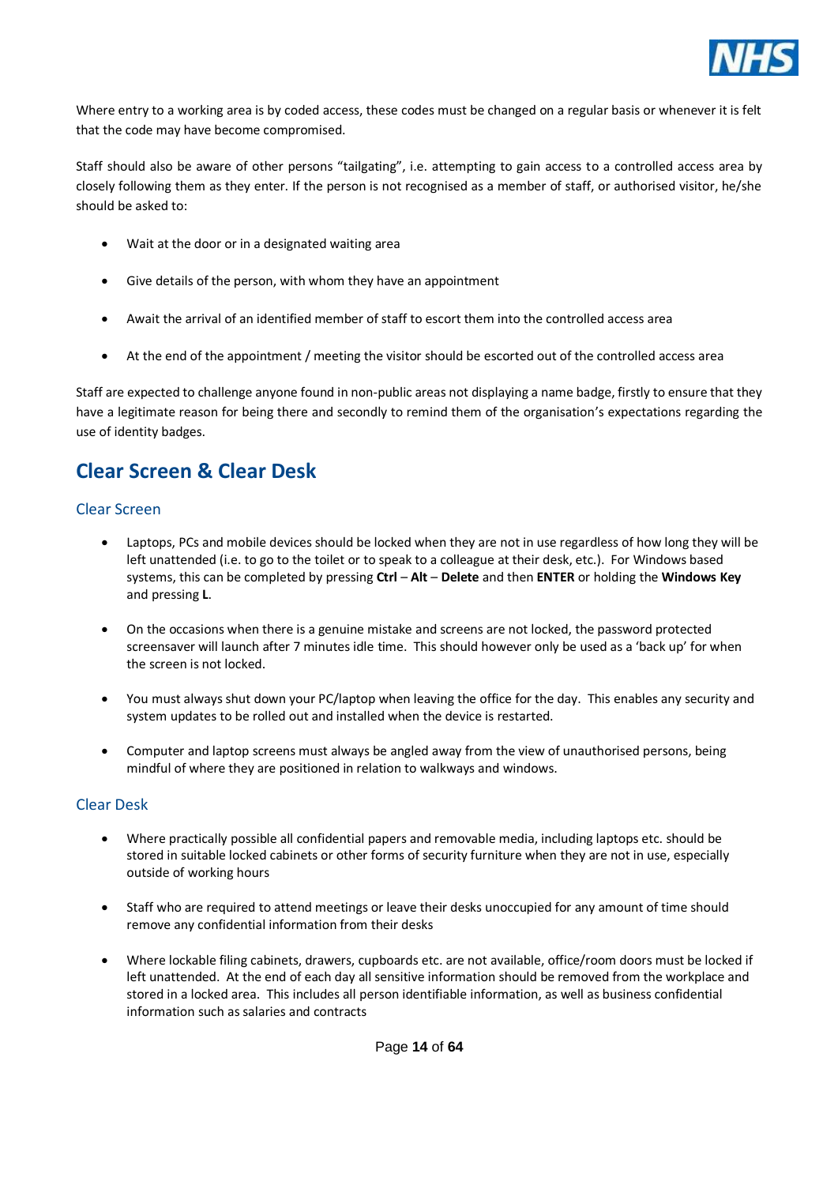Where entry to a working area is by coded access, these codes must be changed on a regular basis or whenever it is felt that the code may have become compromised.

Staff should also be aware of other persons "tailgating", i.e. attempting to gain access to a controlled access area by closely following them as they enter. If the person is not recognised as a member of staff, or authorised visitor, he/she should be asked to:

- Wait at the door or in a designated waiting area
- Give details of the person, with whom they have an appointment
- Await the arrival of an identified member of staff to escort them into the controlled access area
- At the end of the appointment / meeting the visitor should be escorted out of the controlled access area

Staff are expected to challenge anyone found in non-public areas not displaying a name badge, firstly to ensure that they have a legitimate reason for being there and secondly to remind them of the organisation's expectations regarding the use of identity badges.

## Clear Screen & Clear Desk

### Clear Screen

- Laptops, PCs and mobile devices should be locked when they are not in use regardless of how long they will be left unattended (i.e. to go to the toilet or to speak to a colleague at their desk, etc.). For Windows based systems, this can be completed by pressing **Ctrl** – **Alt** – **Delete** and then **ENTER** or holding the **Windows Key** and pressing **L**.
- On the occasions when there is a genuine mistake and screens are not locked, the password protected screensaver will launch after 7 minutes idle time. This should however only be used as a 'back up' for when the screen is not locked.
- You must always shut down your PC/laptop when leaving the office for the day. This enables any security and system updates to be rolled out and installed when the device is restarted.
- Computer and laptop screens must always be angled away from the view of unauthorised persons, being mindful of where they are positioned in relation to walkways and windows.

### Clear Desk

- Where practically possible all confidential papers and removable media, including laptops etc. should be stored in suitable locked cabinets or other forms of security furniture when they are not in use, especially outside of working hours
- Staff who are required to attend meetings or leave their desks unoccupied for any amount of time should remove any confidential information from their desks
- Where lockable filing cabinets, drawers, cupboards etc. are not available, office/room doors must be locked if left unattended. At the end of each day all sensitive information should be removed from the workplace and stored in a locked area. This includes all person identifiable information, as well as business confidential information such as salaries and contracts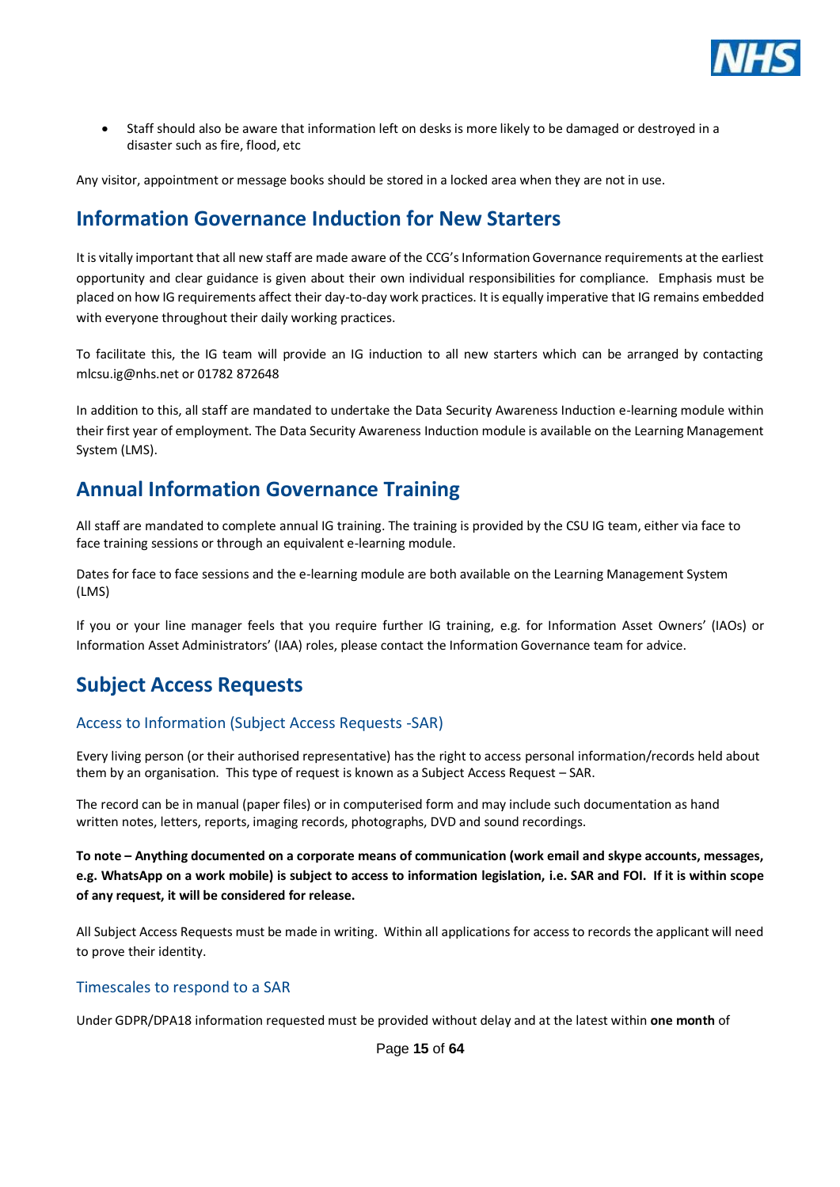- Staff should also be aware that information left on desks is more likely to be damaged or destroyed in a disaster such as fire, flood, etc

Any visitor, appointment or message books should be stored in a locked area when they are not in use.

## Information Governance Induction for New Starters

It is vitally important that all new staff are made aware of the CCG's Information Governance requirements at the earliest opportunity and clear guidance is given about their own individual responsibilities for compliance. Emphasis must be placed on how IG requirements affect their day-to-day work practices. It is equally imperative that IG remains embedded with everyone throughout their daily working practices.

To facilitate this, the IG team will provide an IG induction to all new starters which can be arranged by contacting mlcsu.ig@nhs.net or 01782 872648

In addition to this, all staff are mandated to undertake the Data Security Awareness Induction e-learning module within their first year of employment. The Data Security Awareness Induction module is available on the Learning Management System (LMS).

## Annual Information Governance Training

All staff are mandated to complete annual IG training. The training is provided by the CSU IG team, either via face to face training sessions or through an equivalent e-learning module.

Dates for face to face sessions and the e-learning module are both available on the Learning Management System (LMS)

If you or your line manager feels that you require further IG training, e.g. for Information Asset Owners' (IAOs) or Information Asset Administrators' (IAA) roles, please contact the Information Governance team for advice.

## Subject Access Requests

### Access to Information (Subject Access Requests -SAR)

Every living person (or their authorised representative) has the right to access personal information/records held about them by an organisation. This type of request is known as a Subject Access Request – SAR.

The record can be in manual (paper files) or in computerised form and may include such documentation as hand written notes, letters, reports, imaging records, photographs, DVD and sound recordings.

**To note – Anything documented on a corporate means of communication (work email and skype accounts, messages, e.g. WhatsApp on a work mobile) is subject to access to information legislation, i.e. SAR and FOI. If it is within scope of any request, it will be considered for release.**

All Subject Access Requests must be made in writing. Within all applications for access to records the applicant will need to prove their identity.

### Timescales to respond to a SAR

Under GDPR/DPA18 information requested must be provided without delay and at the latest within **one month** of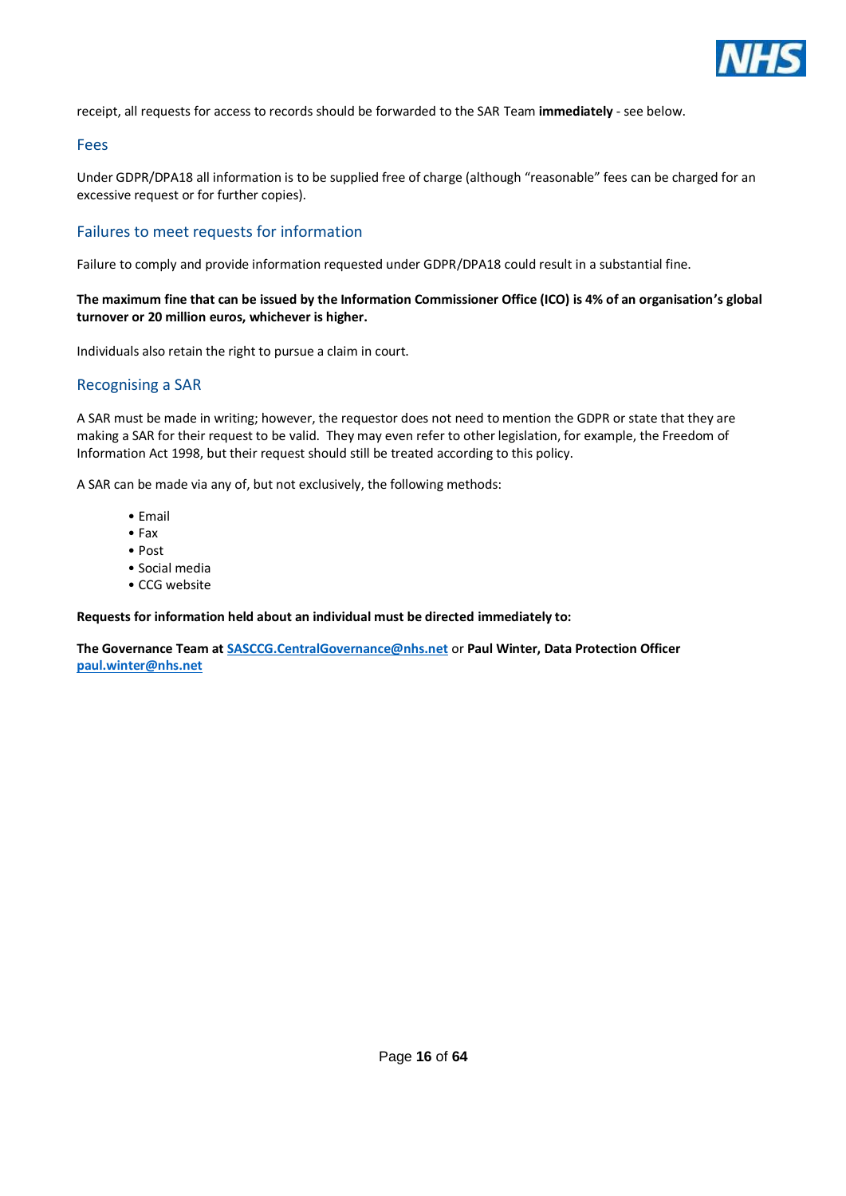receipt, all requests for access to records should be forwarded to the SAR Team **immediately** - see below.

## Fees

Under GDPR/DPA18 all information is to be supplied free of charge (although "reasonable" fees can be charged for an excessive request or for further copies).

## Failures to meet requests for information

Failure to comply and provide information requested under GDPR/DPA18 could result in a substantial fine.

**The maximum fine that can be issued by the Information Commissioner Office (ICO) is 4% of an organisation's global turnover or 20 million euros, whichever is higher.**

Individuals also retain the right to pursue a claim in court.

## Recognising a SAR

A SAR must be made in writing; however, the requestor does not need to mention the GDPR or state that they are making a SAR for their request to be valid. They may even refer to other legislation, for example, the Freedom of Information Act 1998, but their request should still be treated according to this policy.

A SAR can be made via any of, but not exclusively, the following methods:

- Email
- Fax
- Post
- Social media
- CCG website

**Requests for information held about an individual must be directed immediately to:**

**The Governance Team at** [SASCCG.CentralGovernance@nhs.net](mailto:SASCCG.CentralGovernance@nhs.net) or **Paul Winter, Data Protection Officer** [**paul.winter@nhs.net**](mailto:paul.winter@nhs.net)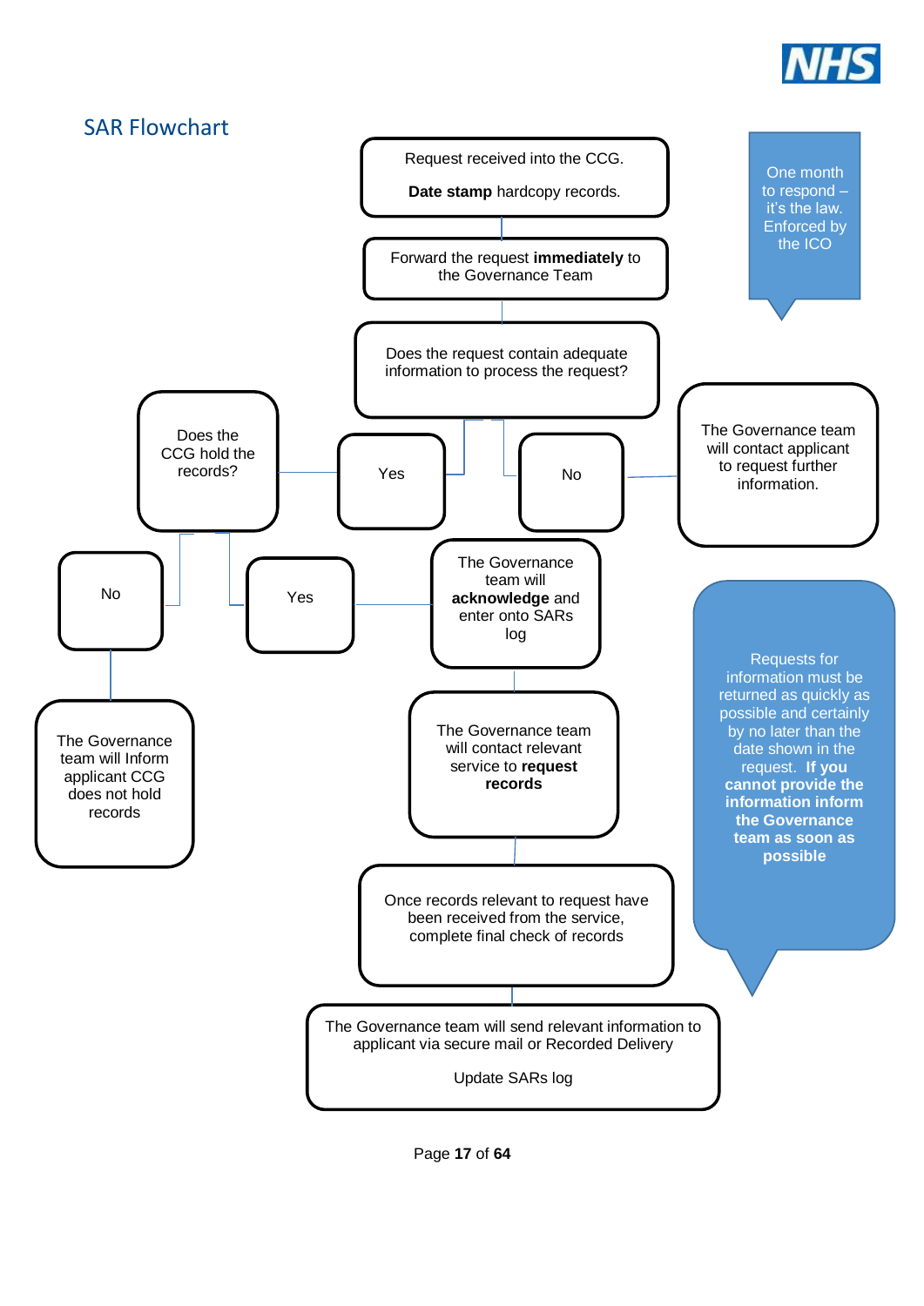## SAR Flowchart

Request received into the CCG.

**Date stamp** hardcopy records.

Forward the request **immediately** to the Governance Team

Does the request contain adequate information to process the request?

- No → The Governance team will contact applicant to request further information.
- Yes → Does the CCG hold the records?
  - No → The Governance team will Inform applicant CCG does not hold records
  - Yes → The Governance team will **acknowledge** and enter onto SARs log

The Governance team will contact relevant service to **request records**

Once records relevant to request have been received from the service, complete final check of records

The Governance team will send relevant information to applicant via secure mail or Recorded Delivery

Update SARs log

One month to respond – it's the law. Enforced by the ICO

Requests for information must be returned as quickly as possible and certainly by no later than the date shown in the request. **If you cannot provide the information inform the Governance team as soon as possible**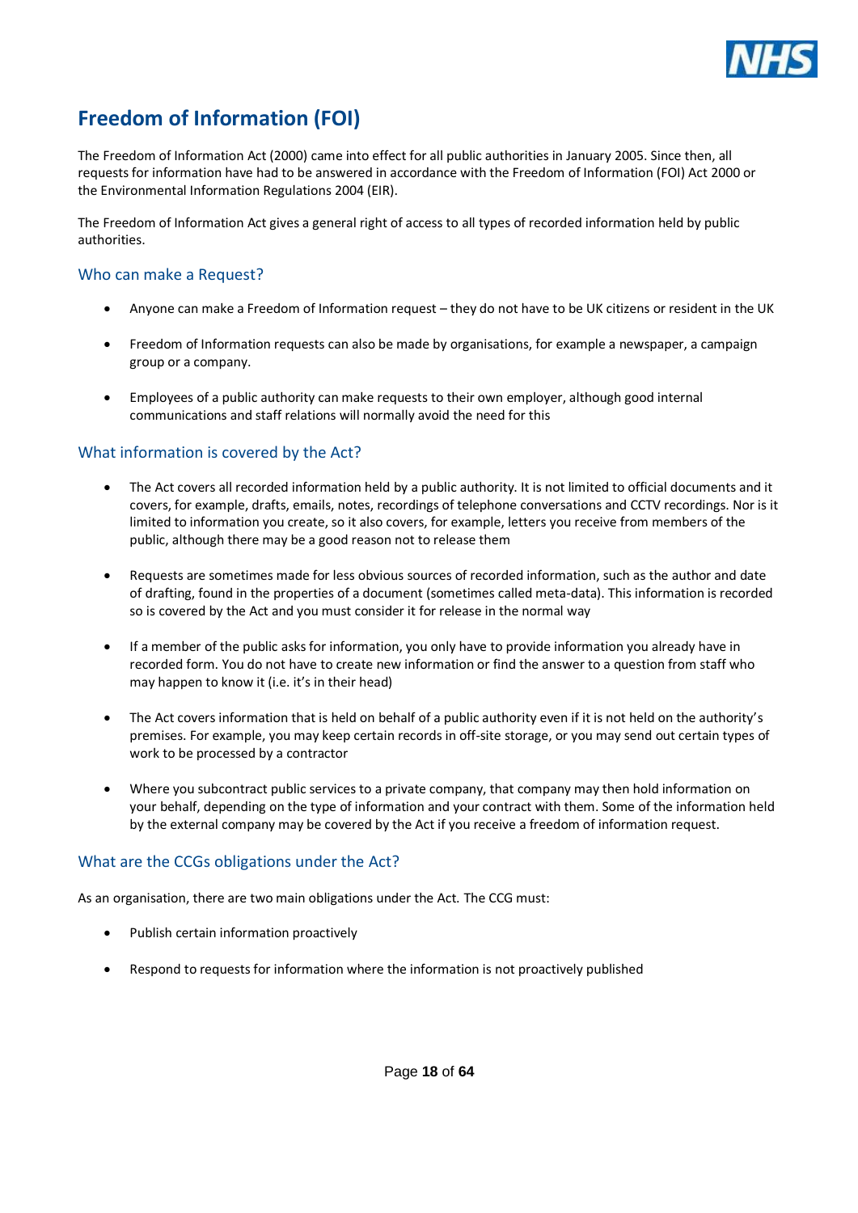# Freedom of Information (FOI)

The Freedom of Information Act (2000) came into effect for all public authorities in January 2005. Since then, all requests for information have had to be answered in accordance with the Freedom of Information (FOI) Act 2000 or the Environmental Information Regulations 2004 (EIR).

The Freedom of Information Act gives a general right of access to all types of recorded information held by public authorities.

## Who can make a Request?

- Anyone can make a Freedom of Information request – they do not have to be UK citizens or resident in the UK
- Freedom of Information requests can also be made by organisations, for example a newspaper, a campaign group or a company.
- Employees of a public authority can make requests to their own employer, although good internal communications and staff relations will normally avoid the need for this

## What information is covered by the Act?

- The Act covers all recorded information held by a public authority. It is not limited to official documents and it covers, for example, drafts, emails, notes, recordings of telephone conversations and CCTV recordings. Nor is it limited to information you create, so it also covers, for example, letters you receive from members of the public, although there may be a good reason not to release them
- Requests are sometimes made for less obvious sources of recorded information, such as the author and date of drafting, found in the properties of a document (sometimes called meta-data). This information is recorded so is covered by the Act and you must consider it for release in the normal way
- If a member of the public asks for information, you only have to provide information you already have in recorded form. You do not have to create new information or find the answer to a question from staff who may happen to know it (i.e. it's in their head)
- The Act covers information that is held on behalf of a public authority even if it is not held on the authority's premises. For example, you may keep certain records in off-site storage, or you may send out certain types of work to be processed by a contractor
- Where you subcontract public services to a private company, that company may then hold information on your behalf, depending on the type of information and your contract with them. Some of the information held by the external company may be covered by the Act if you receive a freedom of information request.

## What are the CCGs obligations under the Act?

As an organisation, there are two main obligations under the Act. The CCG must:

- Publish certain information proactively
- Respond to requests for information where the information is not proactively published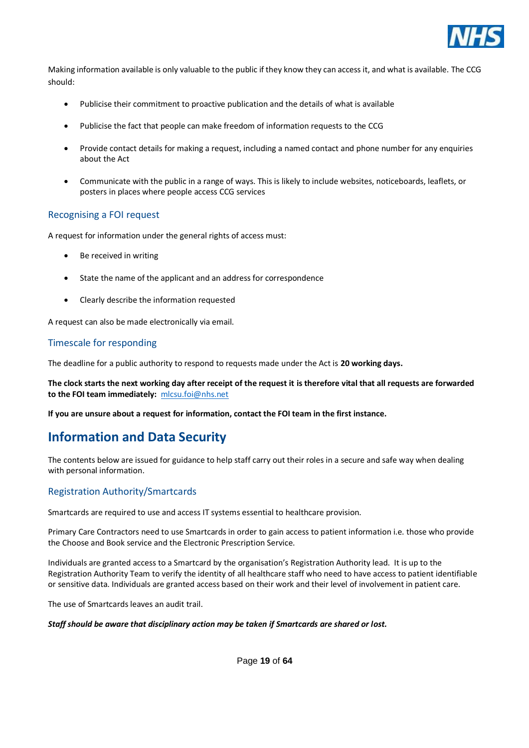Making information available is only valuable to the public if they know they can access it, and what is available. The CCG should:

- Publicise their commitment to proactive publication and the details of what is available
- Publicise the fact that people can make freedom of information requests to the CCG
- Provide contact details for making a request, including a named contact and phone number for any enquiries about the Act
- Communicate with the public in a range of ways. This is likely to include websites, noticeboards, leaflets, or posters in places where people access CCG services

### Recognising a FOI request

A request for information under the general rights of access must:

- Be received in writing
- State the name of the applicant and an address for correspondence
- Clearly describe the information requested

A request can also be made electronically via email.

### Timescale for responding

The deadline for a public authority to respond to requests made under the Act is **20 working days.**

**The clock starts the next working day after receipt of the request it is therefore vital that all requests are forwarded to the FOI team immediately:** mlcsu.foi@nhs.net

**If you are unsure about a request for information, contact the FOI team in the first instance.**

## Information and Data Security

The contents below are issued for guidance to help staff carry out their roles in a secure and safe way when dealing with personal information.

### Registration Authority/Smartcards

Smartcards are required to use and access IT systems essential to healthcare provision.

Primary Care Contractors need to use Smartcards in order to gain access to patient information i.e. those who provide the Choose and Book service and the Electronic Prescription Service.

Individuals are granted access to a Smartcard by the organisation's Registration Authority lead. It is up to the Registration Authority Team to verify the identity of all healthcare staff who need to have access to patient identifiable or sensitive data. Individuals are granted access based on their work and their level of involvement in patient care.

The use of Smartcards leaves an audit trail.

***Staff should be aware that disciplinary action may be taken if Smartcards are shared or lost.***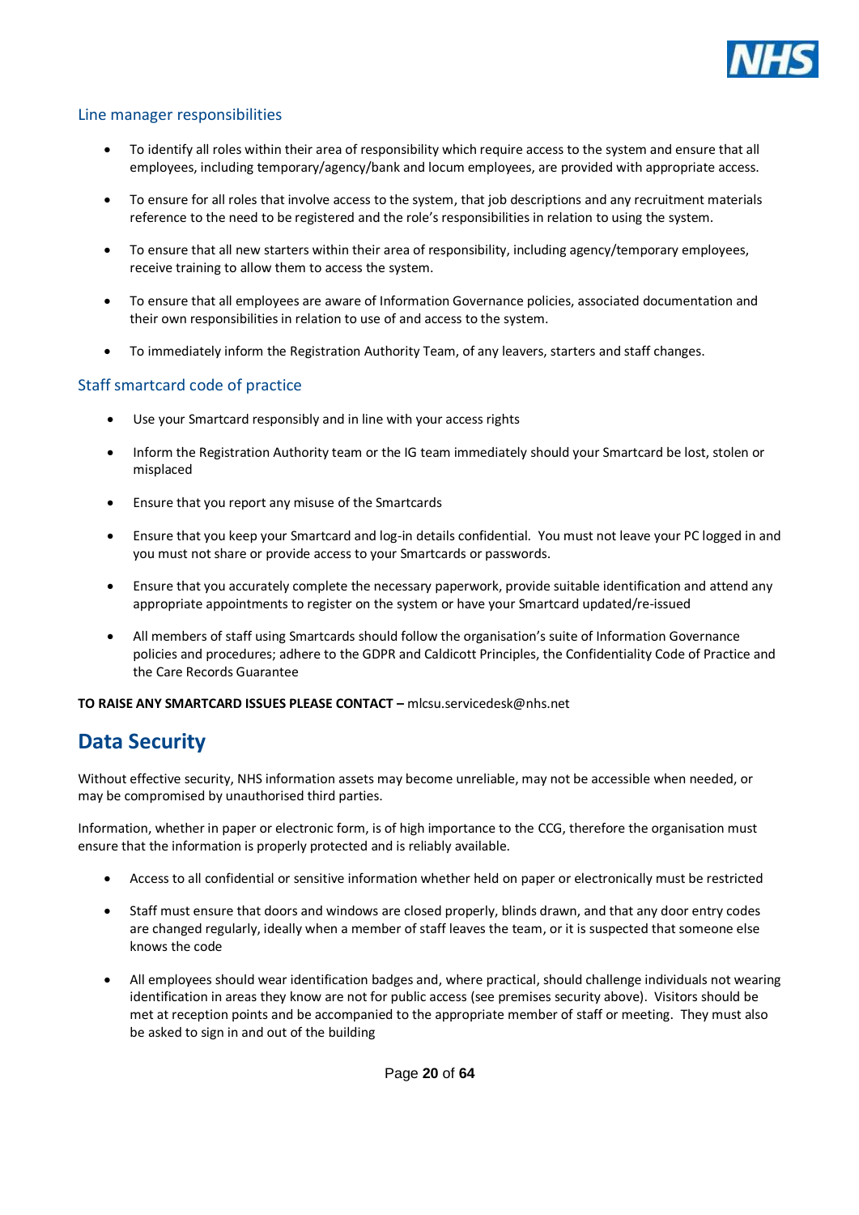### Line manager responsibilities

- To identify all roles within their area of responsibility which require access to the system and ensure that all employees, including temporary/agency/bank and locum employees, are provided with appropriate access.
- To ensure for all roles that involve access to the system, that job descriptions and any recruitment materials reference to the need to be registered and the role's responsibilities in relation to using the system.
- To ensure that all new starters within their area of responsibility, including agency/temporary employees, receive training to allow them to access the system.
- To ensure that all employees are aware of Information Governance policies, associated documentation and their own responsibilities in relation to use of and access to the system.
- To immediately inform the Registration Authority Team, of any leavers, starters and staff changes.

### Staff smartcard code of practice

- Use your Smartcard responsibly and in line with your access rights
- Inform the Registration Authority team or the IG team immediately should your Smartcard be lost, stolen or misplaced
- Ensure that you report any misuse of the Smartcards
- Ensure that you keep your Smartcard and log-in details confidential. You must not leave your PC logged in and you must not share or provide access to your Smartcards or passwords.
- Ensure that you accurately complete the necessary paperwork, provide suitable identification and attend any appropriate appointments to register on the system or have your Smartcard updated/re-issued
- All members of staff using Smartcards should follow the organisation's suite of Information Governance policies and procedures; adhere to the GDPR and Caldicott Principles, the Confidentiality Code of Practice and the Care Records Guarantee

**TO RAISE ANY SMARTCARD ISSUES PLEASE CONTACT –** mlcsu.servicedesk@nhs.net

## Data Security

Without effective security, NHS information assets may become unreliable, may not be accessible when needed, or may be compromised by unauthorised third parties.

Information, whether in paper or electronic form, is of high importance to the CCG, therefore the organisation must ensure that the information is properly protected and is reliably available.

- Access to all confidential or sensitive information whether held on paper or electronically must be restricted
- Staff must ensure that doors and windows are closed properly, blinds drawn, and that any door entry codes are changed regularly, ideally when a member of staff leaves the team, or it is suspected that someone else knows the code
- All employees should wear identification badges and, where practical, should challenge individuals not wearing identification in areas they know are not for public access (see premises security above). Visitors should be met at reception points and be accompanied to the appropriate member of staff or meeting. They must also be asked to sign in and out of the building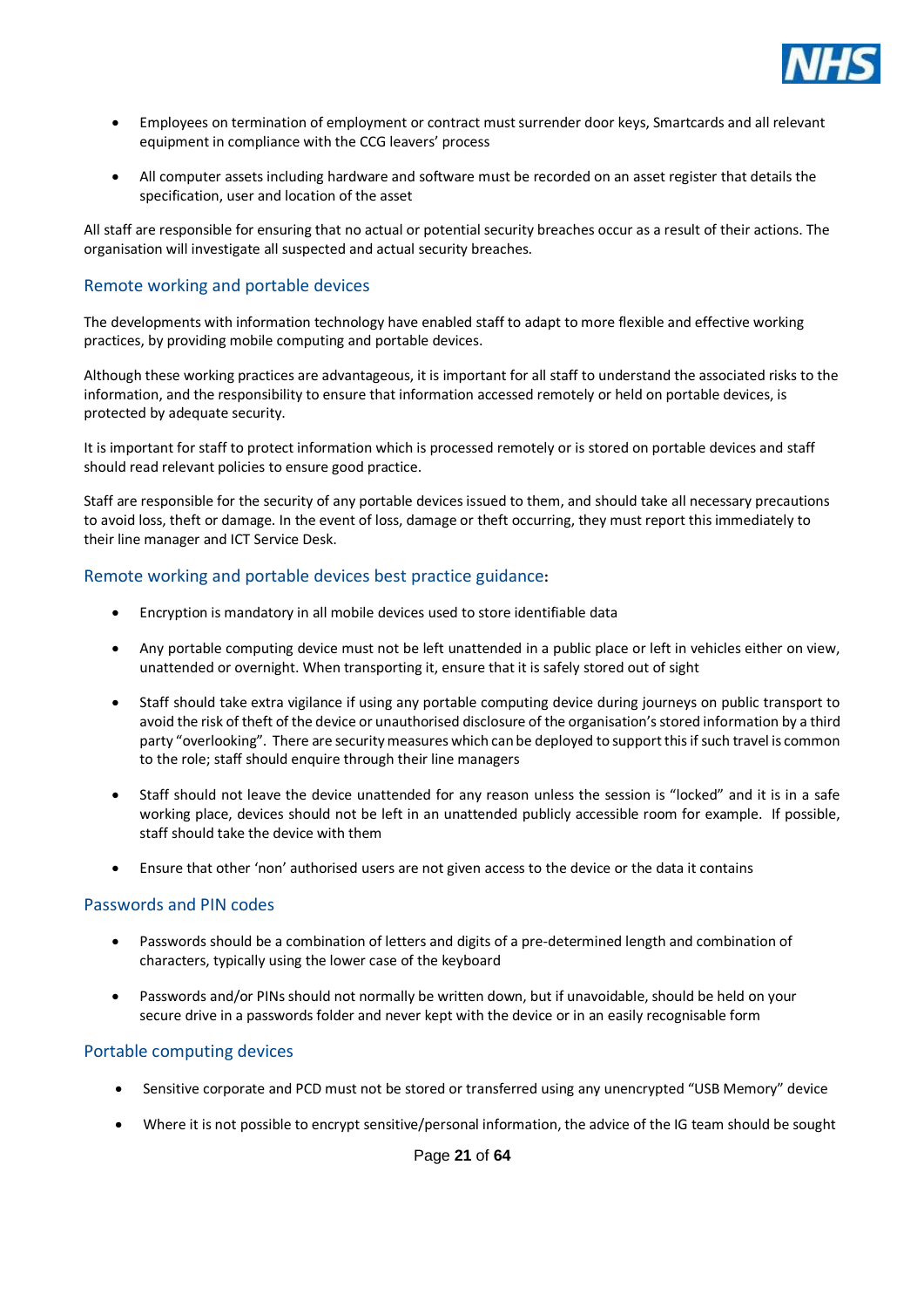- Employees on termination of employment or contract must surrender door keys, Smartcards and all relevant equipment in compliance with the CCG leavers' process

- All computer assets including hardware and software must be recorded on an asset register that details the specification, user and location of the asset

All staff are responsible for ensuring that no actual or potential security breaches occur as a result of their actions. The organisation will investigate all suspected and actual security breaches.

## Remote working and portable devices

The developments with information technology have enabled staff to adapt to more flexible and effective working practices, by providing mobile computing and portable devices.

Although these working practices are advantageous, it is important for all staff to understand the associated risks to the information, and the responsibility to ensure that information accessed remotely or held on portable devices, is protected by adequate security.

It is important for staff to protect information which is processed remotely or is stored on portable devices and staff should read relevant policies to ensure good practice.

Staff are responsible for the security of any portable devices issued to them, and should take all necessary precautions to avoid loss, theft or damage. In the event of loss, damage or theft occurring, they must report this immediately to their line manager and ICT Service Desk.

## Remote working and portable devices best practice guidance:

- Encryption is mandatory in all mobile devices used to store identifiable data

- Any portable computing device must not be left unattended in a public place or left in vehicles either on view, unattended or overnight. When transporting it, ensure that it is safely stored out of sight

- Staff should take extra vigilance if using any portable computing device during journeys on public transport to avoid the risk of theft of the device or unauthorised disclosure of the organisation's stored information by a third party "overlooking". There are security measures which can be deployed to support this if such travel is common to the role; staff should enquire through their line managers

- Staff should not leave the device unattended for any reason unless the session is "locked" and it is in a safe working place, devices should not be left in an unattended publicly accessible room for example. If possible, staff should take the device with them

- Ensure that other 'non' authorised users are not given access to the device or the data it contains

## Passwords and PIN codes

- Passwords should be a combination of letters and digits of a pre-determined length and combination of characters, typically using the lower case of the keyboard

- Passwords and/or PINs should not normally be written down, but if unavoidable, should be held on your secure drive in a passwords folder and never kept with the device or in an easily recognisable form

## Portable computing devices

- Sensitive corporate and PCD must not be stored or transferred using any unencrypted "USB Memory" device

- Where it is not possible to encrypt sensitive/personal information, the advice of the IG team should be sought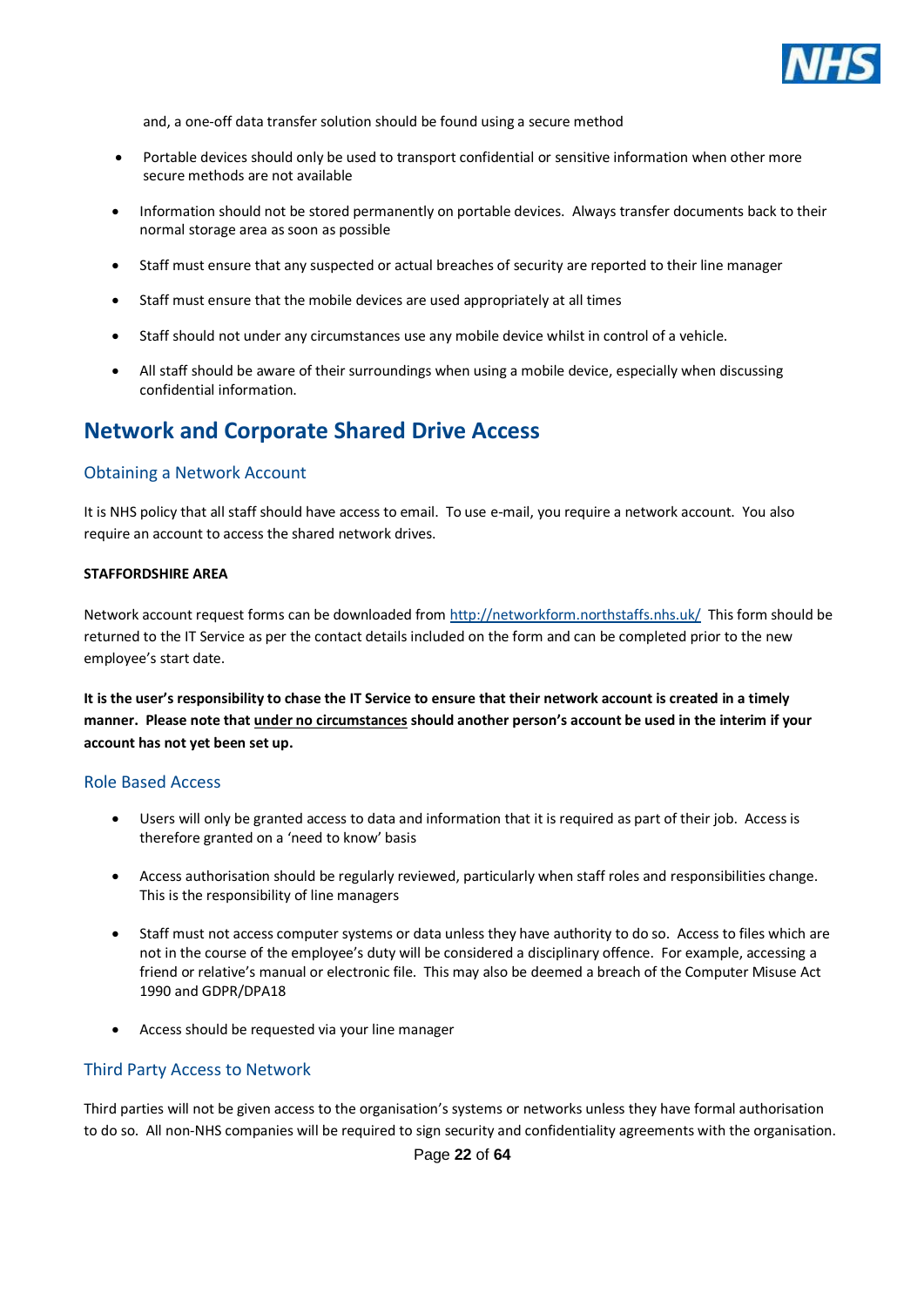and, a one-off data transfer solution should be found using a secure method

- Portable devices should only be used to transport confidential or sensitive information when other more secure methods are not available
- Information should not be stored permanently on portable devices. Always transfer documents back to their normal storage area as soon as possible
- Staff must ensure that any suspected or actual breaches of security are reported to their line manager
- Staff must ensure that the mobile devices are used appropriately at all times
- Staff should not under any circumstances use any mobile device whilst in control of a vehicle.
- All staff should be aware of their surroundings when using a mobile device, especially when discussing confidential information.

## Network and Corporate Shared Drive Access

### Obtaining a Network Account

It is NHS policy that all staff should have access to email. To use e-mail, you require a network account. You also require an account to access the shared network drives.

**STAFFORDSHIRE AREA**

Network account request forms can be downloaded from [http://networkform.northstaffs.nhs.uk/](http://networkform.northstaffs.nhs.uk/) This form should be returned to the IT Service as per the contact details included on the form and can be completed prior to the new employee's start date.

**It is the user's responsibility to chase the IT Service to ensure that their network account is created in a timely manner. Please note that <u>under no circumstances</u> should another person's account be used in the interim if your account has not yet been set up.**

### Role Based Access

- Users will only be granted access to data and information that it is required as part of their job. Access is therefore granted on a 'need to know' basis
- Access authorisation should be regularly reviewed, particularly when staff roles and responsibilities change. This is the responsibility of line managers
- Staff must not access computer systems or data unless they have authority to do so. Access to files which are not in the course of the employee's duty will be considered a disciplinary offence. For example, accessing a friend or relative's manual or electronic file. This may also be deemed a breach of the Computer Misuse Act 1990 and GDPR/DPA18
- Access should be requested via your line manager

### Third Party Access to Network

Third parties will not be given access to the organisation's systems or networks unless they have formal authorisation to do so. All non-NHS companies will be required to sign security and confidentiality agreements with the organisation.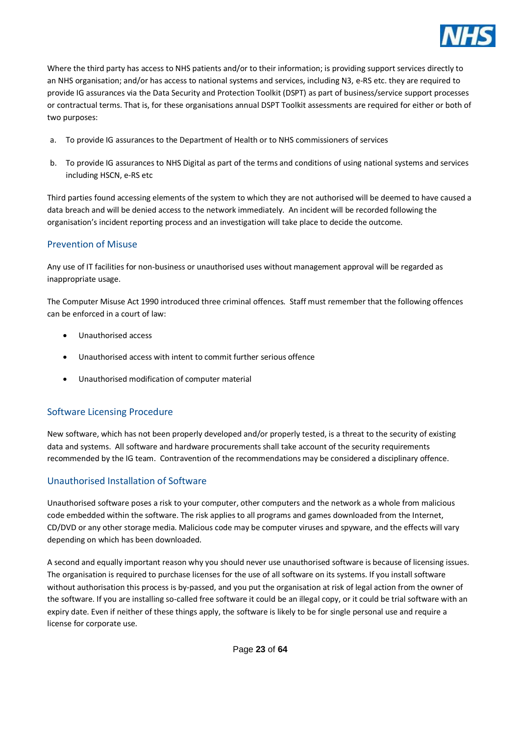Where the third party has access to NHS patients and/or to their information; is providing support services directly to an NHS organisation; and/or has access to national systems and services, including N3, e-RS etc. they are required to provide IG assurances via the Data Security and Protection Toolkit (DSPT) as part of business/service support processes or contractual terms. That is, for these organisations annual DSPT Toolkit assessments are required for either or both of two purposes:

a. To provide IG assurances to the Department of Health or to NHS commissioners of services

b. To provide IG assurances to NHS Digital as part of the terms and conditions of using national systems and services including HSCN, e-RS etc

Third parties found accessing elements of the system to which they are not authorised will be deemed to have caused a data breach and will be denied access to the network immediately. An incident will be recorded following the organisation's incident reporting process and an investigation will take place to decide the outcome.

## Prevention of Misuse

Any use of IT facilities for non-business or unauthorised uses without management approval will be regarded as inappropriate usage.

The Computer Misuse Act 1990 introduced three criminal offences. Staff must remember that the following offences can be enforced in a court of law:

- Unauthorised access
- Unauthorised access with intent to commit further serious offence
- Unauthorised modification of computer material

## Software Licensing Procedure

New software, which has not been properly developed and/or properly tested, is a threat to the security of existing data and systems. All software and hardware procurements shall take account of the security requirements recommended by the IG team. Contravention of the recommendations may be considered a disciplinary offence.

## Unauthorised Installation of Software

Unauthorised software poses a risk to your computer, other computers and the network as a whole from malicious code embedded within the software. The risk applies to all programs and games downloaded from the Internet, CD/DVD or any other storage media. Malicious code may be computer viruses and spyware, and the effects will vary depending on which has been downloaded.

A second and equally important reason why you should never use unauthorised software is because of licensing issues. The organisation is required to purchase licenses for the use of all software on its systems. If you install software without authorisation this process is by-passed, and you put the organisation at risk of legal action from the owner of the software. If you are installing so-called free software it could be an illegal copy, or it could be trial software with an expiry date. Even if neither of these things apply, the software is likely to be for single personal use and require a license for corporate use.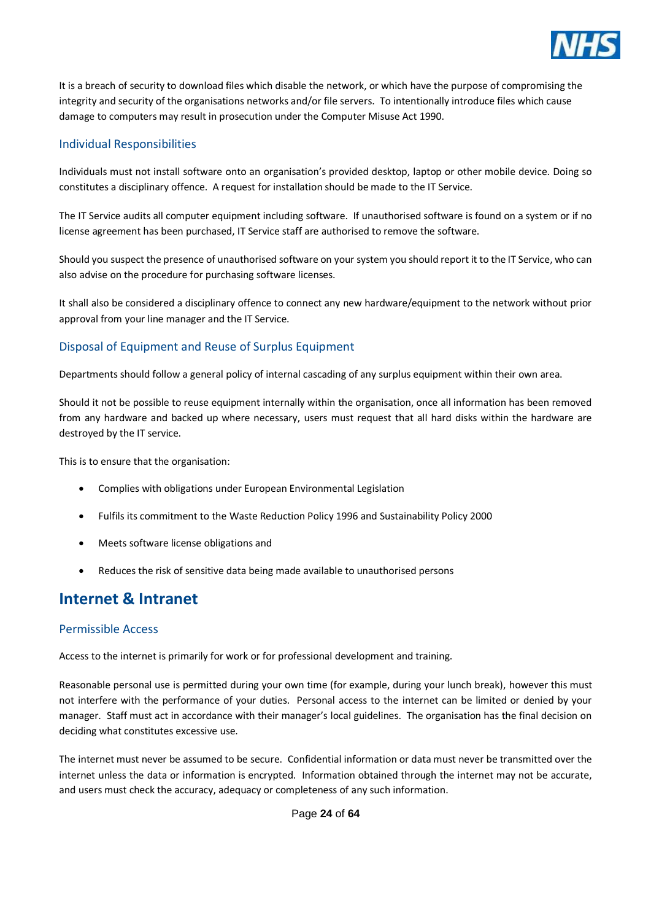It is a breach of security to download files which disable the network, or which have the purpose of compromising the integrity and security of the organisations networks and/or file servers. To intentionally introduce files which cause damage to computers may result in prosecution under the Computer Misuse Act 1990.

### Individual Responsibilities

Individuals must not install software onto an organisation's provided desktop, laptop or other mobile device. Doing so constitutes a disciplinary offence. A request for installation should be made to the IT Service.

The IT Service audits all computer equipment including software. If unauthorised software is found on a system or if no license agreement has been purchased, IT Service staff are authorised to remove the software.

Should you suspect the presence of unauthorised software on your system you should report it to the IT Service, who can also advise on the procedure for purchasing software licenses.

It shall also be considered a disciplinary offence to connect any new hardware/equipment to the network without prior approval from your line manager and the IT Service.

### Disposal of Equipment and Reuse of Surplus Equipment

Departments should follow a general policy of internal cascading of any surplus equipment within their own area.

Should it not be possible to reuse equipment internally within the organisation, once all information has been removed from any hardware and backed up where necessary, users must request that all hard disks within the hardware are destroyed by the IT service.

This is to ensure that the organisation:

- Complies with obligations under European Environmental Legislation
- Fulfils its commitment to the Waste Reduction Policy 1996 and Sustainability Policy 2000
- Meets software license obligations and
- Reduces the risk of sensitive data being made available to unauthorised persons

## Internet & Intranet

### Permissible Access

Access to the internet is primarily for work or for professional development and training.

Reasonable personal use is permitted during your own time (for example, during your lunch break), however this must not interfere with the performance of your duties. Personal access to the internet can be limited or denied by your manager. Staff must act in accordance with their manager's local guidelines. The organisation has the final decision on deciding what constitutes excessive use.

The internet must never be assumed to be secure. Confidential information or data must never be transmitted over the internet unless the data or information is encrypted. Information obtained through the internet may not be accurate, and users must check the accuracy, adequacy or completeness of any such information.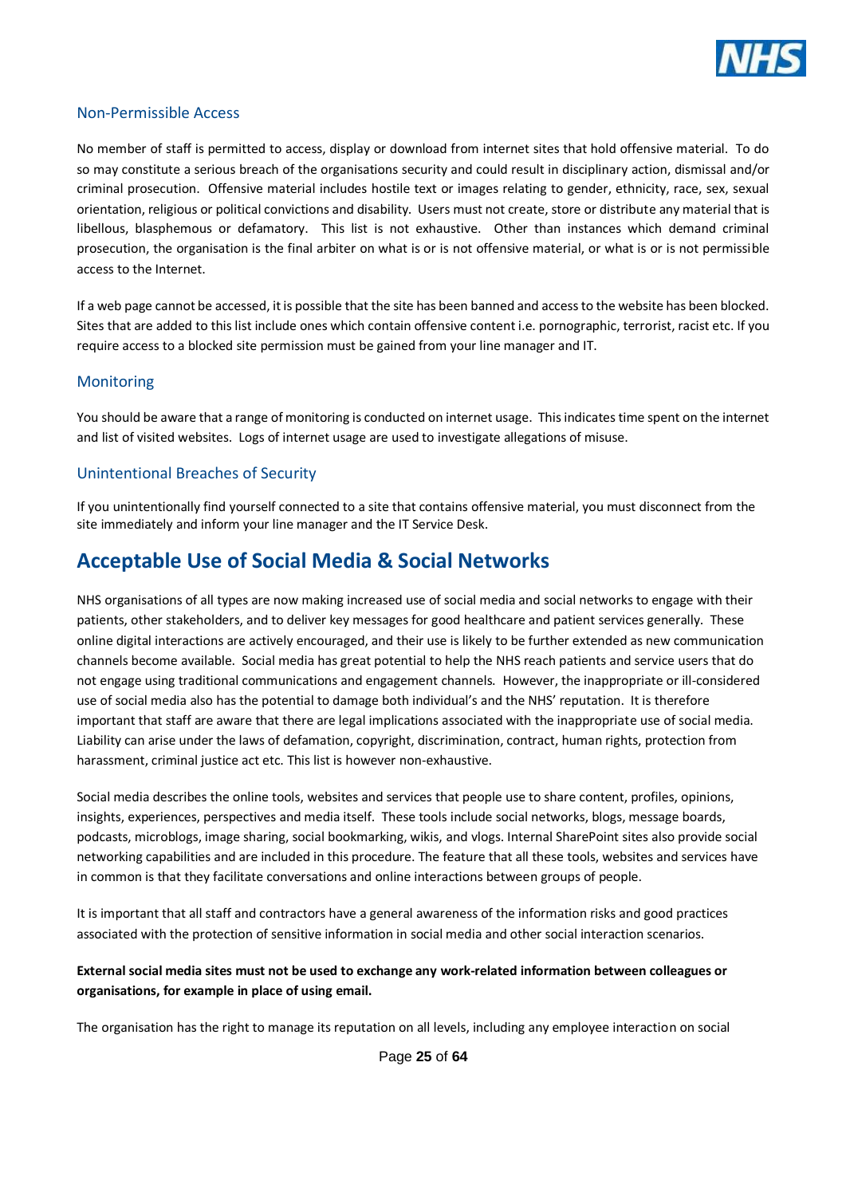### Non-Permissible Access

No member of staff is permitted to access, display or download from internet sites that hold offensive material. To do so may constitute a serious breach of the organisations security and could result in disciplinary action, dismissal and/or criminal prosecution. Offensive material includes hostile text or images relating to gender, ethnicity, race, sex, sexual orientation, religious or political convictions and disability. Users must not create, store or distribute any material that is libellous, blasphemous or defamatory. This list is not exhaustive. Other than instances which demand criminal prosecution, the organisation is the final arbiter on what is or is not offensive material, or what is or is not permissible access to the Internet.

If a web page cannot be accessed, it is possible that the site has been banned and access to the website has been blocked. Sites that are added to this list include ones which contain offensive content i.e. pornographic, terrorist, racist etc. If you require access to a blocked site permission must be gained from your line manager and IT.

### Monitoring

You should be aware that a range of monitoring is conducted on internet usage. This indicates time spent on the internet and list of visited websites. Logs of internet usage are used to investigate allegations of misuse.

### Unintentional Breaches of Security

If you unintentionally find yourself connected to a site that contains offensive material, you must disconnect from the site immediately and inform your line manager and the IT Service Desk.

## Acceptable Use of Social Media & Social Networks

NHS organisations of all types are now making increased use of social media and social networks to engage with their patients, other stakeholders, and to deliver key messages for good healthcare and patient services generally. These online digital interactions are actively encouraged, and their use is likely to be further extended as new communication channels become available. Social media has great potential to help the NHS reach patients and service users that do not engage using traditional communications and engagement channels. However, the inappropriate or ill-considered use of social media also has the potential to damage both individual's and the NHS' reputation. It is therefore important that staff are aware that there are legal implications associated with the inappropriate use of social media. Liability can arise under the laws of defamation, copyright, discrimination, contract, human rights, protection from harassment, criminal justice act etc. This list is however non-exhaustive.

Social media describes the online tools, websites and services that people use to share content, profiles, opinions, insights, experiences, perspectives and media itself. These tools include social networks, blogs, message boards, podcasts, microblogs, image sharing, social bookmarking, wikis, and vlogs. Internal SharePoint sites also provide social networking capabilities and are included in this procedure. The feature that all these tools, websites and services have in common is that they facilitate conversations and online interactions between groups of people.

It is important that all staff and contractors have a general awareness of the information risks and good practices associated with the protection of sensitive information in social media and other social interaction scenarios.

**External social media sites must not be used to exchange any work-related information between colleagues or organisations, for example in place of using email.**

The organisation has the right to manage its reputation on all levels, including any employee interaction on social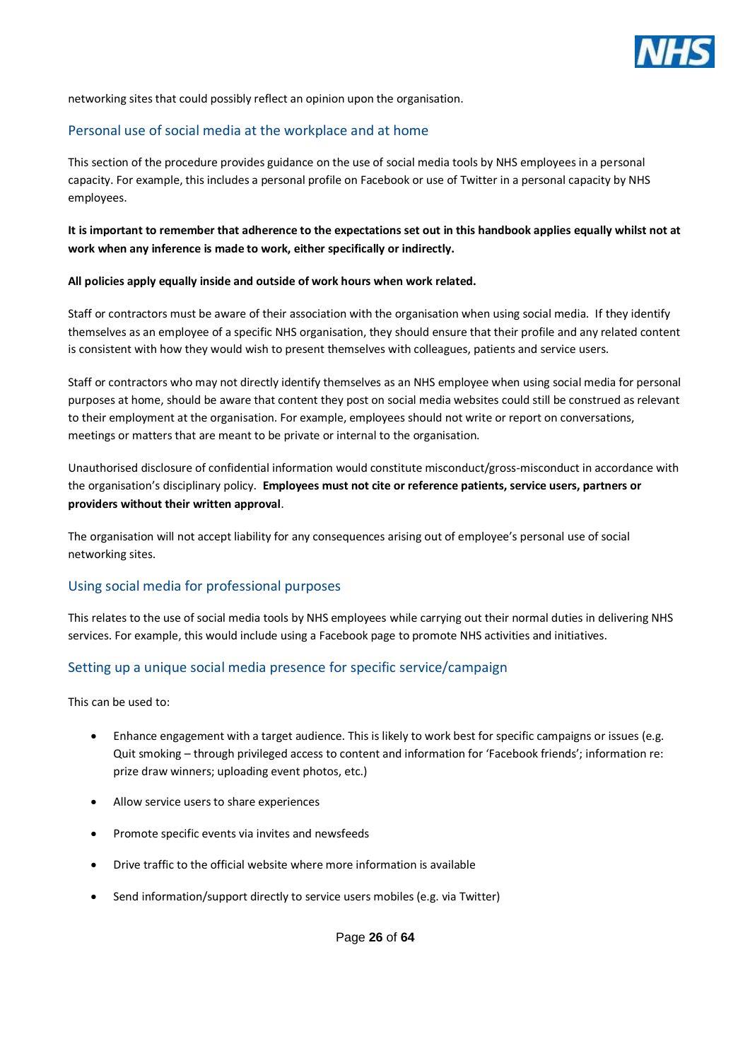networking sites that could possibly reflect an opinion upon the organisation.

## Personal use of social media at the workplace and at home

This section of the procedure provides guidance on the use of social media tools by NHS employees in a personal capacity. For example, this includes a personal profile on Facebook or use of Twitter in a personal capacity by NHS employees.

**It is important to remember that adherence to the expectations set out in this handbook applies equally whilst not at work when any inference is made to work, either specifically or indirectly.**

**All policies apply equally inside and outside of work hours when work related.**

Staff or contractors must be aware of their association with the organisation when using social media. If they identify themselves as an employee of a specific NHS organisation, they should ensure that their profile and any related content is consistent with how they would wish to present themselves with colleagues, patients and service users.

Staff or contractors who may not directly identify themselves as an NHS employee when using social media for personal purposes at home, should be aware that content they post on social media websites could still be construed as relevant to their employment at the organisation. For example, employees should not write or report on conversations, meetings or matters that are meant to be private or internal to the organisation.

Unauthorised disclosure of confidential information would constitute misconduct/gross-misconduct in accordance with the organisation's disciplinary policy. **Employees must not cite or reference patients, service users, partners or providers without their written approval**.

The organisation will not accept liability for any consequences arising out of employee's personal use of social networking sites.

## Using social media for professional purposes

This relates to the use of social media tools by NHS employees while carrying out their normal duties in delivering NHS services. For example, this would include using a Facebook page to promote NHS activities and initiatives.

## Setting up a unique social media presence for specific service/campaign

This can be used to:

- Enhance engagement with a target audience. This is likely to work best for specific campaigns or issues (e.g. Quit smoking – through privileged access to content and information for 'Facebook friends'; information re: prize draw winners; uploading event photos, etc.)
- Allow service users to share experiences
- Promote specific events via invites and newsfeeds
- Drive traffic to the official website where more information is available
- Send information/support directly to service users mobiles (e.g. via Twitter)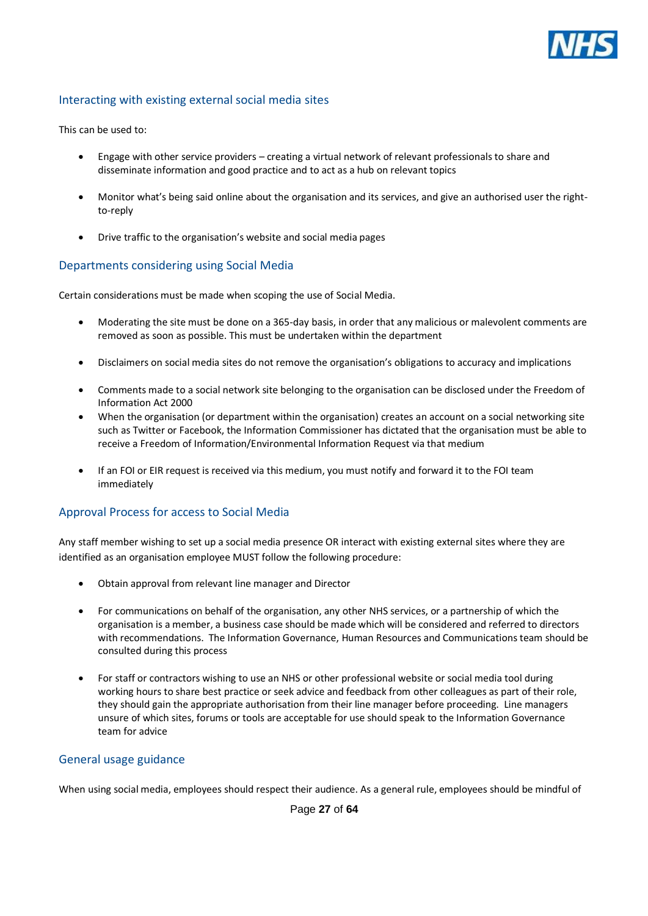## Interacting with existing external social media sites

This can be used to:

- Engage with other service providers – creating a virtual network of relevant professionals to share and disseminate information and good practice and to act as a hub on relevant topics
- Monitor what's being said online about the organisation and its services, and give an authorised user the right-to-reply
- Drive traffic to the organisation's website and social media pages

## Departments considering using Social Media

Certain considerations must be made when scoping the use of Social Media.

- Moderating the site must be done on a 365-day basis, in order that any malicious or malevolent comments are removed as soon as possible. This must be undertaken within the department
- Disclaimers on social media sites do not remove the organisation's obligations to accuracy and implications
- Comments made to a social network site belonging to the organisation can be disclosed under the Freedom of Information Act 2000
- When the organisation (or department within the organisation) creates an account on a social networking site such as Twitter or Facebook, the Information Commissioner has dictated that the organisation must be able to receive a Freedom of Information/Environmental Information Request via that medium
- If an FOI or EIR request is received via this medium, you must notify and forward it to the FOI team immediately

## Approval Process for access to Social Media

Any staff member wishing to set up a social media presence OR interact with existing external sites where they are identified as an organisation employee MUST follow the following procedure:

- Obtain approval from relevant line manager and Director
- For communications on behalf of the organisation, any other NHS services, or a partnership of which the organisation is a member, a business case should be made which will be considered and referred to directors with recommendations. The Information Governance, Human Resources and Communications team should be consulted during this process
- For staff or contractors wishing to use an NHS or other professional website or social media tool during working hours to share best practice or seek advice and feedback from other colleagues as part of their role, they should gain the appropriate authorisation from their line manager before proceeding. Line managers unsure of which sites, forums or tools are acceptable for use should speak to the Information Governance team for advice

## General usage guidance

When using social media, employees should respect their audience. As a general rule, employees should be mindful of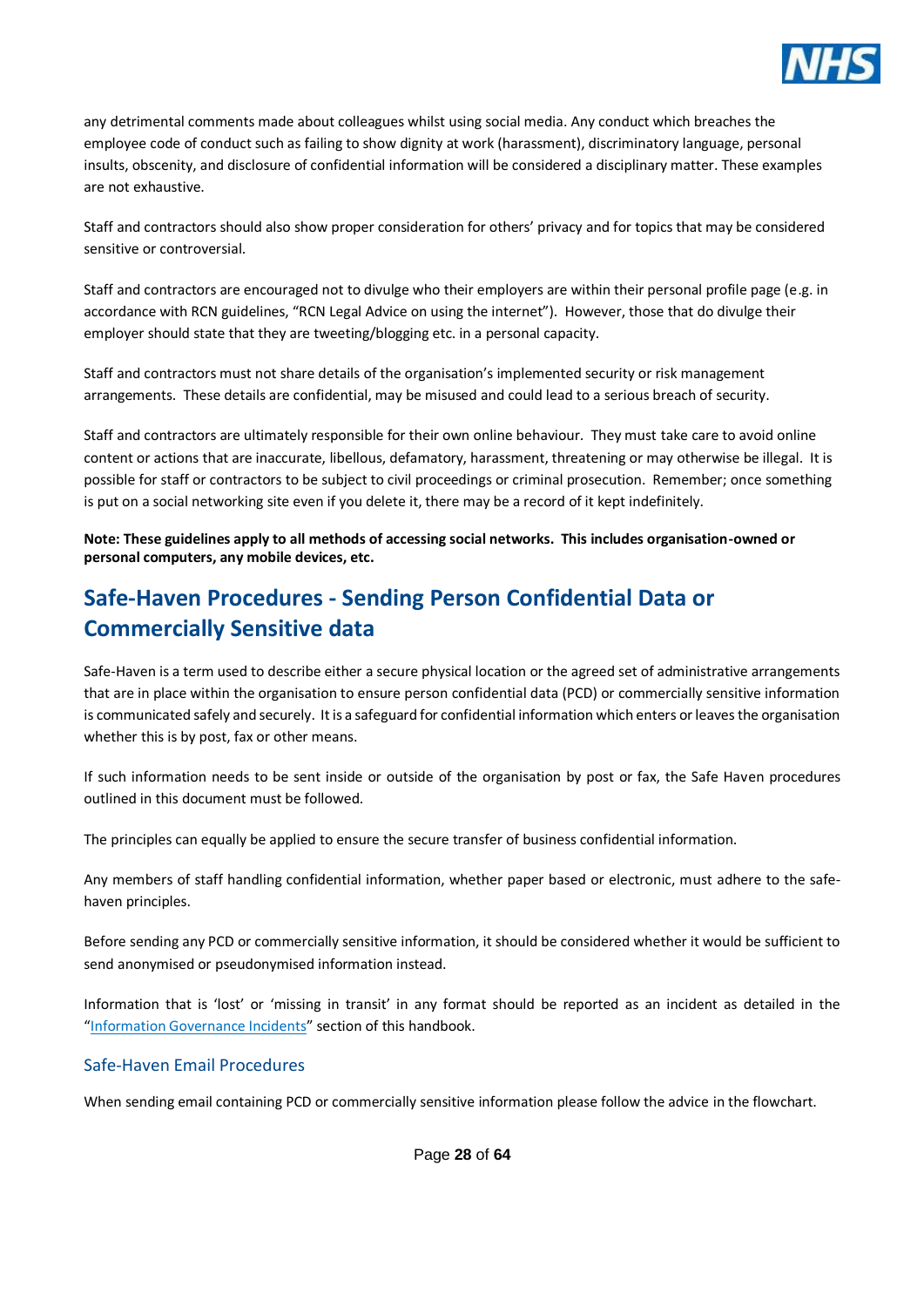any detrimental comments made about colleagues whilst using social media. Any conduct which breaches the employee code of conduct such as failing to show dignity at work (harassment), discriminatory language, personal insults, obscenity, and disclosure of confidential information will be considered a disciplinary matter. These examples are not exhaustive.

Staff and contractors should also show proper consideration for others' privacy and for topics that may be considered sensitive or controversial.

Staff and contractors are encouraged not to divulge who their employers are within their personal profile page (e.g. in accordance with RCN guidelines, "RCN Legal Advice on using the internet"). However, those that do divulge their employer should state that they are tweeting/blogging etc. in a personal capacity.

Staff and contractors must not share details of the organisation's implemented security or risk management arrangements. These details are confidential, may be misused and could lead to a serious breach of security.

Staff and contractors are ultimately responsible for their own online behaviour. They must take care to avoid online content or actions that are inaccurate, libellous, defamatory, harassment, threatening or may otherwise be illegal. It is possible for staff or contractors to be subject to civil proceedings or criminal prosecution. Remember; once something is put on a social networking site even if you delete it, there may be a record of it kept indefinitely.

**Note: These guidelines apply to all methods of accessing social networks. This includes organisation-owned or personal computers, any mobile devices, etc.**

## Safe-Haven Procedures - Sending Person Confidential Data or Commercially Sensitive data

Safe-Haven is a term used to describe either a secure physical location or the agreed set of administrative arrangements that are in place within the organisation to ensure person confidential data (PCD) or commercially sensitive information is communicated safely and securely. It is a safeguard for confidential information which enters or leaves the organisation whether this is by post, fax or other means.

If such information needs to be sent inside or outside of the organisation by post or fax, the Safe Haven procedures outlined in this document must be followed.

The principles can equally be applied to ensure the secure transfer of business confidential information.

Any members of staff handling confidential information, whether paper based or electronic, must adhere to the safe-haven principles.

Before sending any PCD or commercially sensitive information, it should be considered whether it would be sufficient to send anonymised or pseudonymised information instead.

Information that is 'lost' or 'missing in transit' in any format should be reported as an incident as detailed in the "Information Governance Incidents" section of this handbook.

### Safe-Haven Email Procedures

When sending email containing PCD or commercially sensitive information please follow the advice in the flowchart.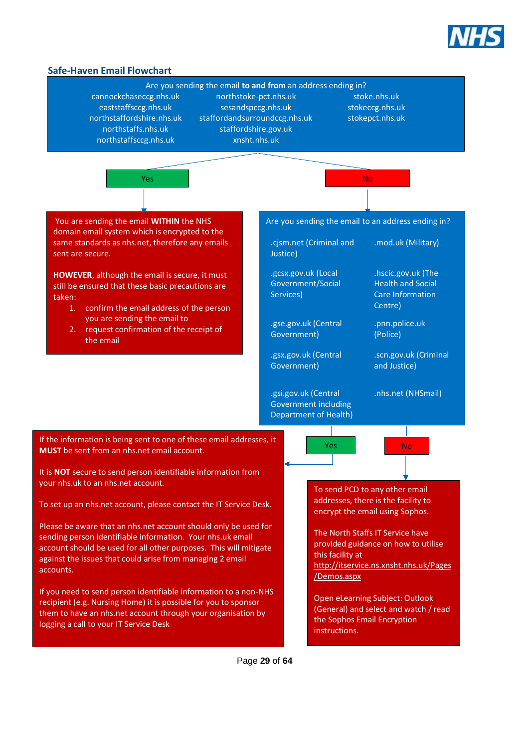## Safe-Haven Email Flowchart

Are you sending the email **to and from** an address ending in?

| | | |
|---|---|---|
| cannockchaseccg.nhs.uk | northstoke-pct.nhs.uk | stoke.nhs.uk |
| eaststaffsccg.nhs.uk | sesandspccg.nhs.uk | stokeccg.nhs.uk |
| northstaffordshire.nhs.uk | staffordandsurroundccg.nhs.uk | stokepct.nhs.uk |
| northstaffs.nhs.uk | staffordshire.gov.uk | |
| northstaffsccg.nhs.uk | xnsht.nhs.uk | |

**Yes**

You are sending the email **WITHIN** the NHS domain email system which is encrypted to the same standards as nhs.net, therefore any emails sent are secure.

**HOWEVER**, although the email is secure, it must still be ensured that these basic precautions are taken:

1. confirm the email address of the person you are sending the email to
2. request confirmation of the receipt of the email

**No**

Are you sending the email to an address ending in?

| | |
|---|---|
| .cjsm.net (Criminal and Justice) | .mod.uk (Military) |
| .gcsx.gov.uk (Local Government/Social Services) | .hscic.gov.uk (The Health and Social Care Information Centre) |
| .gse.gov.uk (Central Government) | .pnn.police.uk (Police) |
| .gsx.gov.uk (Central Government) | .scn.gov.uk (Criminal and Justice) |
| .gsi.gov.uk (Central Government including Department of Health) | .nhs.net (NHSmail) |

**Yes**

If the information is being sent to one of these email addresses, it **MUST** be sent from an nhs.net email account.

It is **NOT** secure to send person identifiable information from your nhs.uk to an nhs.net account.

To set up an nhs.net account, please contact the IT Service Desk.

Please be aware that an nhs.net account should only be used for sending person identifiable information. Your nhs.uk email account should be used for all other purposes. This will mitigate against the issues that could arise from managing 2 email accounts.

If you need to send person identifiable information to a non-NHS recipient (e.g. Nursing Home) it is possible for you to sponsor them to have an nhs.net account through your organisation by logging a call to your IT Service Desk

**No**

To send PCD to any other email addresses, there is the facility to encrypt the email using Sophos.

The North Staffs IT Service have provided guidance on how to utilise this facility at http://itservice.ns.xnsht.nhs.uk/Pages/Demos.aspx

Open eLearning Subject: Outlook (General) and select and watch / read the Sophos Email Encryption instructions.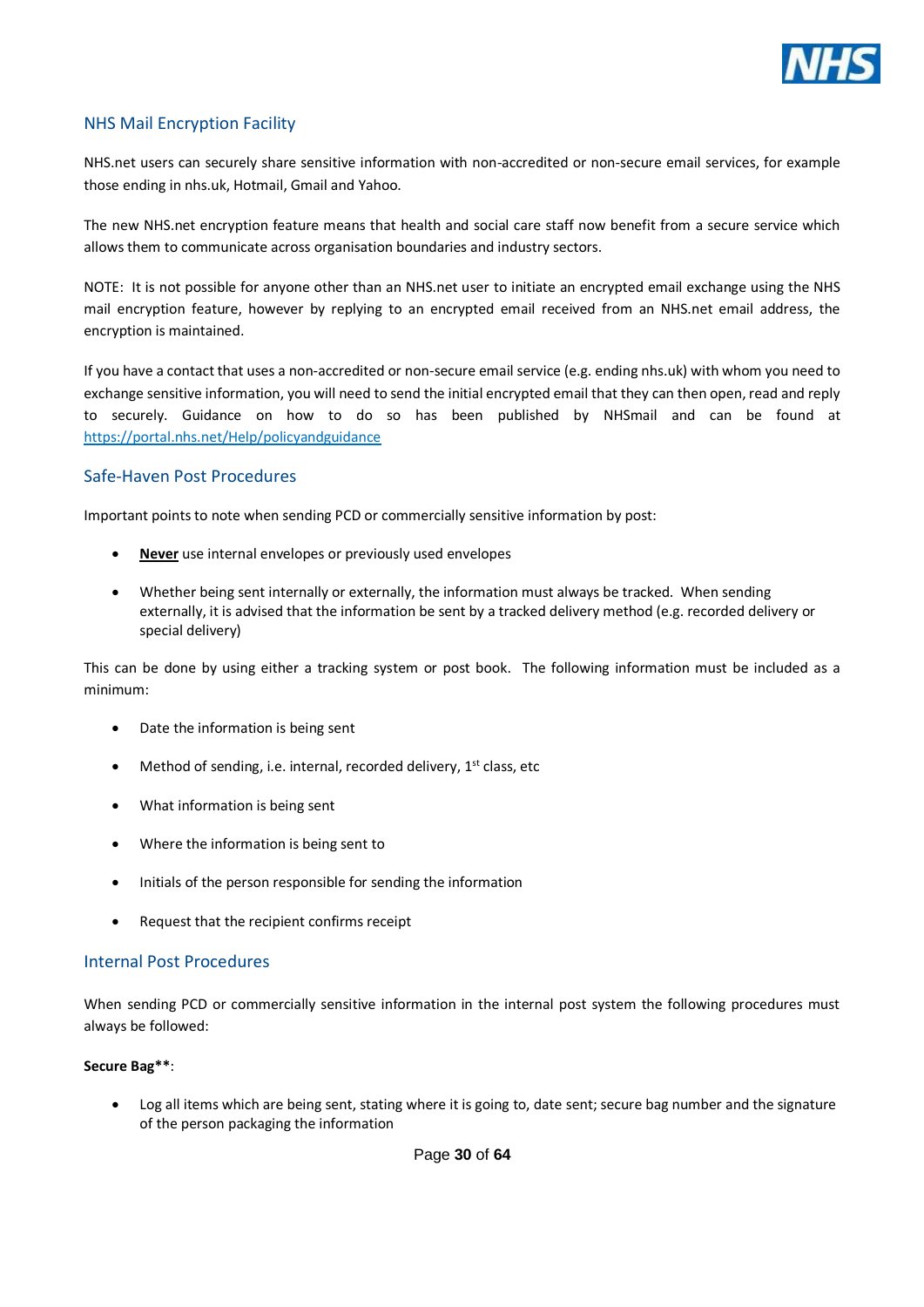## NHS Mail Encryption Facility

NHS.net users can securely share sensitive information with non-accredited or non-secure email services, for example those ending in nhs.uk, Hotmail, Gmail and Yahoo.

The new NHS.net encryption feature means that health and social care staff now benefit from a secure service which allows them to communicate across organisation boundaries and industry sectors.

NOTE: It is not possible for anyone other than an NHS.net user to initiate an encrypted email exchange using the NHS mail encryption feature, however by replying to an encrypted email received from an NHS.net email address, the encryption is maintained.

If you have a contact that uses a non-accredited or non-secure email service (e.g. ending nhs.uk) with whom you need to exchange sensitive information, you will need to send the initial encrypted email that they can then open, read and reply to securely. Guidance on how to do so has been published by NHSmail and can be found at [https://portal.nhs.net/Help/policyandguidance](https://portal.nhs.net/Help/policyandguidance)

## Safe-Haven Post Procedures

Important points to note when sending PCD or commercially sensitive information by post:

- **Never** use internal envelopes or previously used envelopes
- Whether being sent internally or externally, the information must always be tracked. When sending externally, it is advised that the information be sent by a tracked delivery method (e.g. recorded delivery or special delivery)

This can be done by using either a tracking system or post book. The following information must be included as a minimum:

- Date the information is being sent
- Method of sending, i.e. internal, recorded delivery, 1st class, etc
- What information is being sent
- Where the information is being sent to
- Initials of the person responsible for sending the information
- Request that the recipient confirms receipt

## Internal Post Procedures

When sending PCD or commercially sensitive information in the internal post system the following procedures must always be followed:

**Secure Bag****:

- Log all items which are being sent, stating where it is going to, date sent; secure bag number and the signature of the person packaging the information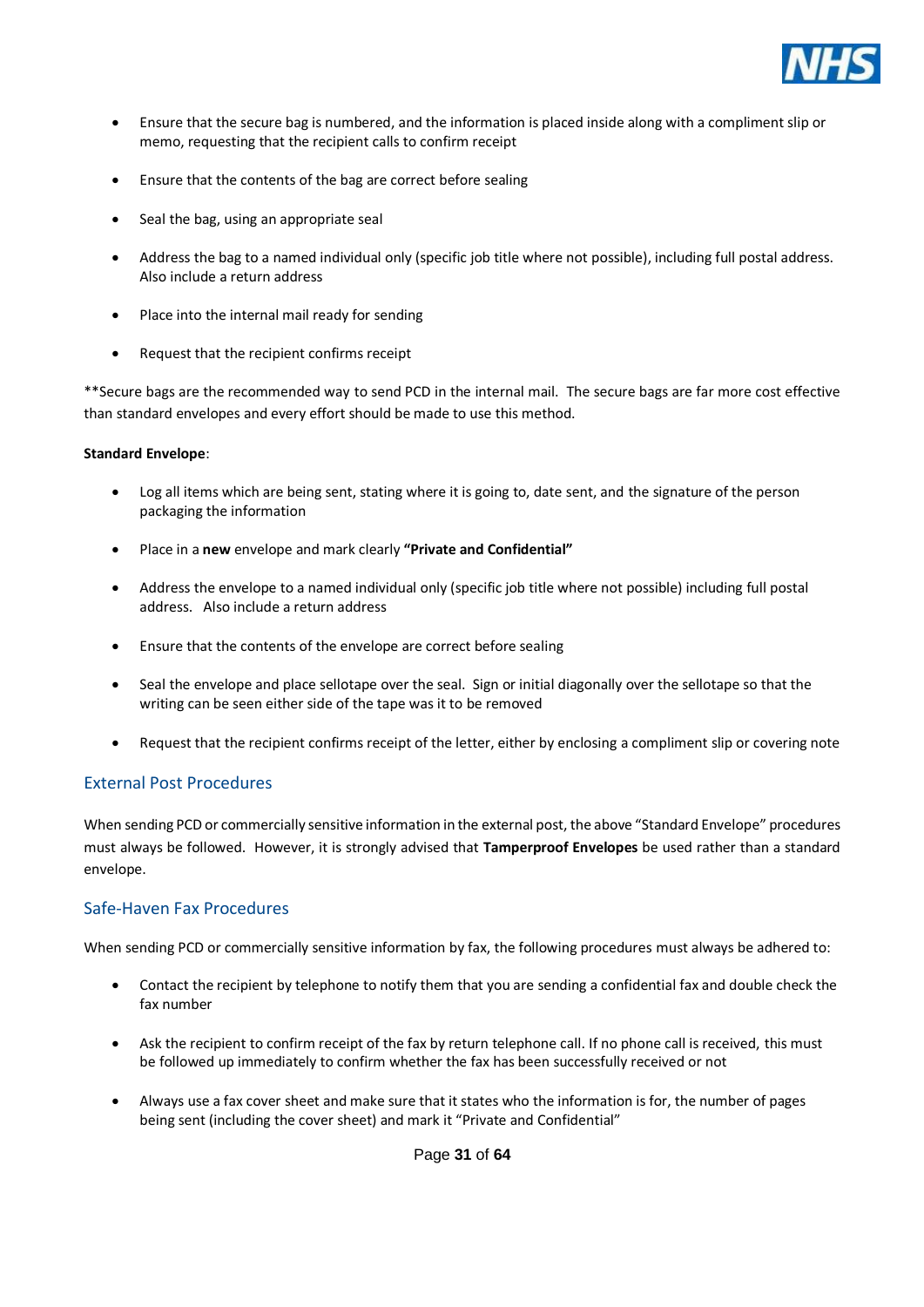- Ensure that the secure bag is numbered, and the information is placed inside along with a compliment slip or memo, requesting that the recipient calls to confirm receipt
- Ensure that the contents of the bag are correct before sealing
- Seal the bag, using an appropriate seal
- Address the bag to a named individual only (specific job title where not possible), including full postal address. Also include a return address
- Place into the internal mail ready for sending
- Request that the recipient confirms receipt

**Secure bags are the recommended way to send PCD in the internal mail. The secure bags are far more cost effective than standard envelopes and every effort should be made to use this method.

**Standard Envelope**:

- Log all items which are being sent, stating where it is going to, date sent, and the signature of the person packaging the information
- Place in a **new** envelope and mark clearly **"Private and Confidential"**
- Address the envelope to a named individual only (specific job title where not possible) including full postal address. Also include a return address
- Ensure that the contents of the envelope are correct before sealing
- Seal the envelope and place sellotape over the seal. Sign or initial diagonally over the sellotape so that the writing can be seen either side of the tape was it to be removed
- Request that the recipient confirms receipt of the letter, either by enclosing a compliment slip or covering note

## External Post Procedures

When sending PCD or commercially sensitive information in the external post, the above "Standard Envelope" procedures must always be followed. However, it is strongly advised that **Tamperproof Envelopes** be used rather than a standard envelope.

## Safe-Haven Fax Procedures

When sending PCD or commercially sensitive information by fax, the following procedures must always be adhered to:

- Contact the recipient by telephone to notify them that you are sending a confidential fax and double check the fax number
- Ask the recipient to confirm receipt of the fax by return telephone call. If no phone call is received, this must be followed up immediately to confirm whether the fax has been successfully received or not
- Always use a fax cover sheet and make sure that it states who the information is for, the number of pages being sent (including the cover sheet) and mark it "Private and Confidential"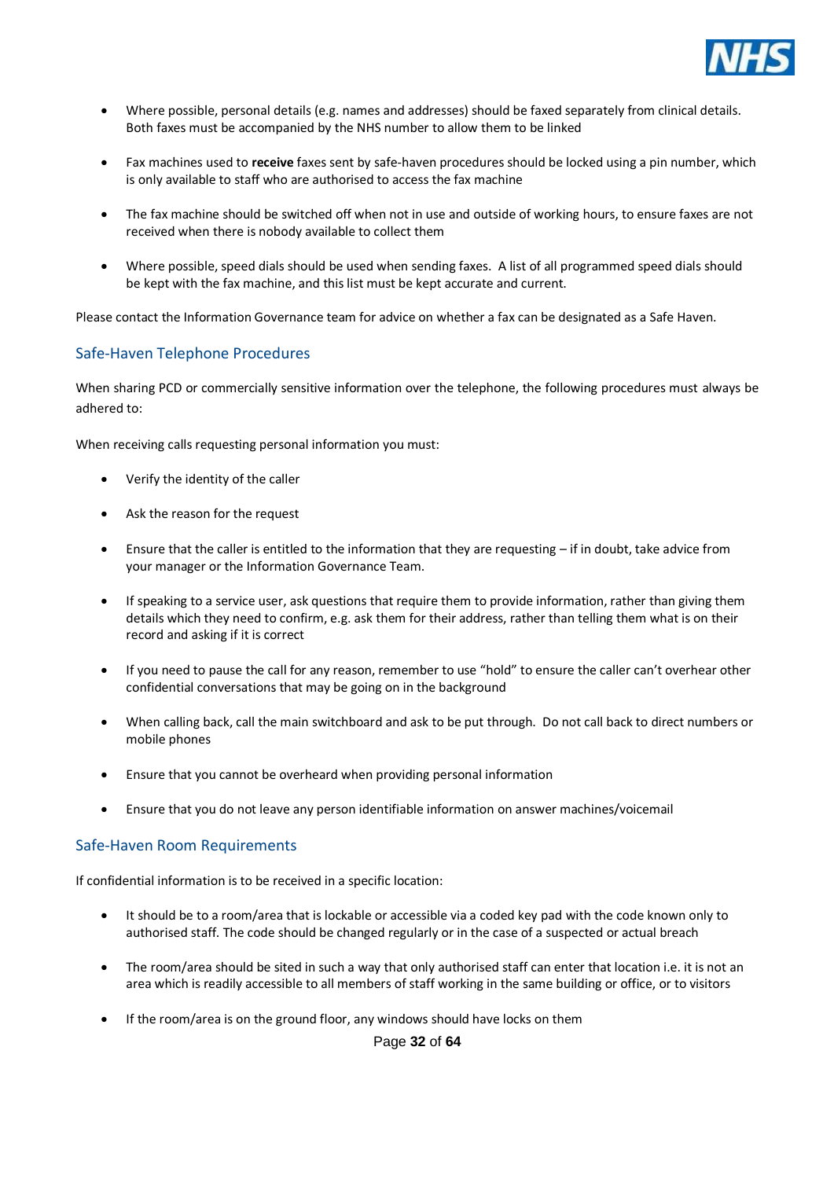- Where possible, personal details (e.g. names and addresses) should be faxed separately from clinical details. Both faxes must be accompanied by the NHS number to allow them to be linked
- Fax machines used to **receive** faxes sent by safe-haven procedures should be locked using a pin number, which is only available to staff who are authorised to access the fax machine
- The fax machine should be switched off when not in use and outside of working hours, to ensure faxes are not received when there is nobody available to collect them
- Where possible, speed dials should be used when sending faxes. A list of all programmed speed dials should be kept with the fax machine, and this list must be kept accurate and current.

Please contact the Information Governance team for advice on whether a fax can be designated as a Safe Haven.

## Safe-Haven Telephone Procedures

When sharing PCD or commercially sensitive information over the telephone, the following procedures must always be adhered to:

When receiving calls requesting personal information you must:

- Verify the identity of the caller
- Ask the reason for the request
- Ensure that the caller is entitled to the information that they are requesting – if in doubt, take advice from your manager or the Information Governance Team.
- If speaking to a service user, ask questions that require them to provide information, rather than giving them details which they need to confirm, e.g. ask them for their address, rather than telling them what is on their record and asking if it is correct
- If you need to pause the call for any reason, remember to use "hold" to ensure the caller can't overhear other confidential conversations that may be going on in the background
- When calling back, call the main switchboard and ask to be put through. Do not call back to direct numbers or mobile phones
- Ensure that you cannot be overheard when providing personal information
- Ensure that you do not leave any person identifiable information on answer machines/voicemail

## Safe-Haven Room Requirements

If confidential information is to be received in a specific location:

- It should be to a room/area that is lockable or accessible via a coded key pad with the code known only to authorised staff. The code should be changed regularly or in the case of a suspected or actual breach
- The room/area should be sited in such a way that only authorised staff can enter that location i.e. it is not an area which is readily accessible to all members of staff working in the same building or office, or to visitors
- If the room/area is on the ground floor, any windows should have locks on them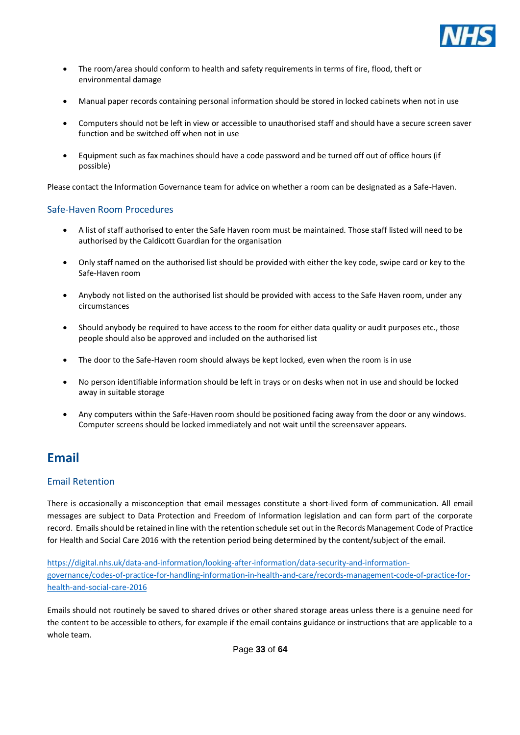- The room/area should conform to health and safety requirements in terms of fire, flood, theft or environmental damage
- Manual paper records containing personal information should be stored in locked cabinets when not in use
- Computers should not be left in view or accessible to unauthorised staff and should have a secure screen saver function and be switched off when not in use
- Equipment such as fax machines should have a code password and be turned off out of office hours (if possible)

Please contact the Information Governance team for advice on whether a room can be designated as a Safe-Haven.

### Safe-Haven Room Procedures

- A list of staff authorised to enter the Safe Haven room must be maintained. Those staff listed will need to be authorised by the Caldicott Guardian for the organisation
- Only staff named on the authorised list should be provided with either the key code, swipe card or key to the Safe-Haven room
- Anybody not listed on the authorised list should be provided with access to the Safe Haven room, under any circumstances
- Should anybody be required to have access to the room for either data quality or audit purposes etc., those people should also be approved and included on the authorised list
- The door to the Safe-Haven room should always be kept locked, even when the room is in use
- No person identifiable information should be left in trays or on desks when not in use and should be locked away in suitable storage
- Any computers within the Safe-Haven room should be positioned facing away from the door or any windows. Computer screens should be locked immediately and not wait until the screensaver appears.

## Email

### Email Retention

There is occasionally a misconception that email messages constitute a short-lived form of communication. All email messages are subject to Data Protection and Freedom of Information legislation and can form part of the corporate record. Emails should be retained in line with the retention schedule set out in the Records Management Code of Practice for Health and Social Care 2016 with the retention period being determined by the content/subject of the email.

https://digital.nhs.uk/data-and-information/looking-after-information/data-security-and-information-governance/codes-of-practice-for-handling-information-in-health-and-care/records-management-code-of-practice-for-health-and-social-care-2016

Emails should not routinely be saved to shared drives or other shared storage areas unless there is a genuine need for the content to be accessible to others, for example if the email contains guidance or instructions that are applicable to a whole team.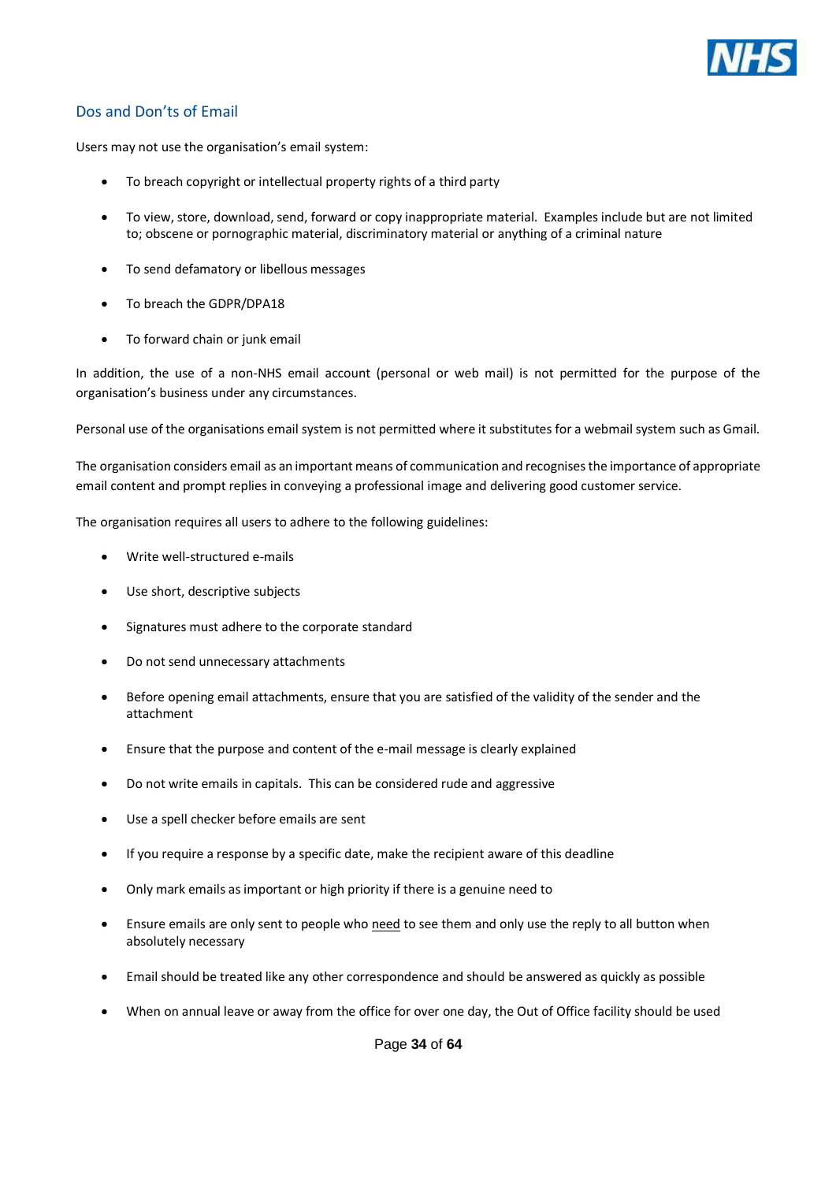## Dos and Don'ts of Email

Users may not use the organisation's email system:

- To breach copyright or intellectual property rights of a third party
- To view, store, download, send, forward or copy inappropriate material. Examples include but are not limited to; obscene or pornographic material, discriminatory material or anything of a criminal nature
- To send defamatory or libellous messages
- To breach the GDPR/DPA18
- To forward chain or junk email

In addition, the use of a non-NHS email account (personal or web mail) is not permitted for the purpose of the organisation's business under any circumstances.

Personal use of the organisations email system is not permitted where it substitutes for a webmail system such as Gmail.

The organisation considers email as an important means of communication and recognises the importance of appropriate email content and prompt replies in conveying a professional image and delivering good customer service.

The organisation requires all users to adhere to the following guidelines:

- Write well-structured e-mails
- Use short, descriptive subjects
- Signatures must adhere to the corporate standard
- Do not send unnecessary attachments
- Before opening email attachments, ensure that you are satisfied of the validity of the sender and the attachment
- Ensure that the purpose and content of the e-mail message is clearly explained
- Do not write emails in capitals. This can be considered rude and aggressive
- Use a spell checker before emails are sent
- If you require a response by a specific date, make the recipient aware of this deadline
- Only mark emails as important or high priority if there is a genuine need to
- Ensure emails are only sent to people who <u>need</u> to see them and only use the reply to all button when absolutely necessary
- Email should be treated like any other correspondence and should be answered as quickly as possible
- When on annual leave or away from the office for over one day, the Out of Office facility should be used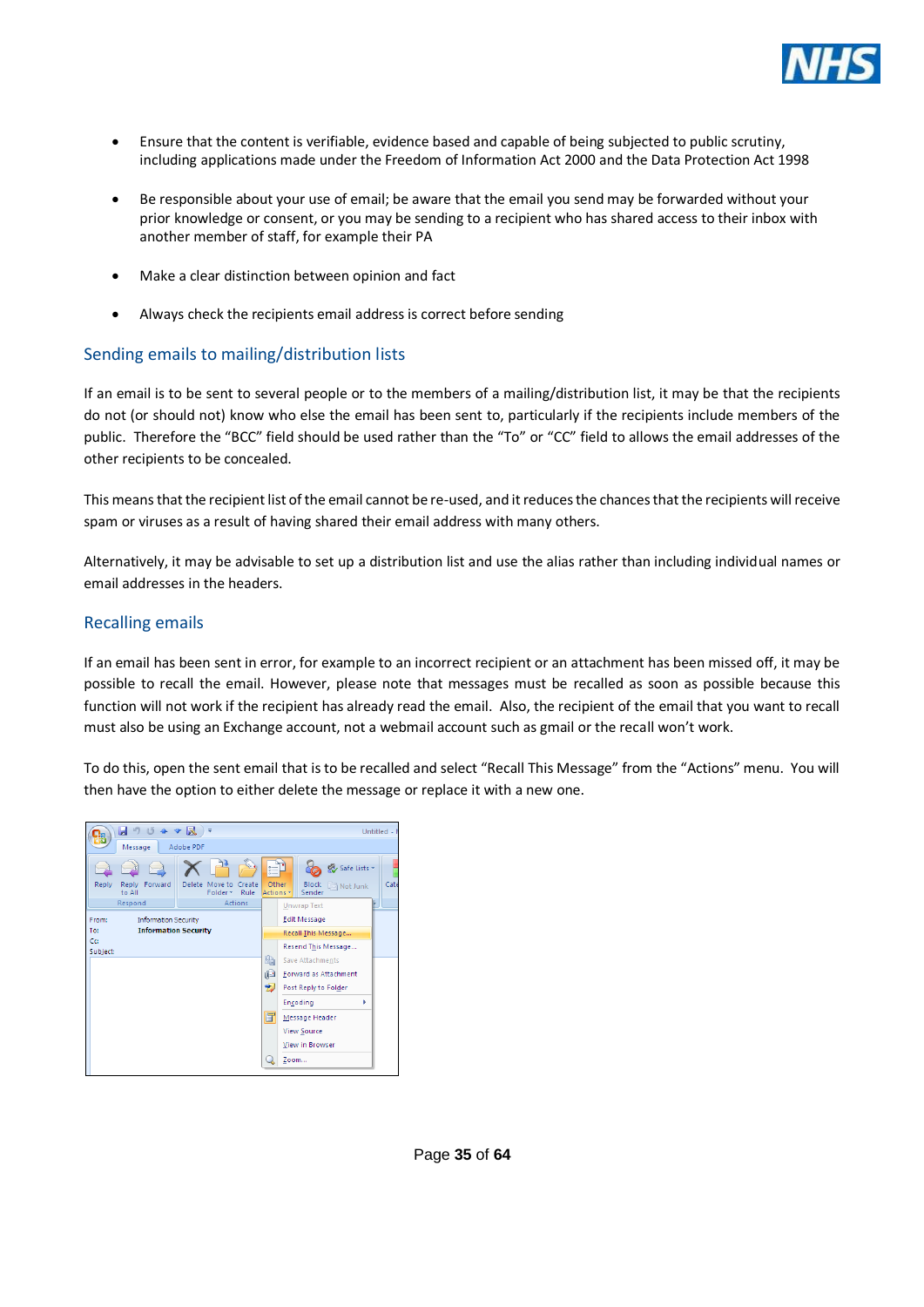- Ensure that the content is verifiable, evidence based and capable of being subjected to public scrutiny, including applications made under the Freedom of Information Act 2000 and the Data Protection Act 1998

- Be responsible about your use of email; be aware that the email you send may be forwarded without your prior knowledge or consent, or you may be sending to a recipient who has shared access to their inbox with another member of staff, for example their PA

- Make a clear distinction between opinion and fact

- Always check the recipients email address is correct before sending

## Sending emails to mailing/distribution lists

If an email is to be sent to several people or to the members of a mailing/distribution list, it may be that the recipients do not (or should not) know who else the email has been sent to, particularly if the recipients include members of the public. Therefore the "BCC" field should be used rather than the "To" or "CC" field to allows the email addresses of the other recipients to be concealed.

This means that the recipient list of the email cannot be re-used, and it reduces the chances that the recipients will receive spam or viruses as a result of having shared their email address with many others.

Alternatively, it may be advisable to set up a distribution list and use the alias rather than including individual names or email addresses in the headers.

## Recalling emails

If an email has been sent in error, for example to an incorrect recipient or an attachment has been missed off, it may be possible to recall the email. However, please note that messages must be recalled as soon as possible because this function will not work if the recipient has already read the email. Also, the recipient of the email that you want to recall must also be using an Exchange account, not a webmail account such as gmail or the recall won't work.

To do this, open the sent email that is to be recalled and select "Recall This Message" from the "Actions" menu. You will then have the option to either delete the message or replace it with a new one.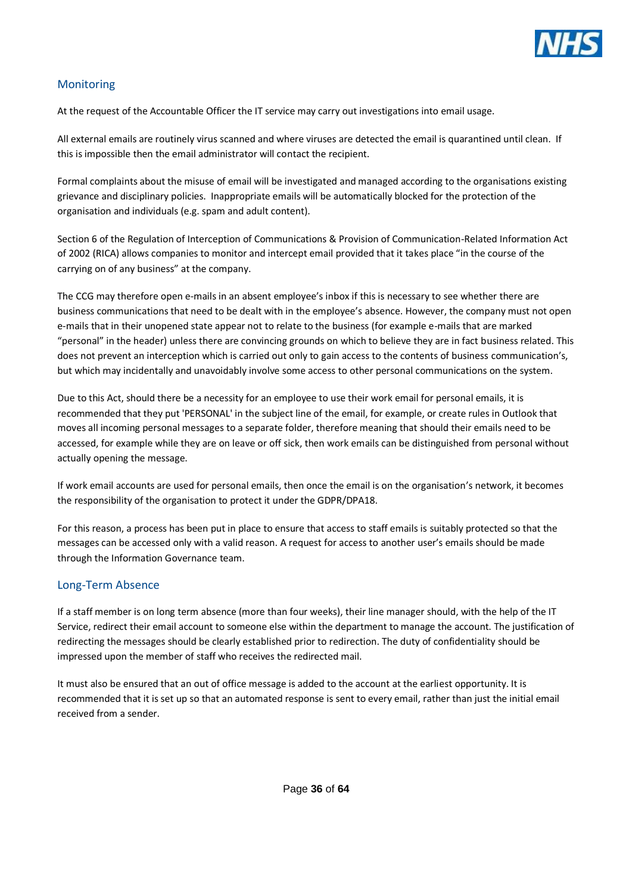## Monitoring

At the request of the Accountable Officer the IT service may carry out investigations into email usage.

All external emails are routinely virus scanned and where viruses are detected the email is quarantined until clean. If this is impossible then the email administrator will contact the recipient.

Formal complaints about the misuse of email will be investigated and managed according to the organisations existing grievance and disciplinary policies. Inappropriate emails will be automatically blocked for the protection of the organisation and individuals (e.g. spam and adult content).

Section 6 of the Regulation of Interception of Communications & Provision of Communication-Related Information Act of 2002 (RICA) allows companies to monitor and intercept email provided that it takes place "in the course of the carrying on of any business" at the company.

The CCG may therefore open e-mails in an absent employee's inbox if this is necessary to see whether there are business communications that need to be dealt with in the employee's absence. However, the company must not open e-mails that in their unopened state appear not to relate to the business (for example e-mails that are marked "personal" in the header) unless there are convincing grounds on which to believe they are in fact business related. This does not prevent an interception which is carried out only to gain access to the contents of business communication's, but which may incidentally and unavoidably involve some access to other personal communications on the system.

Due to this Act, should there be a necessity for an employee to use their work email for personal emails, it is recommended that they put 'PERSONAL' in the subject line of the email, for example, or create rules in Outlook that moves all incoming personal messages to a separate folder, therefore meaning that should their emails need to be accessed, for example while they are on leave or off sick, then work emails can be distinguished from personal without actually opening the message.

If work email accounts are used for personal emails, then once the email is on the organisation's network, it becomes the responsibility of the organisation to protect it under the GDPR/DPA18.

For this reason, a process has been put in place to ensure that access to staff emails is suitably protected so that the messages can be accessed only with a valid reason. A request for access to another user's emails should be made through the Information Governance team.

## Long-Term Absence

If a staff member is on long term absence (more than four weeks), their line manager should, with the help of the IT Service, redirect their email account to someone else within the department to manage the account. The justification of redirecting the messages should be clearly established prior to redirection. The duty of confidentiality should be impressed upon the member of staff who receives the redirected mail.

It must also be ensured that an out of office message is added to the account at the earliest opportunity. It is recommended that it is set up so that an automated response is sent to every email, rather than just the initial email received from a sender.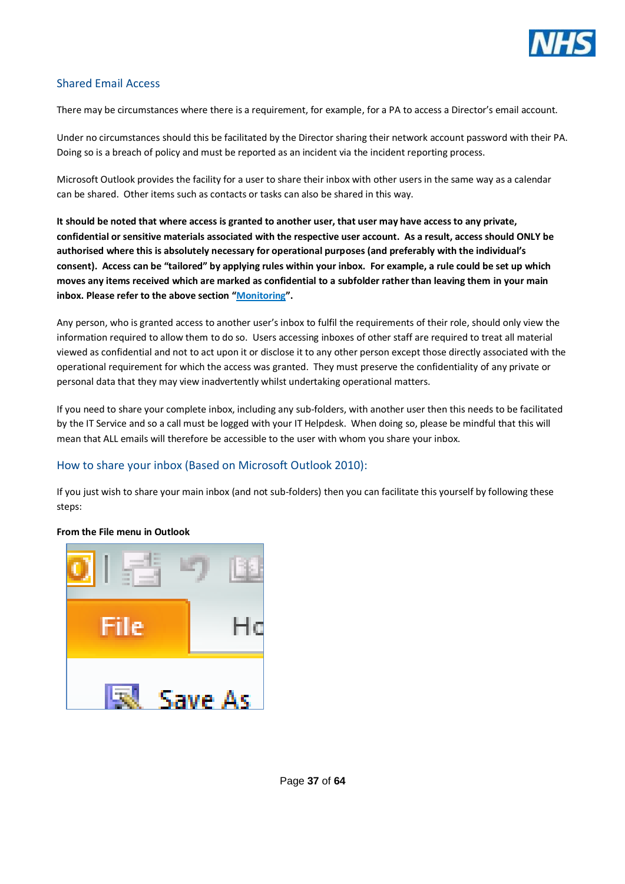## Shared Email Access

There may be circumstances where there is a requirement, for example, for a PA to access a Director's email account.

Under no circumstances should this be facilitated by the Director sharing their network account password with their PA. Doing so is a breach of policy and must be reported as an incident via the incident reporting process.

Microsoft Outlook provides the facility for a user to share their inbox with other users in the same way as a calendar can be shared. Other items such as contacts or tasks can also be shared in this way.

**It should be noted that where access is granted to another user, that user may have access to any private, confidential or sensitive materials associated with the respective user account. As a result, access should ONLY be authorised where this is absolutely necessary for operational purposes (and preferably with the individual's consent). Access can be "tailored" by applying rules within your inbox. For example, a rule could be set up which moves any items received which are marked as confidential to a subfolder rather than leaving them in your main inbox. Please refer to the above section "Monitoring".**

Any person, who is granted access to another user's inbox to fulfil the requirements of their role, should only view the information required to allow them to do so. Users accessing inboxes of other staff are required to treat all material viewed as confidential and not to act upon it or disclose it to any other person except those directly associated with the operational requirement for which the access was granted. They must preserve the confidentiality of any private or personal data that they may view inadvertently whilst undertaking operational matters.

If you need to share your complete inbox, including any sub-folders, with another user then this needs to be facilitated by the IT Service and so a call must be logged with your IT Helpdesk. When doing so, please be mindful that this will mean that ALL emails will therefore be accessible to the user with whom you share your inbox.

## How to share your inbox (Based on Microsoft Outlook 2010):

If you just wish to share your main inbox (and not sub-folders) then you can facilitate this yourself by following these steps:

**From the File menu in Outlook**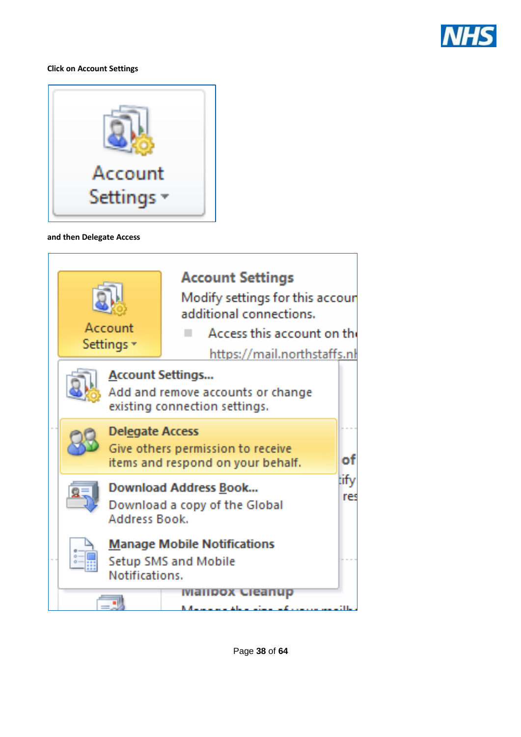**Click on Account Settings**

**and then Delegate Access**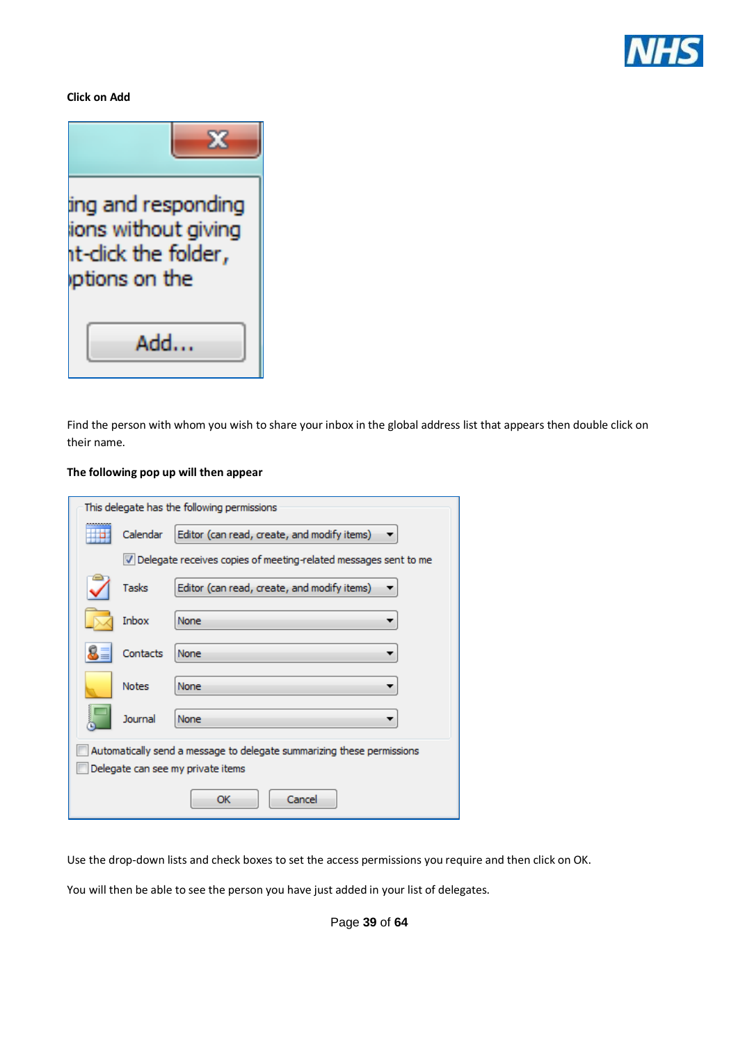**Click on Add**

Find the person with whom you wish to share your inbox in the global address list that appears then double click on their name.

**The following pop up will then appear**

Use the drop-down lists and check boxes to set the access permissions you require and then click on OK.

You will then be able to see the person you have just added in your list of delegates.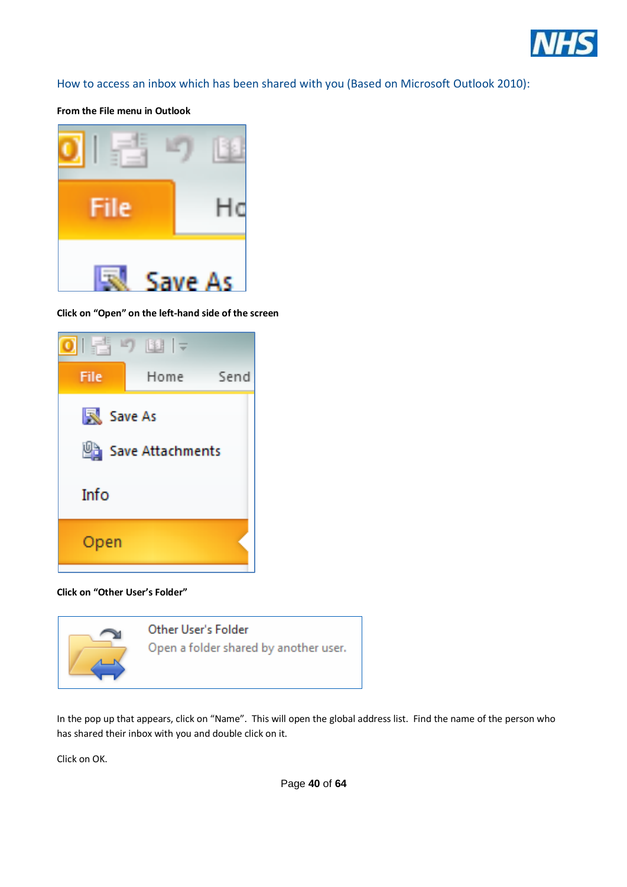## How to access an inbox which has been shared with you (Based on Microsoft Outlook 2010):

**From the File menu in Outlook**

**Click on "Open" on the left-hand side of the screen**

**Click on "Other User's Folder"**

In the pop up that appears, click on "Name". This will open the global address list. Find the name of the person who has shared their inbox with you and double click on it.

Click on OK.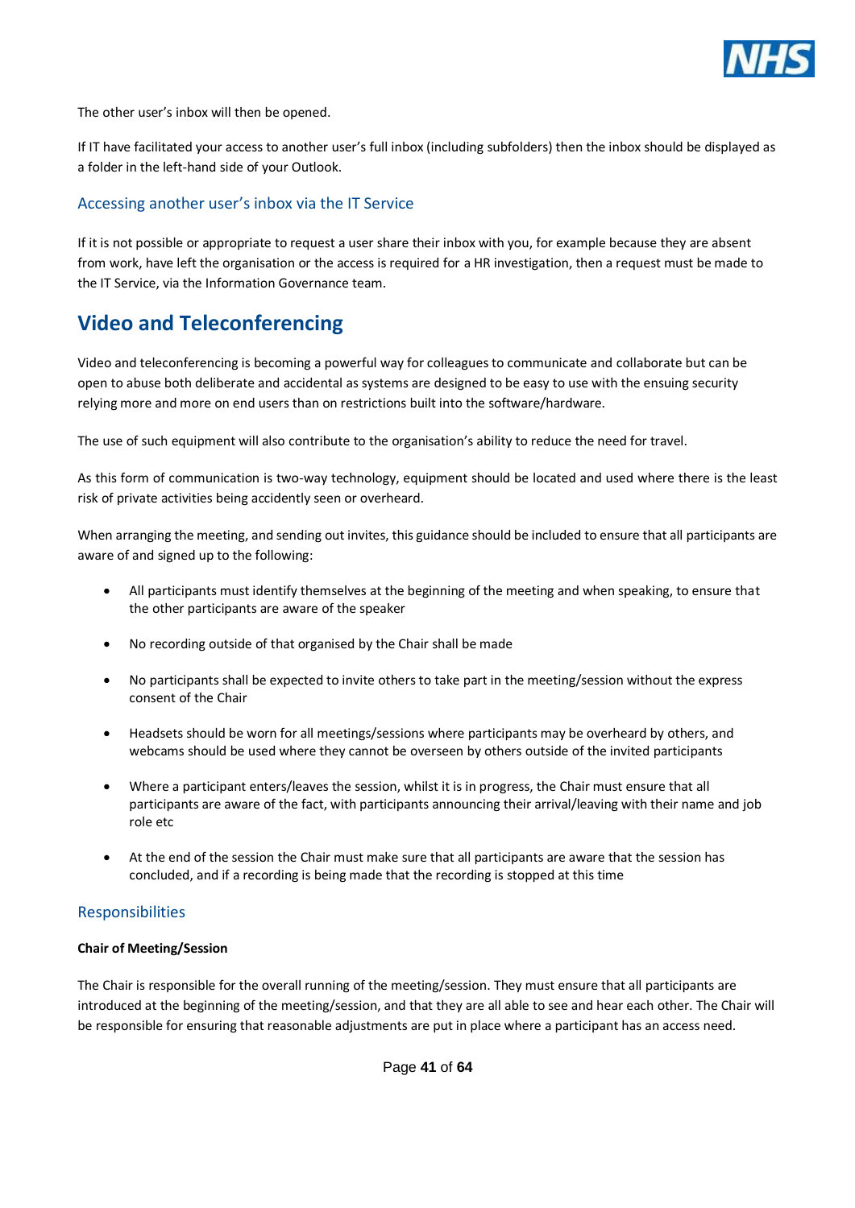The other user's inbox will then be opened.

If IT have facilitated your access to another user's full inbox (including subfolders) then the inbox should be displayed as a folder in the left-hand side of your Outlook.

### Accessing another user's inbox via the IT Service

If it is not possible or appropriate to request a user share their inbox with you, for example because they are absent from work, have left the organisation or the access is required for a HR investigation, then a request must be made to the IT Service, via the Information Governance team.

## Video and Teleconferencing

Video and teleconferencing is becoming a powerful way for colleagues to communicate and collaborate but can be open to abuse both deliberate and accidental as systems are designed to be easy to use with the ensuing security relying more and more on end users than on restrictions built into the software/hardware.

The use of such equipment will also contribute to the organisation's ability to reduce the need for travel.

As this form of communication is two-way technology, equipment should be located and used where there is the least risk of private activities being accidently seen or overheard.

When arranging the meeting, and sending out invites, this guidance should be included to ensure that all participants are aware of and signed up to the following:

- All participants must identify themselves at the beginning of the meeting and when speaking, to ensure that the other participants are aware of the speaker
- No recording outside of that organised by the Chair shall be made
- No participants shall be expected to invite others to take part in the meeting/session without the express consent of the Chair
- Headsets should be worn for all meetings/sessions where participants may be overheard by others, and webcams should be used where they cannot be overseen by others outside of the invited participants
- Where a participant enters/leaves the session, whilst it is in progress, the Chair must ensure that all participants are aware of the fact, with participants announcing their arrival/leaving with their name and job role etc
- At the end of the session the Chair must make sure that all participants are aware that the session has concluded, and if a recording is being made that the recording is stopped at this time

### Responsibilities

**Chair of Meeting/Session**

The Chair is responsible for the overall running of the meeting/session. They must ensure that all participants are introduced at the beginning of the meeting/session, and that they are all able to see and hear each other. The Chair will be responsible for ensuring that reasonable adjustments are put in place where a participant has an access need.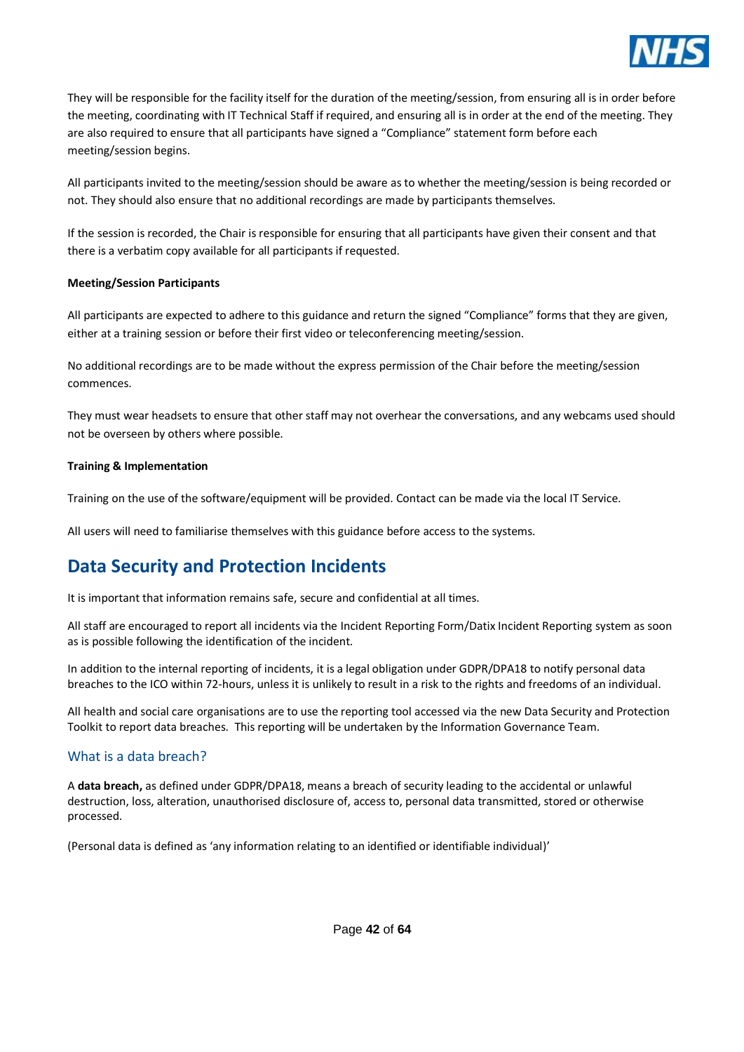They will be responsible for the facility itself for the duration of the meeting/session, from ensuring all is in order before the meeting, coordinating with IT Technical Staff if required, and ensuring all is in order at the end of the meeting. They are also required to ensure that all participants have signed a "Compliance" statement form before each meeting/session begins.

All participants invited to the meeting/session should be aware as to whether the meeting/session is being recorded or not. They should also ensure that no additional recordings are made by participants themselves.

If the session is recorded, the Chair is responsible for ensuring that all participants have given their consent and that there is a verbatim copy available for all participants if requested.

**Meeting/Session Participants**

All participants are expected to adhere to this guidance and return the signed "Compliance" forms that they are given, either at a training session or before their first video or teleconferencing meeting/session.

No additional recordings are to be made without the express permission of the Chair before the meeting/session commences.

They must wear headsets to ensure that other staff may not overhear the conversations, and any webcams used should not be overseen by others where possible.

**Training & Implementation**

Training on the use of the software/equipment will be provided. Contact can be made via the local IT Service.

All users will need to familiarise themselves with this guidance before access to the systems.

## Data Security and Protection Incidents

It is important that information remains safe, secure and confidential at all times.

All staff are encouraged to report all incidents via the Incident Reporting Form/Datix Incident Reporting system as soon as is possible following the identification of the incident.

In addition to the internal reporting of incidents, it is a legal obligation under GDPR/DPA18 to notify personal data breaches to the ICO within 72-hours, unless it is unlikely to result in a risk to the rights and freedoms of an individual.

All health and social care organisations are to use the reporting tool accessed via the new Data Security and Protection Toolkit to report data breaches. This reporting will be undertaken by the Information Governance Team.

### What is a data breach?

A **data breach,** as defined under GDPR/DPA18, means a breach of security leading to the accidental or unlawful destruction, loss, alteration, unauthorised disclosure of, access to, personal data transmitted, stored or otherwise processed.

(Personal data is defined as 'any information relating to an identified or identifiable individual)'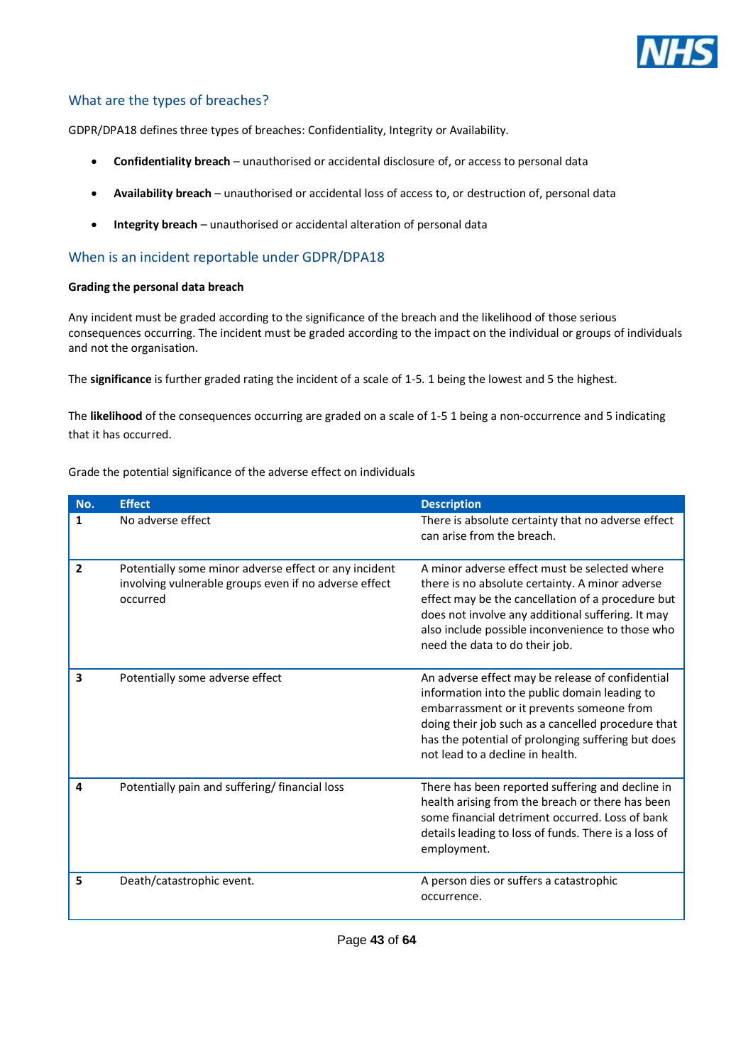## What are the types of breaches?

GDPR/DPA18 defines three types of breaches: Confidentiality, Integrity or Availability.

- **Confidentiality breach** – unauthorised or accidental disclosure of, or access to personal data
- **Availability breach** – unauthorised or accidental loss of access to, or destruction of, personal data
- **Integrity breach** – unauthorised or accidental alteration of personal data

## When is an incident reportable under GDPR/DPA18

**Grading the personal data breach**

Any incident must be graded according to the significance of the breach and the likelihood of those serious consequences occurring. The incident must be graded according to the impact on the individual or groups of individuals and not the organisation.

The **significance** is further graded rating the incident of a scale of 1-5. 1 being the lowest and 5 the highest.

The **likelihood** of the consequences occurring are graded on a scale of 1-5 1 being a non-occurrence and 5 indicating that it has occurred.

Grade the potential significance of the adverse effect on individuals

| No. | Effect | Description |
|---|---|---|
| **1** | No adverse effect | There is absolute certainty that no adverse effect can arise from the breach. |
| **2** | Potentially some minor adverse effect or any incident involving vulnerable groups even if no adverse effect occurred | A minor adverse effect must be selected where there is no absolute certainty. A minor adverse effect may be the cancellation of a procedure but does not involve any additional suffering. It may also include possible inconvenience to those who need the data to do their job. |
| **3** | Potentially some adverse effect | An adverse effect may be release of confidential information into the public domain leading to embarrassment or it prevents someone from doing their job such as a cancelled procedure that has the potential of prolonging suffering but does not lead to a decline in health. |
| **4** | Potentially pain and suffering/ financial loss | There has been reported suffering and decline in health arising from the breach or there has been some financial detriment occurred. Loss of bank details leading to loss of funds. There is a loss of employment. |
| **5** | Death/catastrophic event. | A person dies or suffers a catastrophic occurrence. |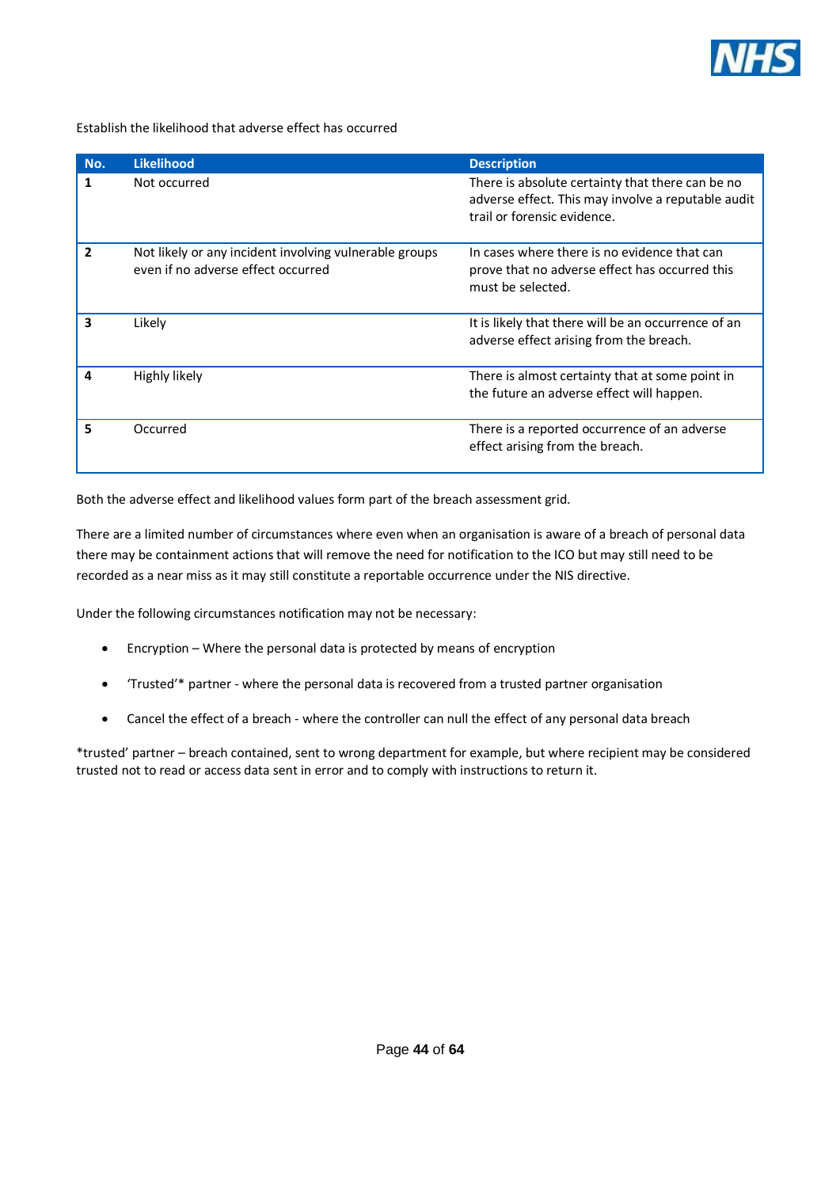Establish the likelihood that adverse effect has occurred

| No. | Likelihood | Description |
|---|---|---|
| **1** | Not occurred | There is absolute certainty that there can be no adverse effect. This may involve a reputable audit trail or forensic evidence. |
| **2** | Not likely or any incident involving vulnerable groups even if no adverse effect occurred | In cases where there is no evidence that can prove that no adverse effect has occurred this must be selected. |
| **3** | Likely | It is likely that there will be an occurrence of an adverse effect arising from the breach. |
| **4** | Highly likely | There is almost certainty that at some point in the future an adverse effect will happen. |
| **5** | Occurred | There is a reported occurrence of an adverse effect arising from the breach. |

Both the adverse effect and likelihood values form part of the breach assessment grid.

There are a limited number of circumstances where even when an organisation is aware of a breach of personal data there may be containment actions that will remove the need for notification to the ICO but may still need to be recorded as a near miss as it may still constitute a reportable occurrence under the NIS directive.

Under the following circumstances notification may not be necessary:

- Encryption – Where the personal data is protected by means of encryption
- 'Trusted'* partner - where the personal data is recovered from a trusted partner organisation
- Cancel the effect of a breach - where the controller can null the effect of any personal data breach

*trusted' partner – breach contained, sent to wrong department for example, but where recipient may be considered trusted not to read or access data sent in error and to comply with instructions to return it.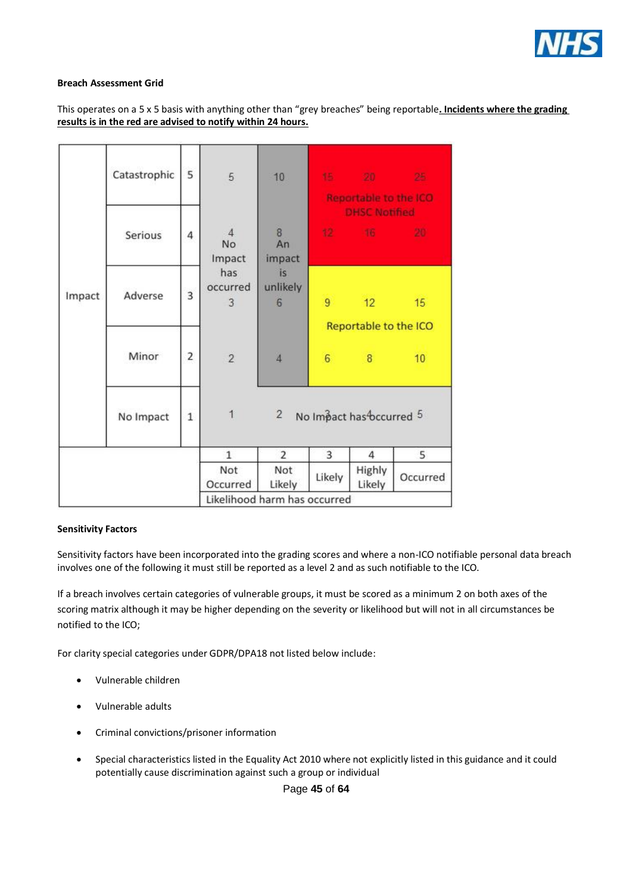**Breach Assessment Grid**

This operates on a 5 x 5 basis with anything other than "grey breaches" being reportable**. Incidents where the grading results is in the red are advised to notify within 24 hours.**

| Impact | | | | | | | |
|---|---|---|---|---|---|---|---|
| | Catastrophic | 5 | 5 | 10 | 15 | 20 | 25 |
| | Serious | 4 | 4 | 8 | 12 | 16 | 20 |
| | Adverse | 3 | 3 | 6 | 9 | 12 | 15 |
| | Minor | 2 | 2 | 4 | 6 | 8 | 10 |
| | No Impact | 1 | 1 | 2 | 3 | 4 | 5 |
| | | | 1 Not Occurred | 2 Not Likely | 3 Likely | 4 Highly Likely | 5 Occurred |
| | | | Likelihood harm has occurred | | | | |

Grid key:
- Likelihood column 1 (scores 2–5): No Impact has occurred
- Likelihood column 2 (scores 4–10): An impact is unlikely
- Impact row 1 (No Impact): No Impact has occurred
- Red area (scores 12, 15, 16, 20, 20, 25): Reportable to the ICO DHSC Notified
- Yellow area (scores 6, 8, 9, 10, 12, 15): Reportable to the ICO

**Sensitivity Factors**

Sensitivity factors have been incorporated into the grading scores and where a non-ICO notifiable personal data breach involves one of the following it must still be reported as a level 2 and as such notifiable to the ICO.

If a breach involves certain categories of vulnerable groups, it must be scored as a minimum 2 on both axes of the scoring matrix although it may be higher depending on the severity or likelihood but will not in all circumstances be notified to the ICO;

For clarity special categories under GDPR/DPA18 not listed below include:

- Vulnerable children
- Vulnerable adults
- Criminal convictions/prisoner information
- Special characteristics listed in the Equality Act 2010 where not explicitly listed in this guidance and it could potentially cause discrimination against such a group or individual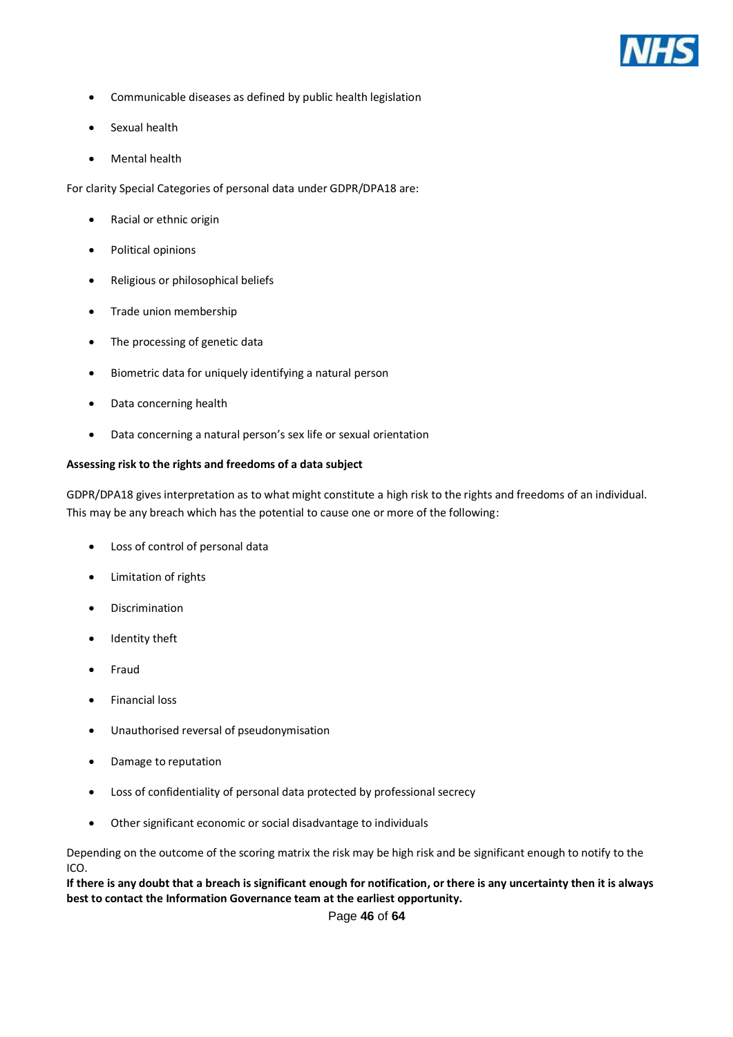- Communicable diseases as defined by public health legislation
- Sexual health
- Mental health

For clarity Special Categories of personal data under GDPR/DPA18 are:

- Racial or ethnic origin
- Political opinions
- Religious or philosophical beliefs
- Trade union membership
- The processing of genetic data
- Biometric data for uniquely identifying a natural person
- Data concerning health
- Data concerning a natural person's sex life or sexual orientation

**Assessing risk to the rights and freedoms of a data subject**

GDPR/DPA18 gives interpretation as to what might constitute a high risk to the rights and freedoms of an individual. This may be any breach which has the potential to cause one or more of the following:

- Loss of control of personal data
- Limitation of rights
- Discrimination
- Identity theft
- Fraud
- Financial loss
- Unauthorised reversal of pseudonymisation
- Damage to reputation
- Loss of confidentiality of personal data protected by professional secrecy
- Other significant economic or social disadvantage to individuals

Depending on the outcome of the scoring matrix the risk may be high risk and be significant enough to notify to the ICO.

**If there is any doubt that a breach is significant enough for notification, or there is any uncertainty then it is always best to contact the Information Governance team at the earliest opportunity.**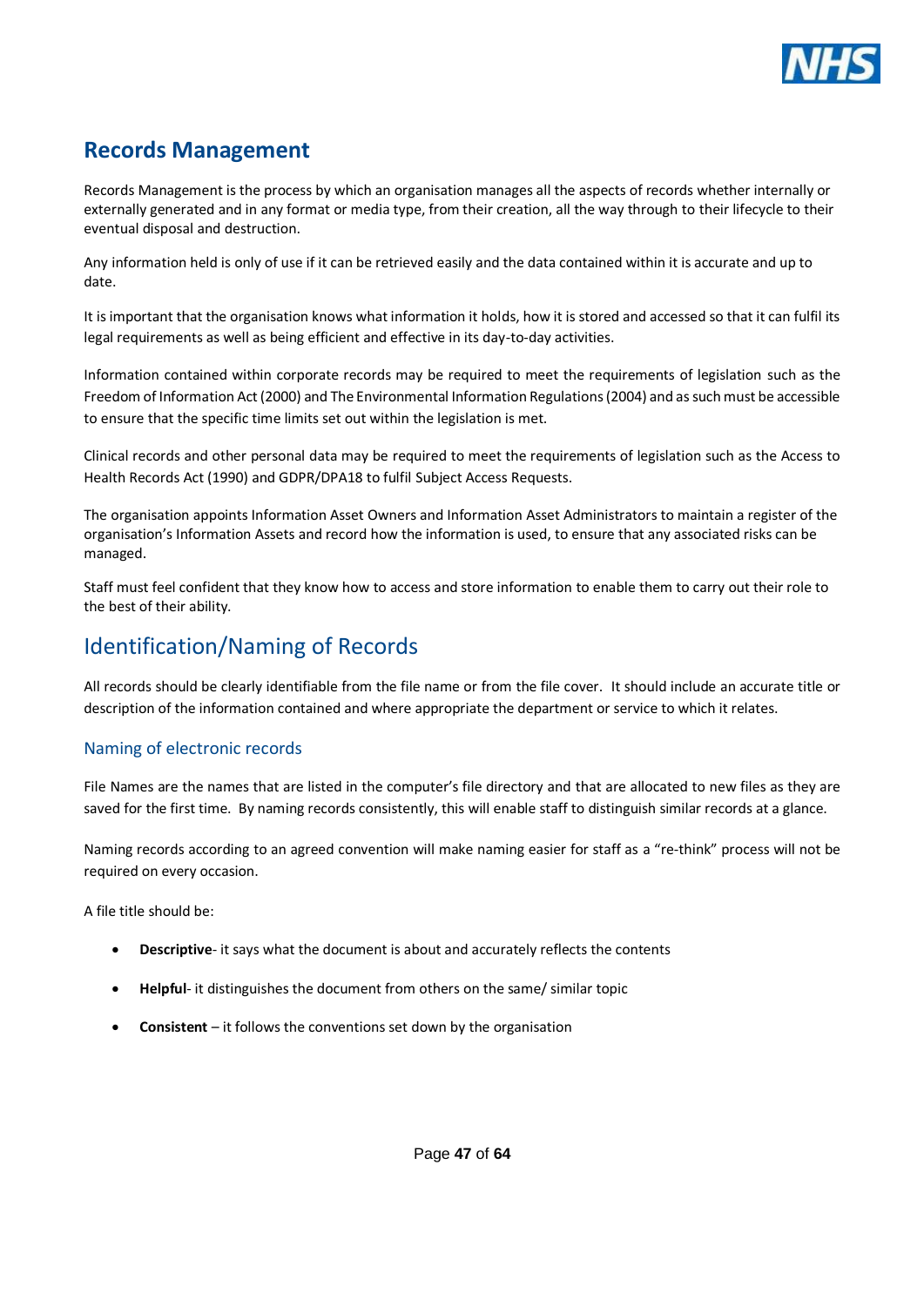## Records Management

Records Management is the process by which an organisation manages all the aspects of records whether internally or externally generated and in any format or media type, from their creation, all the way through to their lifecycle to their eventual disposal and destruction.

Any information held is only of use if it can be retrieved easily and the data contained within it is accurate and up to date.

It is important that the organisation knows what information it holds, how it is stored and accessed so that it can fulfil its legal requirements as well as being efficient and effective in its day-to-day activities.

Information contained within corporate records may be required to meet the requirements of legislation such as the Freedom of Information Act (2000) and The Environmental Information Regulations (2004) and as such must be accessible to ensure that the specific time limits set out within the legislation is met.

Clinical records and other personal data may be required to meet the requirements of legislation such as the Access to Health Records Act (1990) and GDPR/DPA18 to fulfil Subject Access Requests.

The organisation appoints Information Asset Owners and Information Asset Administrators to maintain a register of the organisation's Information Assets and record how the information is used, to ensure that any associated risks can be managed.

Staff must feel confident that they know how to access and store information to enable them to carry out their role to the best of their ability.

## Identification/Naming of Records

All records should be clearly identifiable from the file name or from the file cover. It should include an accurate title or description of the information contained and where appropriate the department or service to which it relates.

### Naming of electronic records

File Names are the names that are listed in the computer's file directory and that are allocated to new files as they are saved for the first time. By naming records consistently, this will enable staff to distinguish similar records at a glance.

Naming records according to an agreed convention will make naming easier for staff as a "re-think" process will not be required on every occasion.

A file title should be:

- **Descriptive**- it says what the document is about and accurately reflects the contents
- **Helpful**- it distinguishes the document from others on the same/ similar topic
- **Consistent** – it follows the conventions set down by the organisation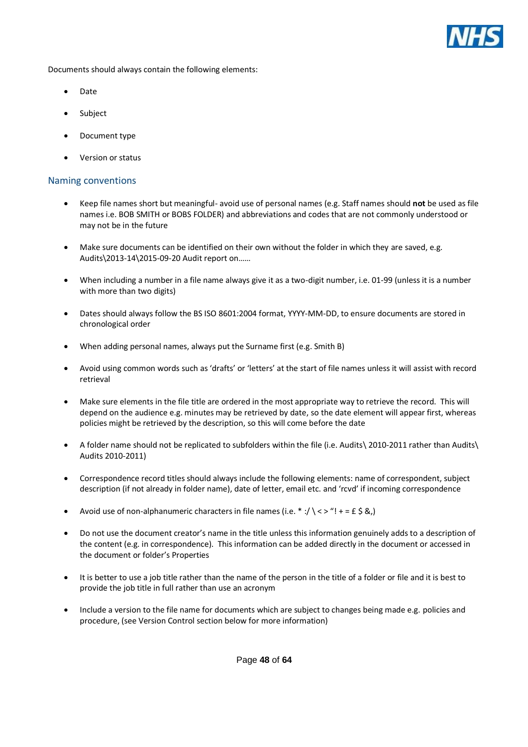Documents should always contain the following elements:

- Date
- Subject
- Document type
- Version or status

## Naming conventions

- Keep file names short but meaningful- avoid use of personal names (e.g. Staff names should **not** be used as file names i.e. BOB SMITH or BOBS FOLDER) and abbreviations and codes that are not commonly understood or may not be in the future

- Make sure documents can be identified on their own without the folder in which they are saved, e.g. Audits\2013-14\2015-09-20 Audit report on……

- When including a number in a file name always give it as a two-digit number, i.e. 01-99 (unless it is a number with more than two digits)

- Dates should always follow the BS ISO 8601:2004 format, YYYY-MM-DD, to ensure documents are stored in chronological order

- When adding personal names, always put the Surname first (e.g. Smith B)

- Avoid using common words such as 'drafts' or 'letters' at the start of file names unless it will assist with record retrieval

- Make sure elements in the file title are ordered in the most appropriate way to retrieve the record. This will depend on the audience e.g. minutes may be retrieved by date, so the date element will appear first, whereas policies might be retrieved by the description, so this will come before the date

- A folder name should not be replicated to subfolders within the file (i.e. Audits\ 2010-2011 rather than Audits\ Audits 2010-2011)

- Correspondence record titles should always include the following elements: name of correspondent, subject description (if not already in folder name), date of letter, email etc. and 'rcvd' if incoming correspondence

- Avoid use of non-alphanumeric characters in file names (i.e. * :/ \ < > "! + = £ $ &,)

- Do not use the document creator's name in the title unless this information genuinely adds to a description of the content (e.g. in correspondence). This information can be added directly in the document or accessed in the document or folder's Properties

- It is better to use a job title rather than the name of the person in the title of a folder or file and it is best to provide the job title in full rather than use an acronym

- Include a version to the file name for documents which are subject to changes being made e.g. policies and procedure, (see Version Control section below for more information)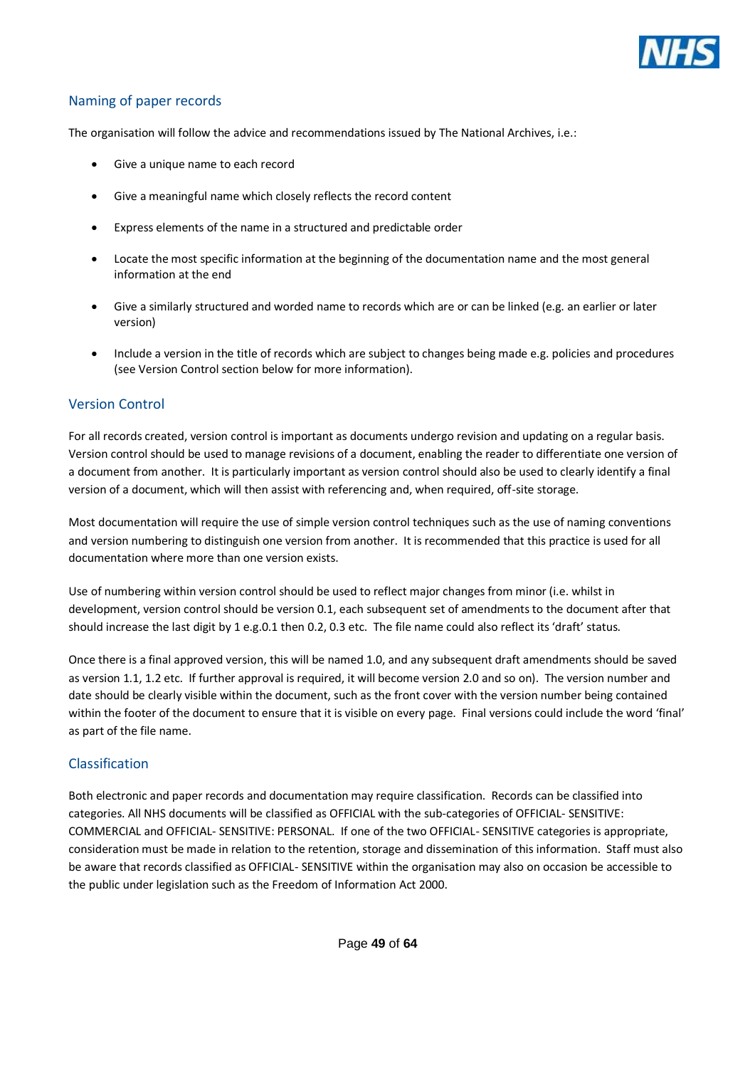## Naming of paper records

The organisation will follow the advice and recommendations issued by The National Archives, i.e.:

- Give a unique name to each record
- Give a meaningful name which closely reflects the record content
- Express elements of the name in a structured and predictable order
- Locate the most specific information at the beginning of the documentation name and the most general information at the end
- Give a similarly structured and worded name to records which are or can be linked (e.g. an earlier or later version)
- Include a version in the title of records which are subject to changes being made e.g. policies and procedures (see Version Control section below for more information).

## Version Control

For all records created, version control is important as documents undergo revision and updating on a regular basis. Version control should be used to manage revisions of a document, enabling the reader to differentiate one version of a document from another. It is particularly important as version control should also be used to clearly identify a final version of a document, which will then assist with referencing and, when required, off-site storage.

Most documentation will require the use of simple version control techniques such as the use of naming conventions and version numbering to distinguish one version from another. It is recommended that this practice is used for all documentation where more than one version exists.

Use of numbering within version control should be used to reflect major changes from minor (i.e. whilst in development, version control should be version 0.1, each subsequent set of amendments to the document after that should increase the last digit by 1 e.g.0.1 then 0.2, 0.3 etc. The file name could also reflect its 'draft' status.

Once there is a final approved version, this will be named 1.0, and any subsequent draft amendments should be saved as version 1.1, 1.2 etc. If further approval is required, it will become version 2.0 and so on). The version number and date should be clearly visible within the document, such as the front cover with the version number being contained within the footer of the document to ensure that it is visible on every page. Final versions could include the word 'final' as part of the file name.

## Classification

Both electronic and paper records and documentation may require classification. Records can be classified into categories. All NHS documents will be classified as OFFICIAL with the sub-categories of OFFICIAL- SENSITIVE: COMMERCIAL and OFFICIAL- SENSITIVE: PERSONAL. If one of the two OFFICIAL- SENSITIVE categories is appropriate, consideration must be made in relation to the retention, storage and dissemination of this information. Staff must also be aware that records classified as OFFICIAL- SENSITIVE within the organisation may also on occasion be accessible to the public under legislation such as the Freedom of Information Act 2000.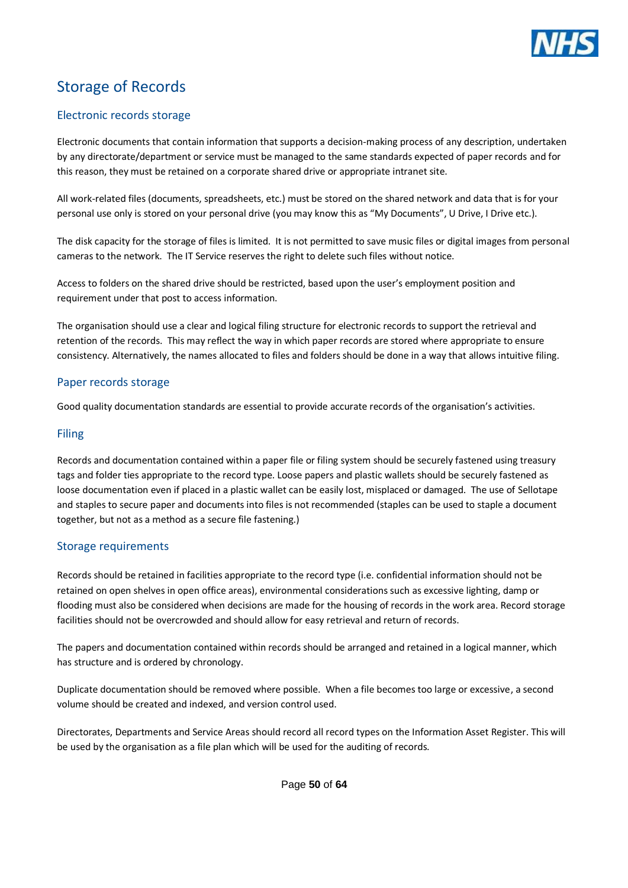# Storage of Records

## Electronic records storage

Electronic documents that contain information that supports a decision-making process of any description, undertaken by any directorate/department or service must be managed to the same standards expected of paper records and for this reason, they must be retained on a corporate shared drive or appropriate intranet site.

All work-related files (documents, spreadsheets, etc.) must be stored on the shared network and data that is for your personal use only is stored on your personal drive (you may know this as "My Documents", U Drive, I Drive etc.).

The disk capacity for the storage of files is limited. It is not permitted to save music files or digital images from personal cameras to the network. The IT Service reserves the right to delete such files without notice.

Access to folders on the shared drive should be restricted, based upon the user's employment position and requirement under that post to access information.

The organisation should use a clear and logical filing structure for electronic records to support the retrieval and retention of the records. This may reflect the way in which paper records are stored where appropriate to ensure consistency. Alternatively, the names allocated to files and folders should be done in a way that allows intuitive filing.

## Paper records storage

Good quality documentation standards are essential to provide accurate records of the organisation's activities.

## Filing

Records and documentation contained within a paper file or filing system should be securely fastened using treasury tags and folder ties appropriate to the record type. Loose papers and plastic wallets should be securely fastened as loose documentation even if placed in a plastic wallet can be easily lost, misplaced or damaged. The use of Sellotape and staples to secure paper and documents into files is not recommended (staples can be used to staple a document together, but not as a method as a secure file fastening.)

## Storage requirements

Records should be retained in facilities appropriate to the record type (i.e. confidential information should not be retained on open shelves in open office areas), environmental considerations such as excessive lighting, damp or flooding must also be considered when decisions are made for the housing of records in the work area. Record storage facilities should not be overcrowded and should allow for easy retrieval and return of records.

The papers and documentation contained within records should be arranged and retained in a logical manner, which has structure and is ordered by chronology.

Duplicate documentation should be removed where possible. When a file becomes too large or excessive, a second volume should be created and indexed, and version control used.

Directorates, Departments and Service Areas should record all record types on the Information Asset Register. This will be used by the organisation as a file plan which will be used for the auditing of records.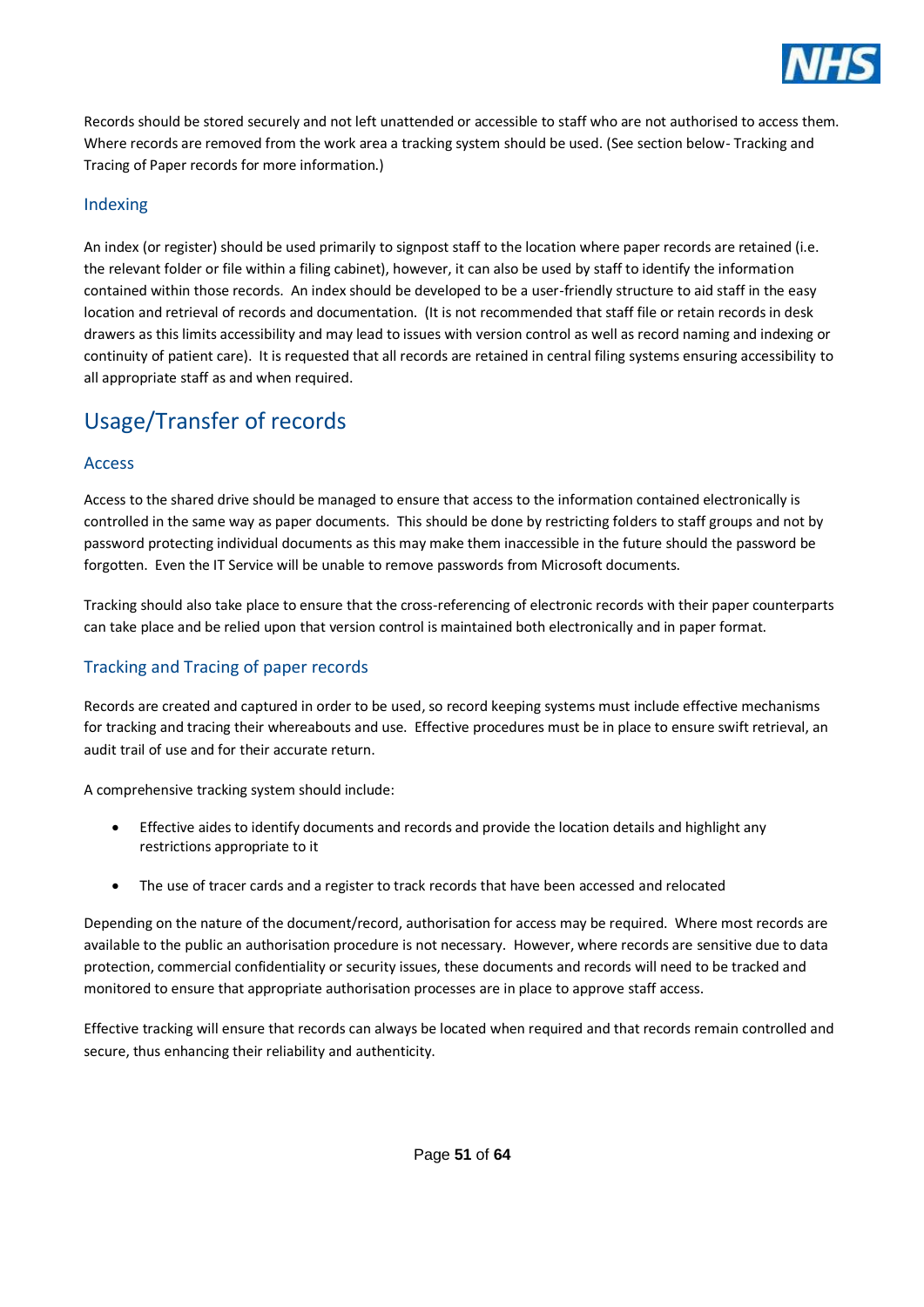Records should be stored securely and not left unattended or accessible to staff who are not authorised to access them. Where records are removed from the work area a tracking system should be used. (See section below- Tracking and Tracing of Paper records for more information.)

### Indexing

An index (or register) should be used primarily to signpost staff to the location where paper records are retained (i.e. the relevant folder or file within a filing cabinet), however, it can also be used by staff to identify the information contained within those records. An index should be developed to be a user-friendly structure to aid staff in the easy location and retrieval of records and documentation. (It is not recommended that staff file or retain records in desk drawers as this limits accessibility and may lead to issues with version control as well as record naming and indexing or continuity of patient care). It is requested that all records are retained in central filing systems ensuring accessibility to all appropriate staff as and when required.

## Usage/Transfer of records

### Access

Access to the shared drive should be managed to ensure that access to the information contained electronically is controlled in the same way as paper documents. This should be done by restricting folders to staff groups and not by password protecting individual documents as this may make them inaccessible in the future should the password be forgotten. Even the IT Service will be unable to remove passwords from Microsoft documents.

Tracking should also take place to ensure that the cross-referencing of electronic records with their paper counterparts can take place and be relied upon that version control is maintained both electronically and in paper format.

### Tracking and Tracing of paper records

Records are created and captured in order to be used, so record keeping systems must include effective mechanisms for tracking and tracing their whereabouts and use. Effective procedures must be in place to ensure swift retrieval, an audit trail of use and for their accurate return.

A comprehensive tracking system should include:

- Effective aides to identify documents and records and provide the location details and highlight any restrictions appropriate to it
- The use of tracer cards and a register to track records that have been accessed and relocated

Depending on the nature of the document/record, authorisation for access may be required. Where most records are available to the public an authorisation procedure is not necessary. However, where records are sensitive due to data protection, commercial confidentiality or security issues, these documents and records will need to be tracked and monitored to ensure that appropriate authorisation processes are in place to approve staff access.

Effective tracking will ensure that records can always be located when required and that records remain controlled and secure, thus enhancing their reliability and authenticity.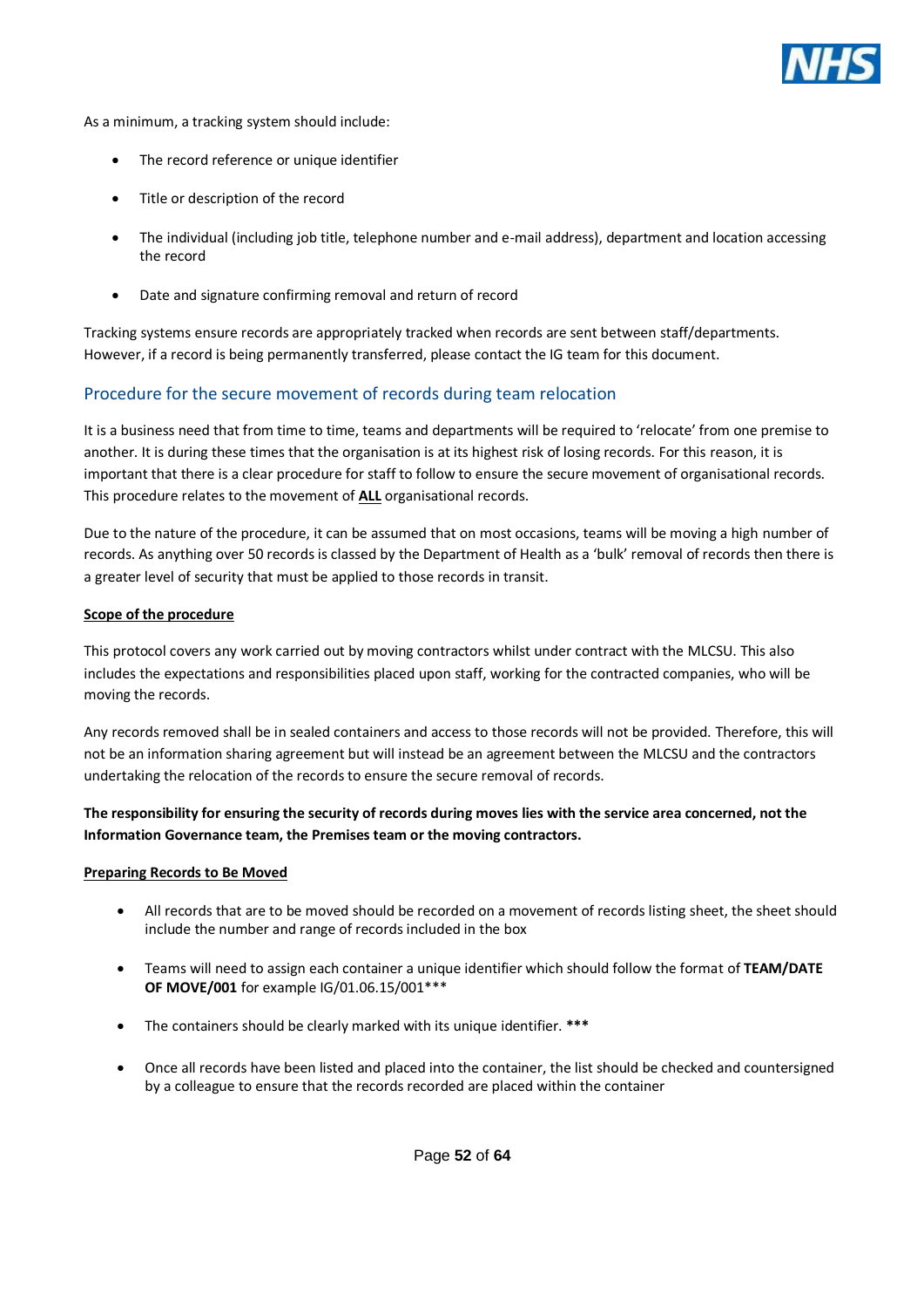As a minimum, a tracking system should include:

- The record reference or unique identifier
- Title or description of the record
- The individual (including job title, telephone number and e-mail address), department and location accessing the record
- Date and signature confirming removal and return of record

Tracking systems ensure records are appropriately tracked when records are sent between staff/departments. However, if a record is being permanently transferred, please contact the IG team for this document.

## Procedure for the secure movement of records during team relocation

It is a business need that from time to time, teams and departments will be required to 'relocate' from one premise to another. It is during these times that the organisation is at its highest risk of losing records. For this reason, it is important that there is a clear procedure for staff to follow to ensure the secure movement of organisational records. This procedure relates to the movement of **ALL** organisational records.

Due to the nature of the procedure, it can be assumed that on most occasions, teams will be moving a high number of records. As anything over 50 records is classed by the Department of Health as a 'bulk' removal of records then there is a greater level of security that must be applied to those records in transit.

**Scope of the procedure**

This protocol covers any work carried out by moving contractors whilst under contract with the MLCSU. This also includes the expectations and responsibilities placed upon staff, working for the contracted companies, who will be moving the records.

Any records removed shall be in sealed containers and access to those records will not be provided. Therefore, this will not be an information sharing agreement but will instead be an agreement between the MLCSU and the contractors undertaking the relocation of the records to ensure the secure removal of records.

**The responsibility for ensuring the security of records during moves lies with the service area concerned, not the Information Governance team, the Premises team or the moving contractors.**

**Preparing Records to Be Moved**

- All records that are to be moved should be recorded on a movement of records listing sheet, the sheet should include the number and range of records included in the box
- Teams will need to assign each container a unique identifier which should follow the format of **TEAM/DATE OF MOVE/001** for example IG/01.06.15/001***
- The containers should be clearly marked with its unique identifier. *****
- Once all records have been listed and placed into the container, the list should be checked and countersigned by a colleague to ensure that the records recorded are placed within the container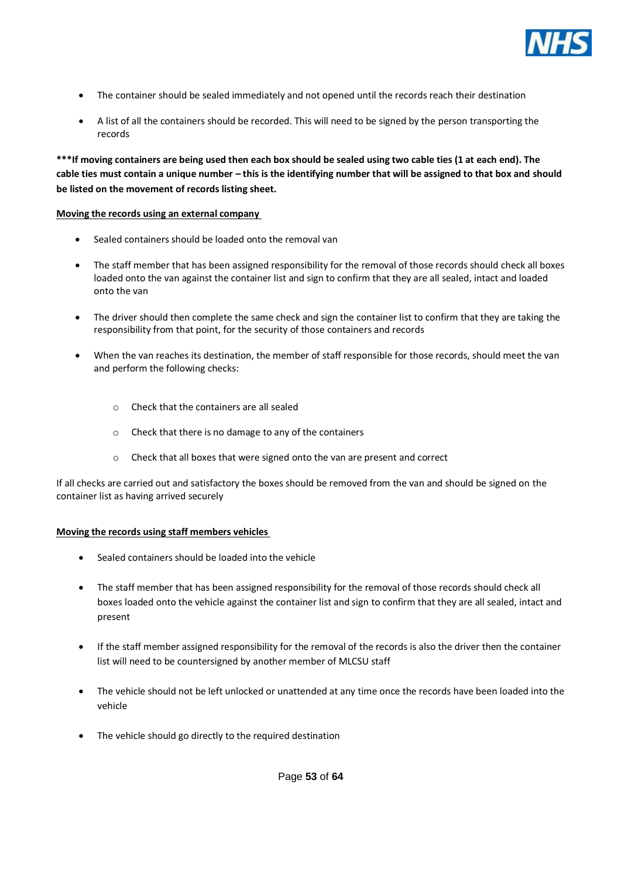- The container should be sealed immediately and not opened until the records reach their destination
- A list of all the containers should be recorded. This will need to be signed by the person transporting the records

**\*\*\*If moving containers are being used then each box should be sealed using two cable ties (1 at each end). The cable ties must contain a unique number – this is the identifying number that will be assigned to that box and should be listed on the movement of records listing sheet.**

**Moving the records using an external company**

- Sealed containers should be loaded onto the removal van
- The staff member that has been assigned responsibility for the removal of those records should check all boxes loaded onto the van against the container list and sign to confirm that they are all sealed, intact and loaded onto the van
- The driver should then complete the same check and sign the container list to confirm that they are taking the responsibility from that point, for the security of those containers and records
- When the van reaches its destination, the member of staff responsible for those records, should meet the van and perform the following checks:
    - Check that the containers are all sealed
    - Check that there is no damage to any of the containers
    - Check that all boxes that were signed onto the van are present and correct

If all checks are carried out and satisfactory the boxes should be removed from the van and should be signed on the container list as having arrived securely

**Moving the records using staff members vehicles**

- Sealed containers should be loaded into the vehicle
- The staff member that has been assigned responsibility for the removal of those records should check all boxes loaded onto the vehicle against the container list and sign to confirm that they are all sealed, intact and present
- If the staff member assigned responsibility for the removal of the records is also the driver then the container list will need to be countersigned by another member of MLCSU staff
- The vehicle should not be left unlocked or unattended at any time once the records have been loaded into the vehicle
- The vehicle should go directly to the required destination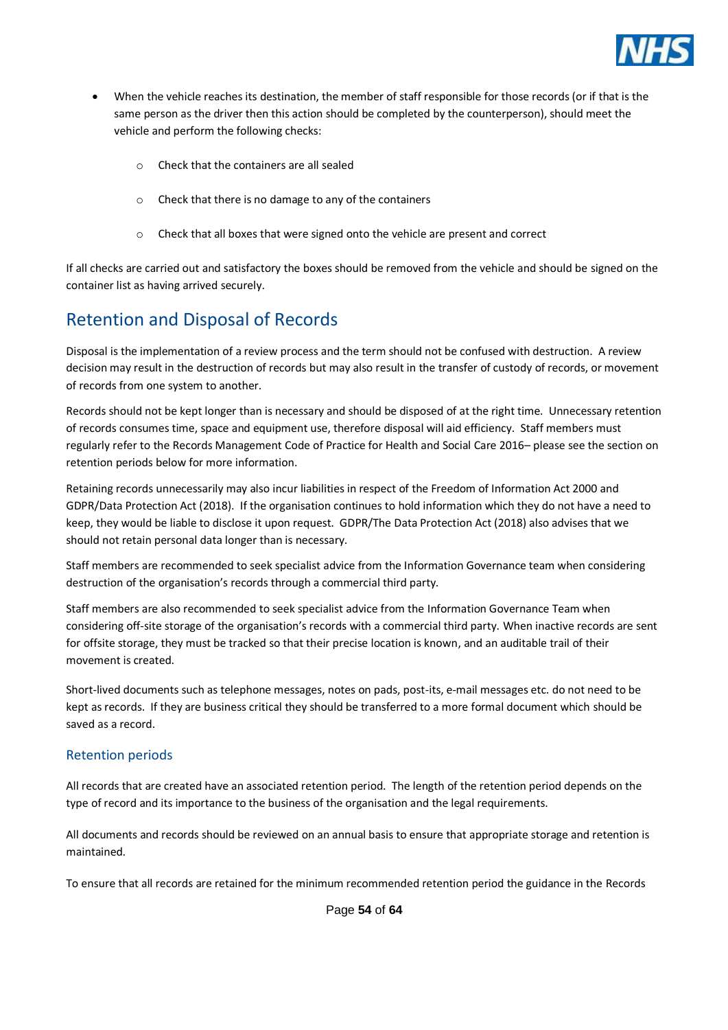- When the vehicle reaches its destination, the member of staff responsible for those records (or if that is the same person as the driver then this action should be completed by the counterperson), should meet the vehicle and perform the following checks:
  - Check that the containers are all sealed
  - Check that there is no damage to any of the containers
  - Check that all boxes that were signed onto the vehicle are present and correct

If all checks are carried out and satisfactory the boxes should be removed from the vehicle and should be signed on the container list as having arrived securely.

## Retention and Disposal of Records

Disposal is the implementation of a review process and the term should not be confused with destruction. A review decision may result in the destruction of records but may also result in the transfer of custody of records, or movement of records from one system to another.

Records should not be kept longer than is necessary and should be disposed of at the right time. Unnecessary retention of records consumes time, space and equipment use, therefore disposal will aid efficiency. Staff members must regularly refer to the Records Management Code of Practice for Health and Social Care 2016– please see the section on retention periods below for more information.

Retaining records unnecessarily may also incur liabilities in respect of the Freedom of Information Act 2000 and GDPR/Data Protection Act (2018). If the organisation continues to hold information which they do not have a need to keep, they would be liable to disclose it upon request. GDPR/The Data Protection Act (2018) also advises that we should not retain personal data longer than is necessary.

Staff members are recommended to seek specialist advice from the Information Governance team when considering destruction of the organisation's records through a commercial third party.

Staff members are also recommended to seek specialist advice from the Information Governance Team when considering off-site storage of the organisation's records with a commercial third party. When inactive records are sent for offsite storage, they must be tracked so that their precise location is known, and an auditable trail of their movement is created.

Short-lived documents such as telephone messages, notes on pads, post-its, e-mail messages etc. do not need to be kept as records. If they are business critical they should be transferred to a more formal document which should be saved as a record.

### Retention periods

All records that are created have an associated retention period. The length of the retention period depends on the type of record and its importance to the business of the organisation and the legal requirements.

All documents and records should be reviewed on an annual basis to ensure that appropriate storage and retention is maintained.

To ensure that all records are retained for the minimum recommended retention period the guidance in the Records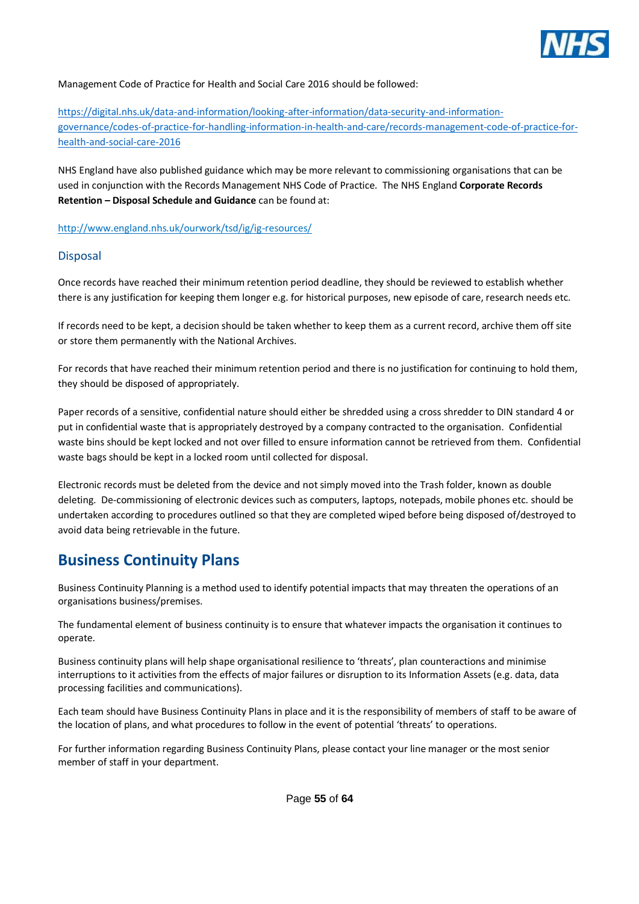Management Code of Practice for Health and Social Care 2016 should be followed:

https://digital.nhs.uk/data-and-information/looking-after-information/data-security-and-information-governance/codes-of-practice-for-handling-information-in-health-and-care/records-management-code-of-practice-for-health-and-social-care-2016

NHS England have also published guidance which may be more relevant to commissioning organisations that can be used in conjunction with the Records Management NHS Code of Practice. The NHS England **Corporate Records Retention – Disposal Schedule and Guidance** can be found at:

http://www.england.nhs.uk/ourwork/tsd/ig/ig-resources/

### Disposal

Once records have reached their minimum retention period deadline, they should be reviewed to establish whether there is any justification for keeping them longer e.g. for historical purposes, new episode of care, research needs etc.

If records need to be kept, a decision should be taken whether to keep them as a current record, archive them off site or store them permanently with the National Archives.

For records that have reached their minimum retention period and there is no justification for continuing to hold them, they should be disposed of appropriately.

Paper records of a sensitive, confidential nature should either be shredded using a cross shredder to DIN standard 4 or put in confidential waste that is appropriately destroyed by a company contracted to the organisation. Confidential waste bins should be kept locked and not over filled to ensure information cannot be retrieved from them. Confidential waste bags should be kept in a locked room until collected for disposal.

Electronic records must be deleted from the device and not simply moved into the Trash folder, known as double deleting. De-commissioning of electronic devices such as computers, laptops, notepads, mobile phones etc. should be undertaken according to procedures outlined so that they are completed wiped before being disposed of/destroyed to avoid data being retrievable in the future.

## Business Continuity Plans

Business Continuity Planning is a method used to identify potential impacts that may threaten the operations of an organisations business/premises.

The fundamental element of business continuity is to ensure that whatever impacts the organisation it continues to operate.

Business continuity plans will help shape organisational resilience to 'threats', plan counteractions and minimise interruptions to it activities from the effects of major failures or disruption to its Information Assets (e.g. data, data processing facilities and communications).

Each team should have Business Continuity Plans in place and it is the responsibility of members of staff to be aware of the location of plans, and what procedures to follow in the event of potential 'threats' to operations.

For further information regarding Business Continuity Plans, please contact your line manager or the most senior member of staff in your department.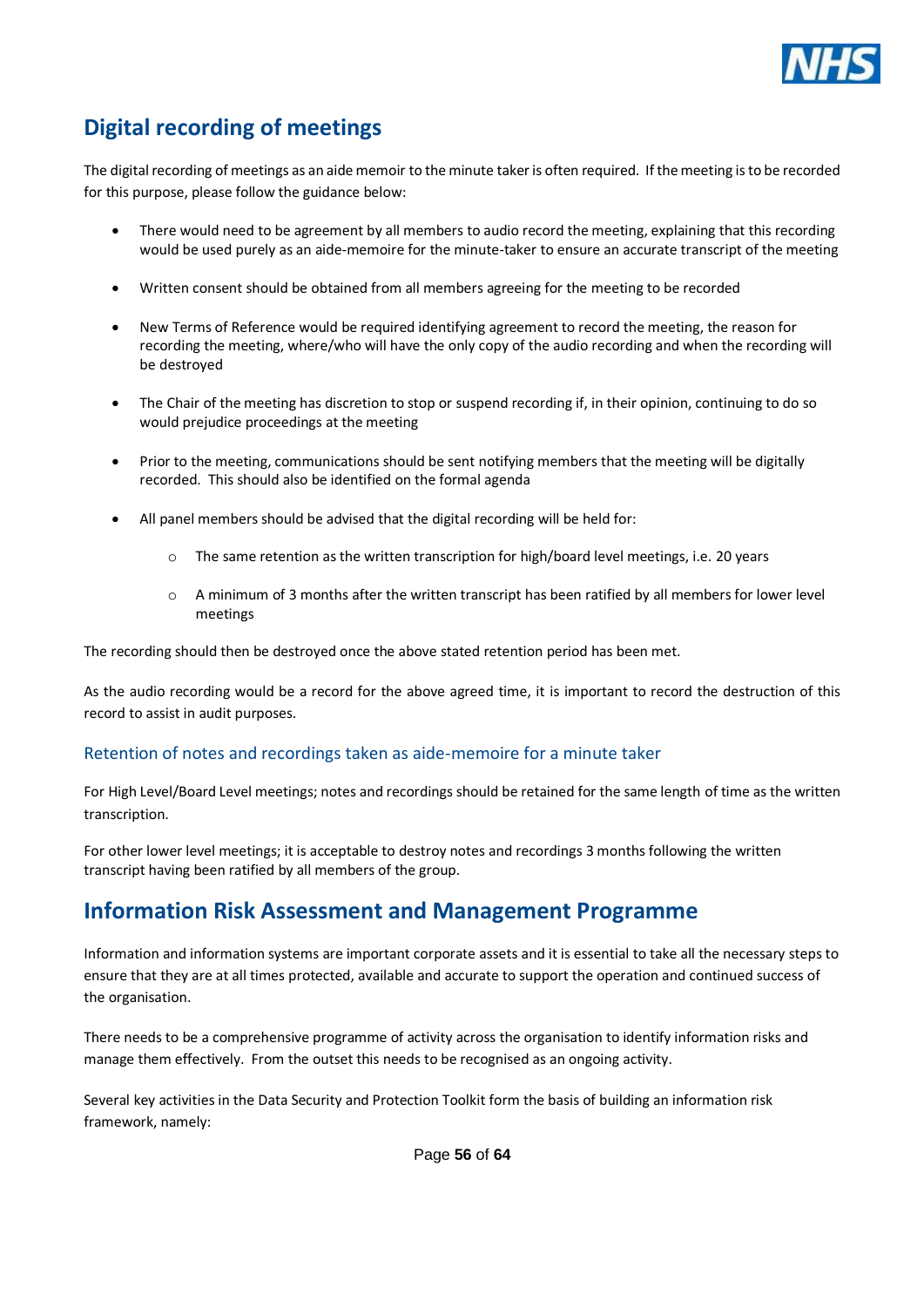## Digital recording of meetings

The digital recording of meetings as an aide memoir to the minute taker is often required. If the meeting is to be recorded for this purpose, please follow the guidance below:

- There would need to be agreement by all members to audio record the meeting, explaining that this recording would be used purely as an aide-memoire for the minute-taker to ensure an accurate transcript of the meeting
- Written consent should be obtained from all members agreeing for the meeting to be recorded
- New Terms of Reference would be required identifying agreement to record the meeting, the reason for recording the meeting, where/who will have the only copy of the audio recording and when the recording will be destroyed
- The Chair of the meeting has discretion to stop or suspend recording if, in their opinion, continuing to do so would prejudice proceedings at the meeting
- Prior to the meeting, communications should be sent notifying members that the meeting will be digitally recorded. This should also be identified on the formal agenda
- All panel members should be advised that the digital recording will be held for:
    - The same retention as the written transcription for high/board level meetings, i.e. 20 years
    - A minimum of 3 months after the written transcript has been ratified by all members for lower level meetings

The recording should then be destroyed once the above stated retention period has been met.

As the audio recording would be a record for the above agreed time, it is important to record the destruction of this record to assist in audit purposes.

### Retention of notes and recordings taken as aide-memoire for a minute taker

For High Level/Board Level meetings; notes and recordings should be retained for the same length of time as the written transcription.

For other lower level meetings; it is acceptable to destroy notes and recordings 3 months following the written transcript having been ratified by all members of the group.

## Information Risk Assessment and Management Programme

Information and information systems are important corporate assets and it is essential to take all the necessary steps to ensure that they are at all times protected, available and accurate to support the operation and continued success of the organisation.

There needs to be a comprehensive programme of activity across the organisation to identify information risks and manage them effectively. From the outset this needs to be recognised as an ongoing activity.

Several key activities in the Data Security and Protection Toolkit form the basis of building an information risk framework, namely: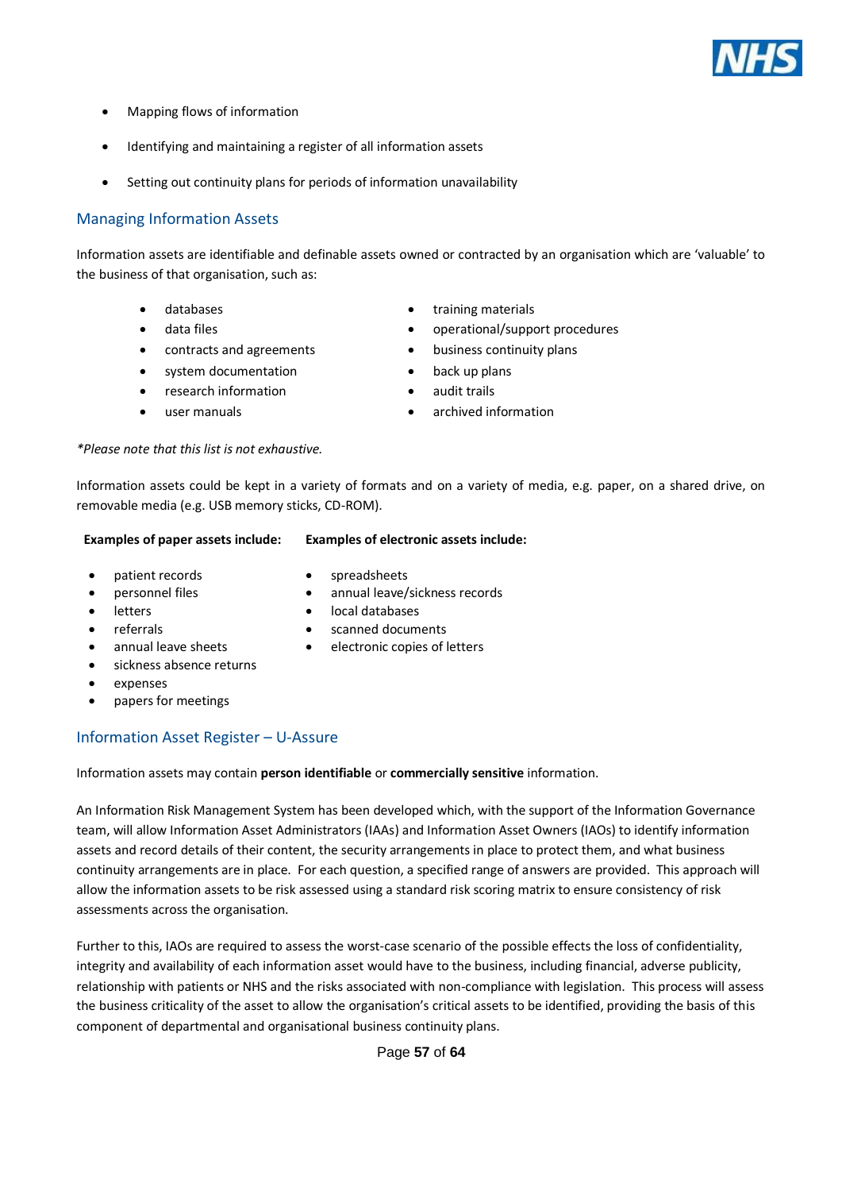- Mapping flows of information
- Identifying and maintaining a register of all information assets
- Setting out continuity plans for periods of information unavailability

## Managing Information Assets

Information assets are identifiable and definable assets owned or contracted by an organisation which are 'valuable' to the business of that organisation, such as:

- databases
- data files
- contracts and agreements
- system documentation
- research information
- user manuals
- training materials
- operational/support procedures
- business continuity plans
- back up plans
- audit trails
- archived information

*\*Please note that this list is not exhaustive.*

Information assets could be kept in a variety of formats and on a variety of media, e.g. paper, on a shared drive, on removable media (e.g. USB memory sticks, CD-ROM).

**Examples of paper assets include:**

- patient records
- personnel files
- letters
- referrals
- annual leave sheets
- sickness absence returns
- expenses
- papers for meetings

**Examples of electronic assets include:**

- spreadsheets
- annual leave/sickness records
- local databases
- scanned documents
- electronic copies of letters

## Information Asset Register – U-Assure

Information assets may contain **person identifiable** or **commercially sensitive** information.

An Information Risk Management System has been developed which, with the support of the Information Governance team, will allow Information Asset Administrators (IAAs) and Information Asset Owners (IAOs) to identify information assets and record details of their content, the security arrangements in place to protect them, and what business continuity arrangements are in place. For each question, a specified range of answers are provided. This approach will allow the information assets to be risk assessed using a standard risk scoring matrix to ensure consistency of risk assessments across the organisation.

Further to this, IAOs are required to assess the worst-case scenario of the possible effects the loss of confidentiality, integrity and availability of each information asset would have to the business, including financial, adverse publicity, relationship with patients or NHS and the risks associated with non-compliance with legislation. This process will assess the business criticality of the asset to allow the organisation's critical assets to be identified, providing the basis of this component of departmental and organisational business continuity plans.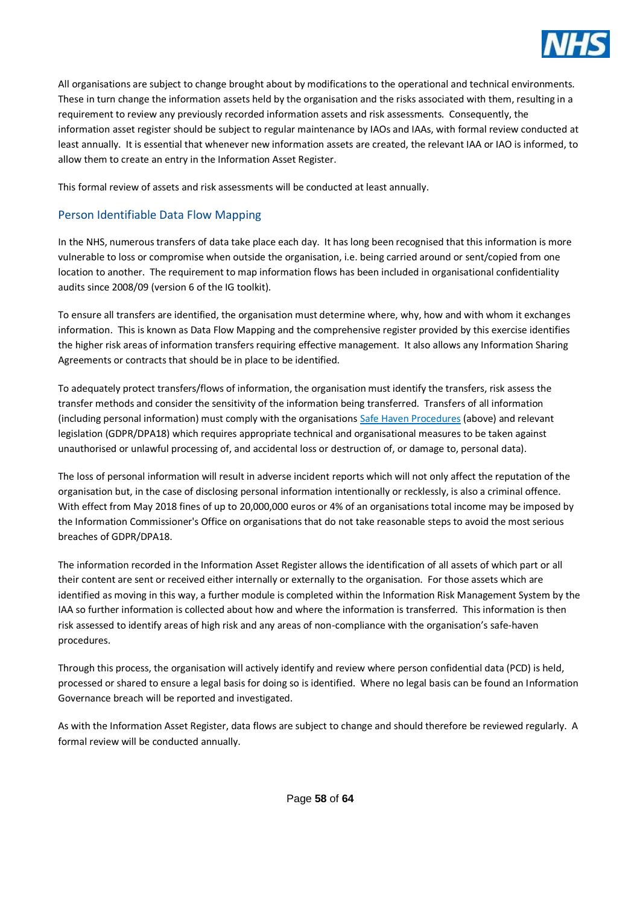All organisations are subject to change brought about by modifications to the operational and technical environments. These in turn change the information assets held by the organisation and the risks associated with them, resulting in a requirement to review any previously recorded information assets and risk assessments. Consequently, the information asset register should be subject to regular maintenance by IAOs and IAAs, with formal review conducted at least annually. It is essential that whenever new information assets are created, the relevant IAA or IAO is informed, to allow them to create an entry in the Information Asset Register.

This formal review of assets and risk assessments will be conducted at least annually.

## Person Identifiable Data Flow Mapping

In the NHS, numerous transfers of data take place each day. It has long been recognised that this information is more vulnerable to loss or compromise when outside the organisation, i.e. being carried around or sent/copied from one location to another. The requirement to map information flows has been included in organisational confidentiality audits since 2008/09 (version 6 of the IG toolkit).

To ensure all transfers are identified, the organisation must determine where, why, how and with whom it exchanges information. This is known as Data Flow Mapping and the comprehensive register provided by this exercise identifies the higher risk areas of information transfers requiring effective management. It also allows any Information Sharing Agreements or contracts that should be in place to be identified.

To adequately protect transfers/flows of information, the organisation must identify the transfers, risk assess the transfer methods and consider the sensitivity of the information being transferred. Transfers of all information (including personal information) must comply with the organisations Safe Haven Procedures (above) and relevant legislation (GDPR/DPA18) which requires appropriate technical and organisational measures to be taken against unauthorised or unlawful processing of, and accidental loss or destruction of, or damage to, personal data).

The loss of personal information will result in adverse incident reports which will not only affect the reputation of the organisation but, in the case of disclosing personal information intentionally or recklessly, is also a criminal offence. With effect from May 2018 fines of up to 20,000,000 euros or 4% of an organisations total income may be imposed by the Information Commissioner's Office on organisations that do not take reasonable steps to avoid the most serious breaches of GDPR/DPA18.

The information recorded in the Information Asset Register allows the identification of all assets of which part or all their content are sent or received either internally or externally to the organisation. For those assets which are identified as moving in this way, a further module is completed within the Information Risk Management System by the IAA so further information is collected about how and where the information is transferred. This information is then risk assessed to identify areas of high risk and any areas of non-compliance with the organisation's safe-haven procedures.

Through this process, the organisation will actively identify and review where person confidential data (PCD) is held, processed or shared to ensure a legal basis for doing so is identified. Where no legal basis can be found an Information Governance breach will be reported and investigated.

As with the Information Asset Register, data flows are subject to change and should therefore be reviewed regularly. A formal review will be conducted annually.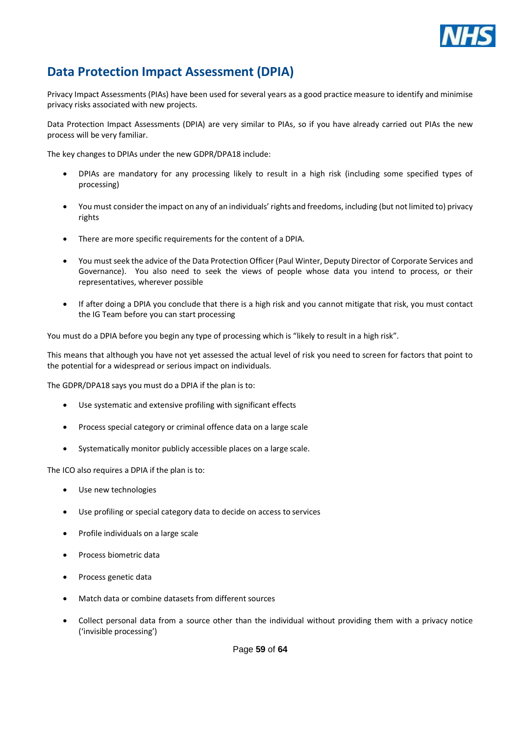# Data Protection Impact Assessment (DPIA)

Privacy Impact Assessments (PIAs) have been used for several years as a good practice measure to identify and minimise privacy risks associated with new projects.

Data Protection Impact Assessments (DPIA) are very similar to PIAs, so if you have already carried out PIAs the new process will be very familiar.

The key changes to DPIAs under the new GDPR/DPA18 include:

- DPIAs are mandatory for any processing likely to result in a high risk (including some specified types of processing)
- You must consider the impact on any of an individuals' rights and freedoms, including (but not limited to) privacy rights
- There are more specific requirements for the content of a DPIA.
- You must seek the advice of the Data Protection Officer (Paul Winter, Deputy Director of Corporate Services and Governance). You also need to seek the views of people whose data you intend to process, or their representatives, wherever possible
- If after doing a DPIA you conclude that there is a high risk and you cannot mitigate that risk, you must contact the IG Team before you can start processing

You must do a DPIA before you begin any type of processing which is "likely to result in a high risk".

This means that although you have not yet assessed the actual level of risk you need to screen for factors that point to the potential for a widespread or serious impact on individuals.

The GDPR/DPA18 says you must do a DPIA if the plan is to:

- Use systematic and extensive profiling with significant effects
- Process special category or criminal offence data on a large scale
- Systematically monitor publicly accessible places on a large scale.

The ICO also requires a DPIA if the plan is to:

- Use new technologies
- Use profiling or special category data to decide on access to services
- Profile individuals on a large scale
- Process biometric data
- Process genetic data
- Match data or combine datasets from different sources
- Collect personal data from a source other than the individual without providing them with a privacy notice ('invisible processing')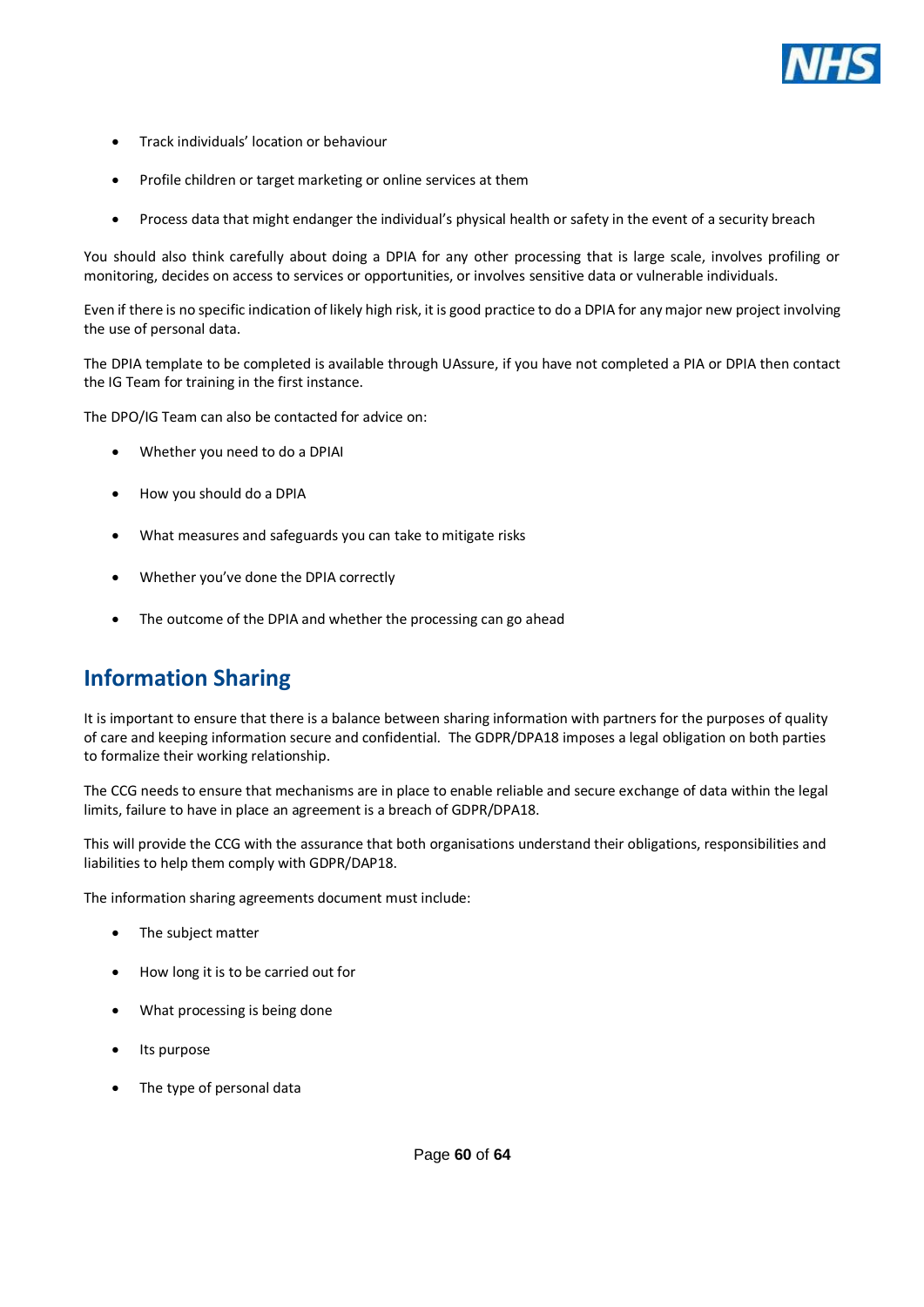- Track individuals' location or behaviour
- Profile children or target marketing or online services at them
- Process data that might endanger the individual's physical health or safety in the event of a security breach

You should also think carefully about doing a DPIA for any other processing that is large scale, involves profiling or monitoring, decides on access to services or opportunities, or involves sensitive data or vulnerable individuals.

Even if there is no specific indication of likely high risk, it is good practice to do a DPIA for any major new project involving the use of personal data.

The DPIA template to be completed is available through UAssure, if you have not completed a PIA or DPIA then contact the IG Team for training in the first instance.

The DPO/IG Team can also be contacted for advice on:

- Whether you need to do a DPIAI
- How you should do a DPIA
- What measures and safeguards you can take to mitigate risks
- Whether you've done the DPIA correctly
- The outcome of the DPIA and whether the processing can go ahead

## Information Sharing

It is important to ensure that there is a balance between sharing information with partners for the purposes of quality of care and keeping information secure and confidential. The GDPR/DPA18 imposes a legal obligation on both parties to formalize their working relationship.

The CCG needs to ensure that mechanisms are in place to enable reliable and secure exchange of data within the legal limits, failure to have in place an agreement is a breach of GDPR/DPA18.

This will provide the CCG with the assurance that both organisations understand their obligations, responsibilities and liabilities to help them comply with GDPR/DAP18.

The information sharing agreements document must include:

- The subject matter
- How long it is to be carried out for
- What processing is being done
- Its purpose
- The type of personal data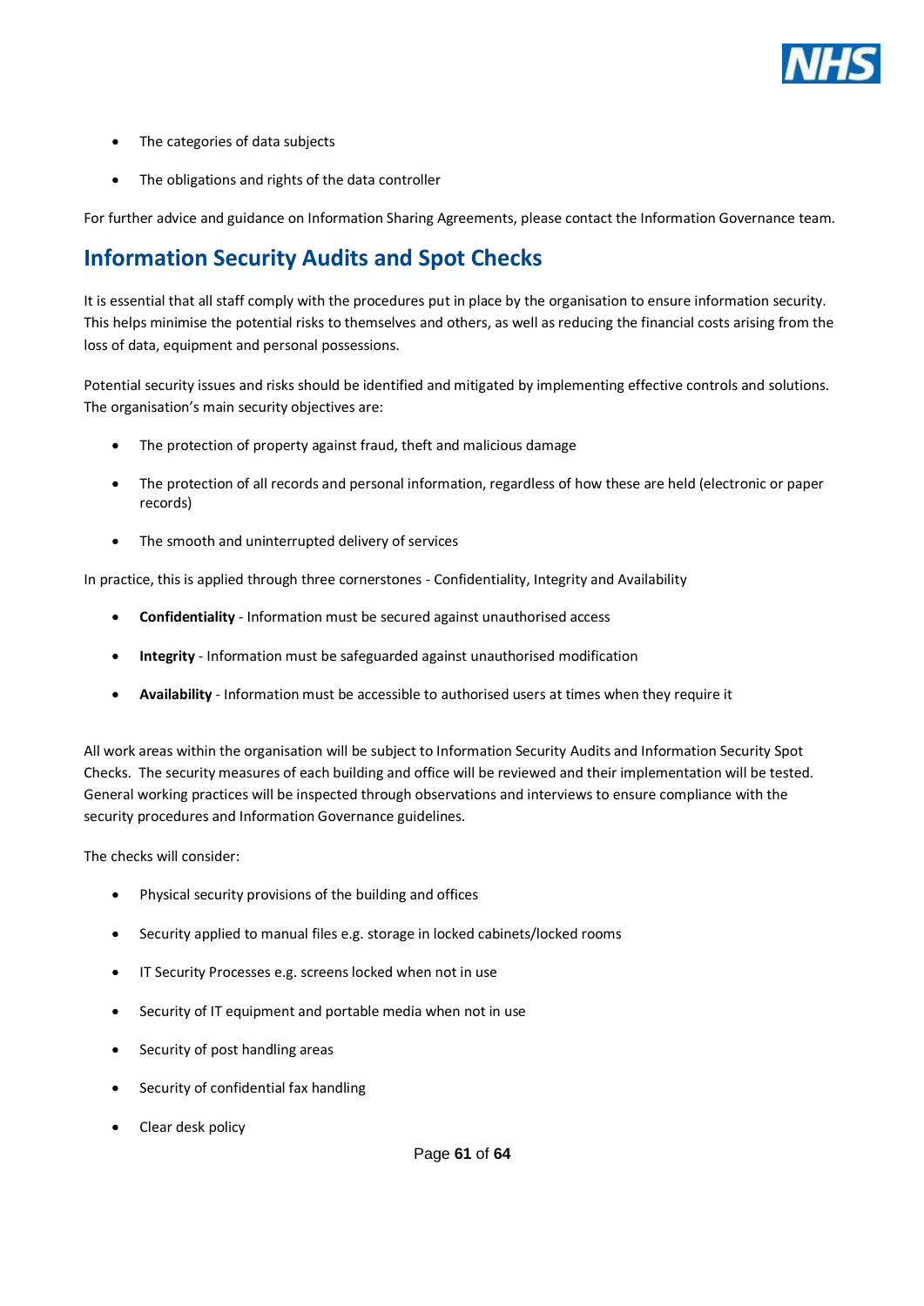- The categories of data subjects
- The obligations and rights of the data controller

For further advice and guidance on Information Sharing Agreements, please contact the Information Governance team.

## Information Security Audits and Spot Checks

It is essential that all staff comply with the procedures put in place by the organisation to ensure information security. This helps minimise the potential risks to themselves and others, as well as reducing the financial costs arising from the loss of data, equipment and personal possessions.

Potential security issues and risks should be identified and mitigated by implementing effective controls and solutions. The organisation's main security objectives are:

- The protection of property against fraud, theft and malicious damage
- The protection of all records and personal information, regardless of how these are held (electronic or paper records)
- The smooth and uninterrupted delivery of services

In practice, this is applied through three cornerstones - Confidentiality, Integrity and Availability

- **Confidentiality** - Information must be secured against unauthorised access
- **Integrity** - Information must be safeguarded against unauthorised modification
- **Availability** - Information must be accessible to authorised users at times when they require it

All work areas within the organisation will be subject to Information Security Audits and Information Security Spot Checks. The security measures of each building and office will be reviewed and their implementation will be tested. General working practices will be inspected through observations and interviews to ensure compliance with the security procedures and Information Governance guidelines.

The checks will consider:

- Physical security provisions of the building and offices
- Security applied to manual files e.g. storage in locked cabinets/locked rooms
- IT Security Processes e.g. screens locked when not in use
- Security of IT equipment and portable media when not in use
- Security of post handling areas
- Security of confidential fax handling
- Clear desk policy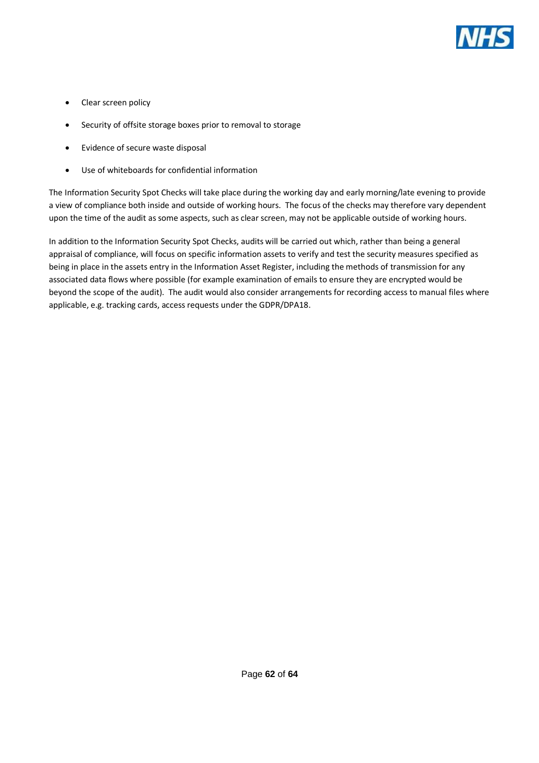- Clear screen policy
- Security of offsite storage boxes prior to removal to storage
- Evidence of secure waste disposal
- Use of whiteboards for confidential information

The Information Security Spot Checks will take place during the working day and early morning/late evening to provide a view of compliance both inside and outside of working hours. The focus of the checks may therefore vary dependent upon the time of the audit as some aspects, such as clear screen, may not be applicable outside of working hours.

In addition to the Information Security Spot Checks, audits will be carried out which, rather than being a general appraisal of compliance, will focus on specific information assets to verify and test the security measures specified as being in place in the assets entry in the Information Asset Register, including the methods of transmission for any associated data flows where possible (for example examination of emails to ensure they are encrypted would be beyond the scope of the audit). The audit would also consider arrangements for recording access to manual files where applicable, e.g. tracking cards, access requests under the GDPR/DPA18.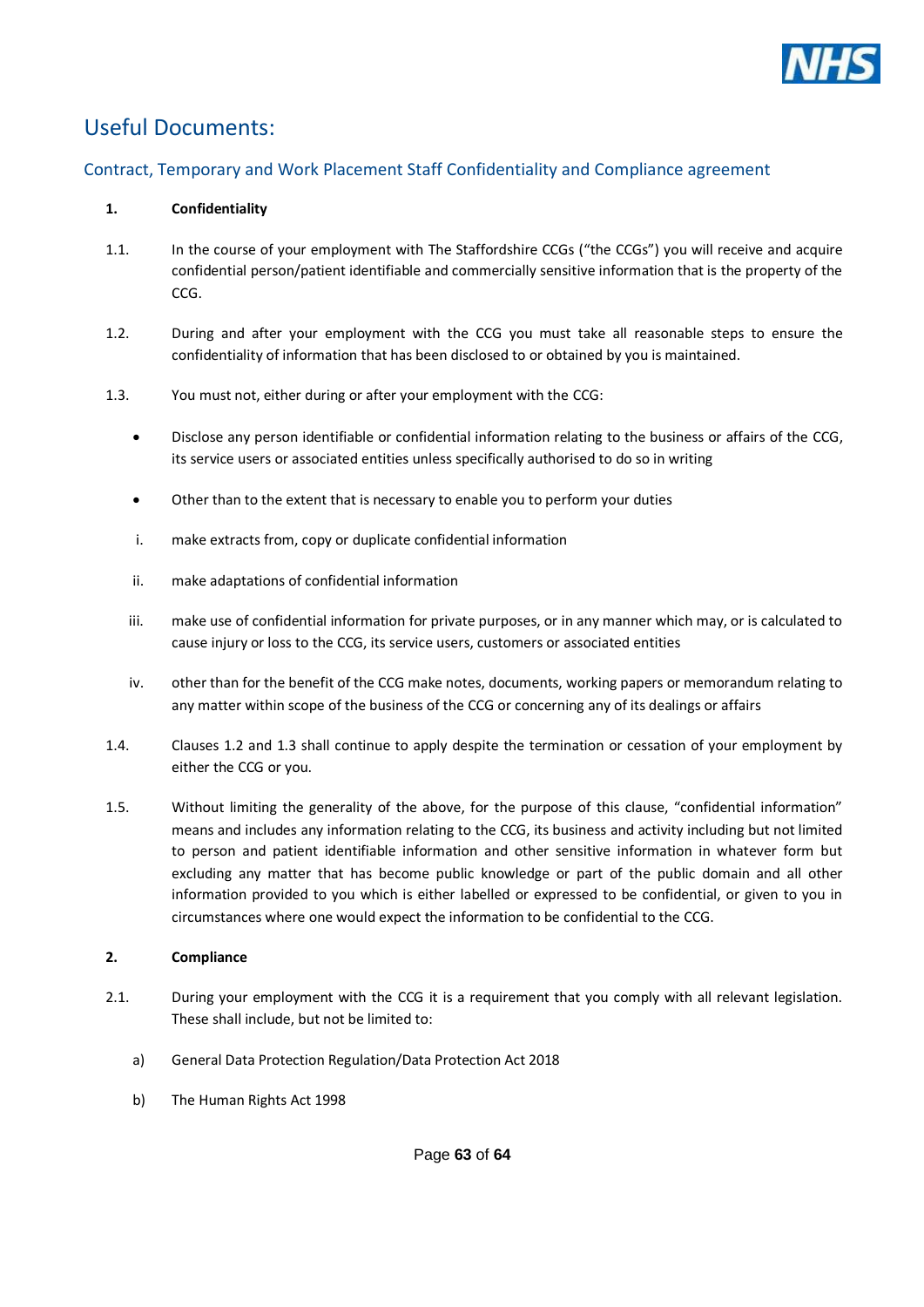## Useful Documents:

### Contract, Temporary and Work Placement Staff Confidentiality and Compliance agreement

**1. Confidentiality**

1.1. In the course of your employment with The Staffordshire CCGs ("the CCGs") you will receive and acquire confidential person/patient identifiable and commercially sensitive information that is the property of the CCG.

1.2. During and after your employment with the CCG you must take all reasonable steps to ensure the confidentiality of information that has been disclosed to or obtained by you is maintained.

1.3. You must not, either during or after your employment with the CCG:

- Disclose any person identifiable or confidential information relating to the business or affairs of the CCG, its service users or associated entities unless specifically authorised to do so in writing
- Other than to the extent that is necessary to enable you to perform your duties

i. make extracts from, copy or duplicate confidential information

ii. make adaptations of confidential information

iii. make use of confidential information for private purposes, or in any manner which may, or is calculated to cause injury or loss to the CCG, its service users, customers or associated entities

iv. other than for the benefit of the CCG make notes, documents, working papers or memorandum relating to any matter within scope of the business of the CCG or concerning any of its dealings or affairs

1.4. Clauses 1.2 and 1.3 shall continue to apply despite the termination or cessation of your employment by either the CCG or you.

1.5. Without limiting the generality of the above, for the purpose of this clause, "confidential information" means and includes any information relating to the CCG, its business and activity including but not limited to person and patient identifiable information and other sensitive information in whatever form but excluding any matter that has become public knowledge or part of the public domain and all other information provided to you which is either labelled or expressed to be confidential, or given to you in circumstances where one would expect the information to be confidential to the CCG.

**2. Compliance**

2.1. During your employment with the CCG it is a requirement that you comply with all relevant legislation. These shall include, but not be limited to:

a) General Data Protection Regulation/Data Protection Act 2018

b) The Human Rights Act 1998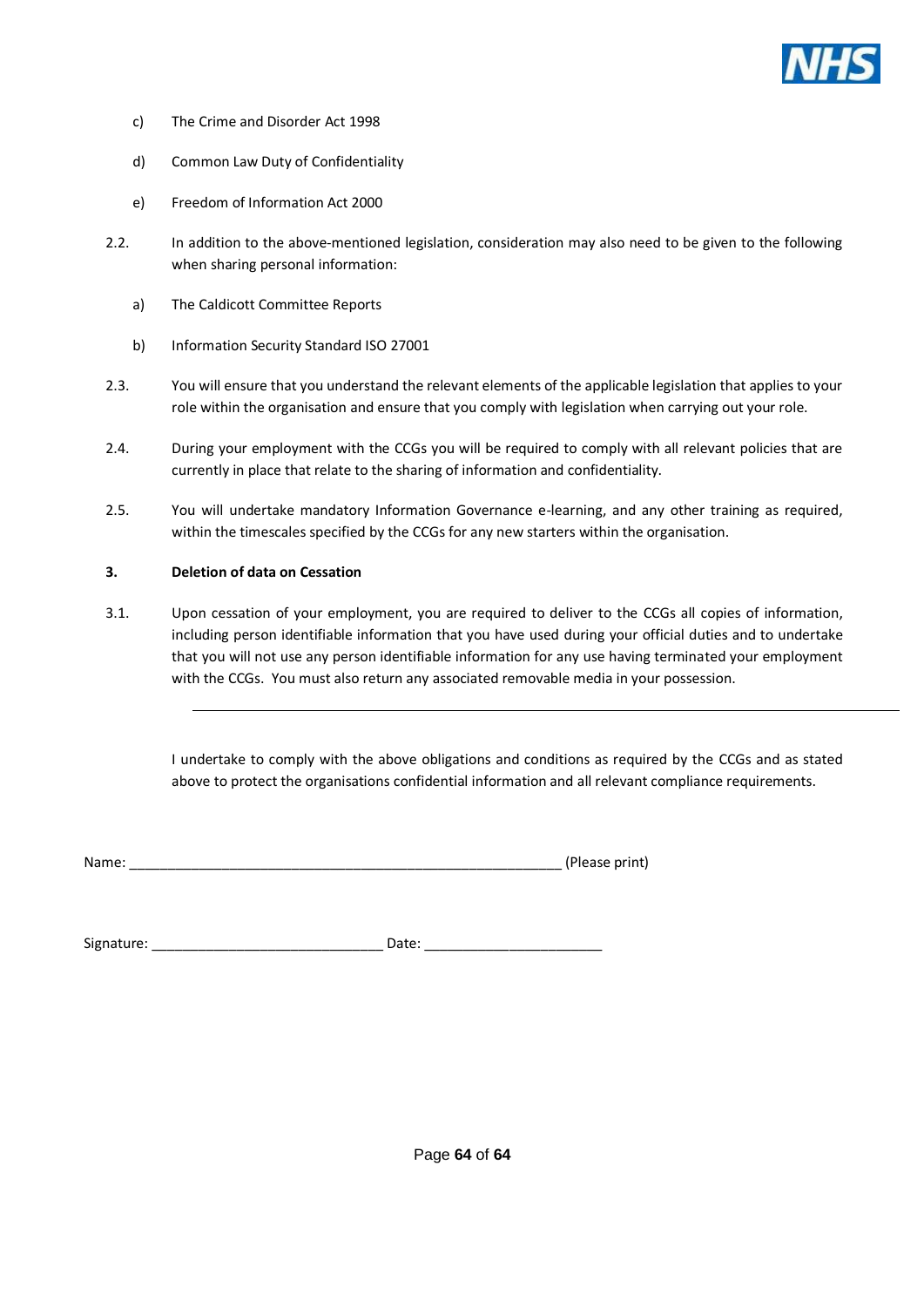c) The Crime and Disorder Act 1998

d) Common Law Duty of Confidentiality

e) Freedom of Information Act 2000

2.2. In addition to the above-mentioned legislation, consideration may also need to be given to the following when sharing personal information:

a) The Caldicott Committee Reports

b) Information Security Standard ISO 27001

2.3. You will ensure that you understand the relevant elements of the applicable legislation that applies to your role within the organisation and ensure that you comply with legislation when carrying out your role.

2.4. During your employment with the CCGs you will be required to comply with all relevant policies that are currently in place that relate to the sharing of information and confidentiality.

2.5. You will undertake mandatory Information Governance e-learning, and any other training as required, within the timescales specified by the CCGs for any new starters within the organisation.

**3. Deletion of data on Cessation**

3.1. Upon cessation of your employment, you are required to deliver to the CCGs all copies of information, including person identifiable information that you have used during your official duties and to undertake that you will not use any person identifiable information for any use having terminated your employment with the CCGs. You must also return any associated removable media in your possession.

---

I undertake to comply with the above obligations and conditions as required by the CCGs and as stated above to protect the organisations confidential information and all relevant compliance requirements.

Name: __________________________________________________________ (Please print)

Signature: ______________________________ Date: _______________________